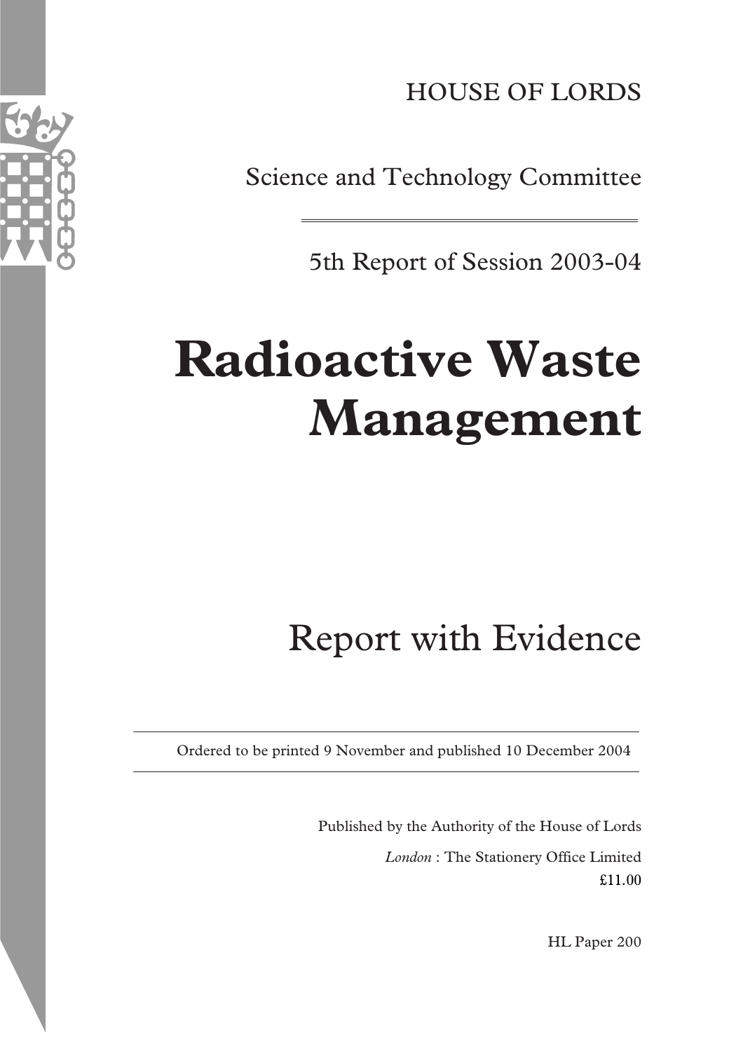HOUSE OF LORDS

Science and Technology Committee

5th Report of Session 2003-04

# Radioactive Waste Management

## Report with Evidence

Ordered to be printed 9 November and published 10 December 2004

Published by the Authority of the House of Lords

*London* : The Stationery Office Limited

£11.00

HL Paper 200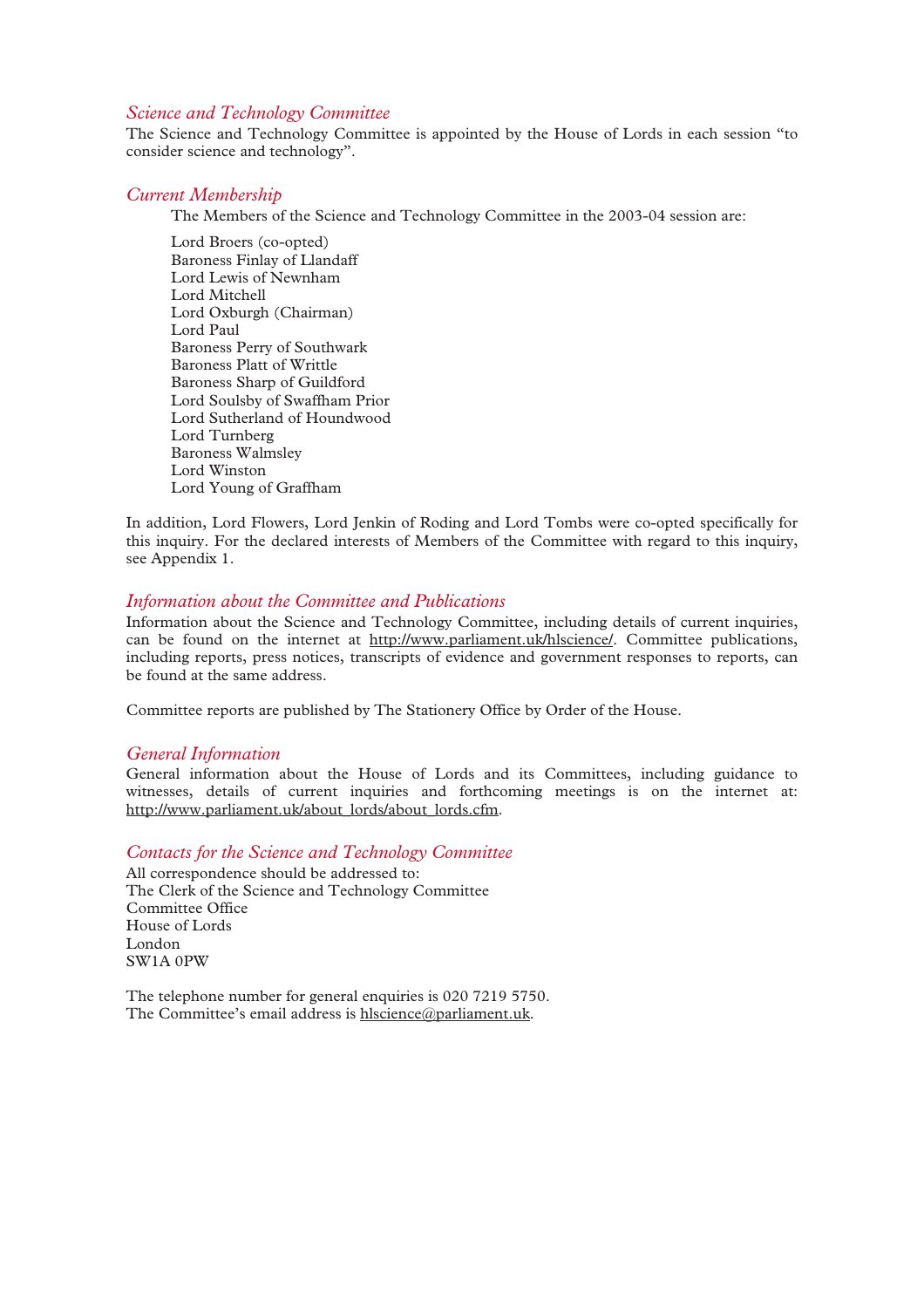## *Science and Technology Committee*

The Science and Technology Committee is appointed by the House of Lords in each session "to consider science and technology".

## *Current Membership*

The Members of the Science and Technology Committee in the 2003-04 session are:

Lord Broers (co-opted)
Baroness Finlay of Llandaff
Lord Lewis of Newnham
Lord Mitchell
Lord Oxburgh (Chairman)
Lord Paul
Baroness Perry of Southwark
Baroness Platt of Writtle
Baroness Sharp of Guildford
Lord Soulsby of Swaffham Prior
Lord Sutherland of Houndwood
Lord Turnberg
Baroness Walmsley
Lord Winston
Lord Young of Graffham

In addition, Lord Flowers, Lord Jenkin of Roding and Lord Tombs were co-opted specifically for this inquiry. For the declared interests of Members of the Committee with regard to this inquiry, see Appendix 1.

## *Information about the Committee and Publications*

Information about the Science and Technology Committee, including details of current inquiries, can be found on the internet at http://www.parliament.uk/hlscience/. Committee publications, including reports, press notices, transcripts of evidence and government responses to reports, can be found at the same address.

Committee reports are published by The Stationery Office by Order of the House.

## *General Information*

General information about the House of Lords and its Committees, including guidance to witnesses, details of current inquiries and forthcoming meetings is on the internet at: http://www.parliament.uk/about_lords/about_lords.cfm.

## *Contacts for the Science and Technology Committee*

All correspondence should be addressed to:
The Clerk of the Science and Technology Committee
Committee Office
House of Lords
London
SW1A 0PW

The telephone number for general enquiries is 020 7219 5750.
The Committee's email address is hlscience@parliament.uk.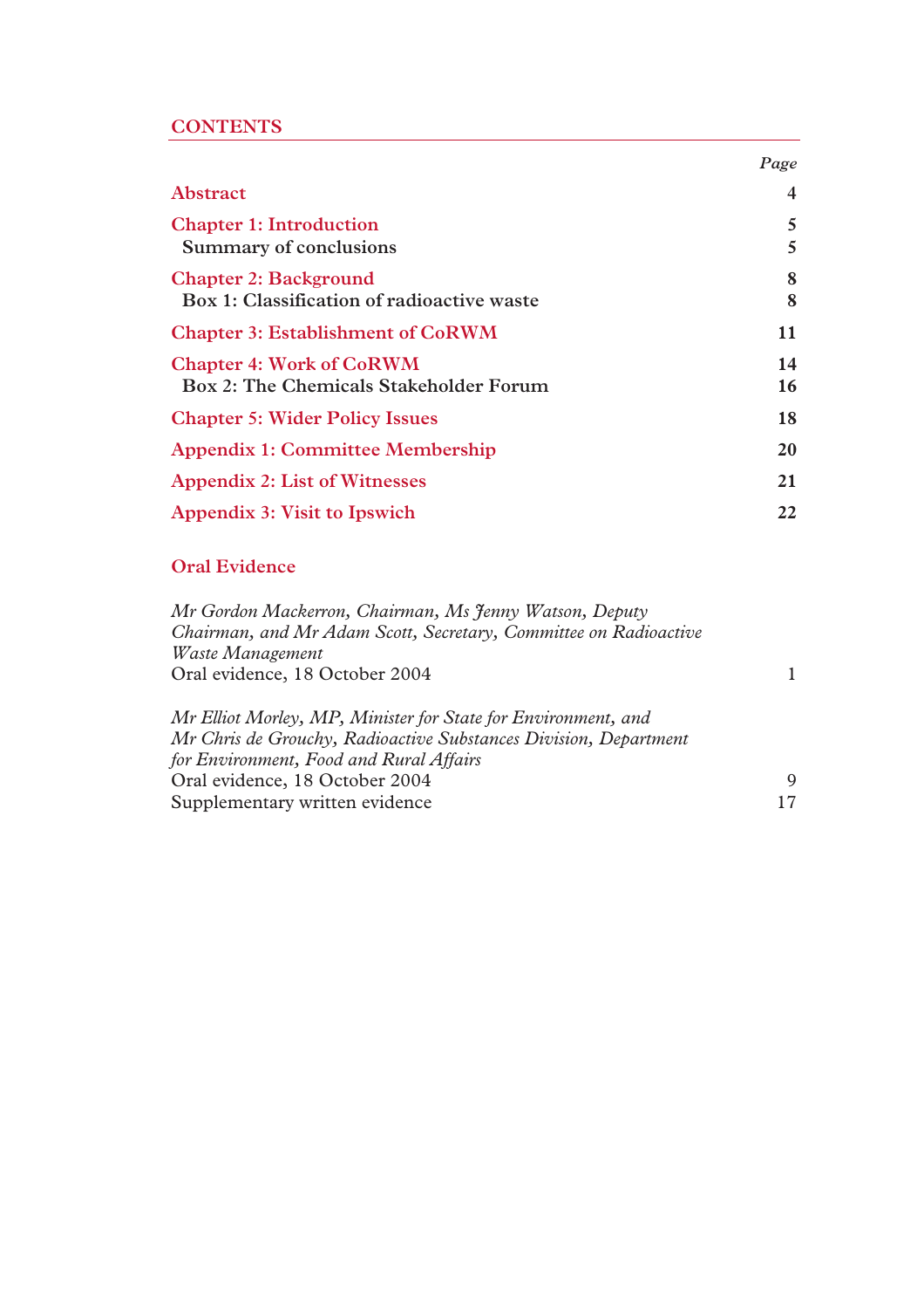## CONTENTS

| | Page |
|---|---|
| **Abstract** | **4** |
| **Chapter 1: Introduction** | **5** |
| **Summary of conclusions** | **5** |
| **Chapter 2: Background** | **8** |
| **Box 1: Classification of radioactive waste** | **8** |
| **Chapter 3: Establishment of CoRWM** | **11** |
| **Chapter 4: Work of CoRWM** | **14** |
| **Box 2: The Chemicals Stakeholder Forum** | **16** |
| **Chapter 5: Wider Policy Issues** | **18** |
| **Appendix 1: Committee Membership** | **20** |
| **Appendix 2: List of Witnesses** | **21** |
| **Appendix 3: Visit to Ipswich** | **22** |

### Oral Evidence

| | |
|---|---|
| *Mr Gordon Mackerron, Chairman, Ms Jenny Watson, Deputy Chairman, and Mr Adam Scott, Secretary, Committee on Radioactive Waste Management* | |
| Oral evidence, 18 October 2004 | 1 |
| *Mr Elliot Morley, MP, Minister for State for Environment, and Mr Chris de Grouchy, Radioactive Substances Division, Department for Environment, Food and Rural Affairs* | |
| Oral evidence, 18 October 2004 | 9 |
| Supplementary written evidence | 17 |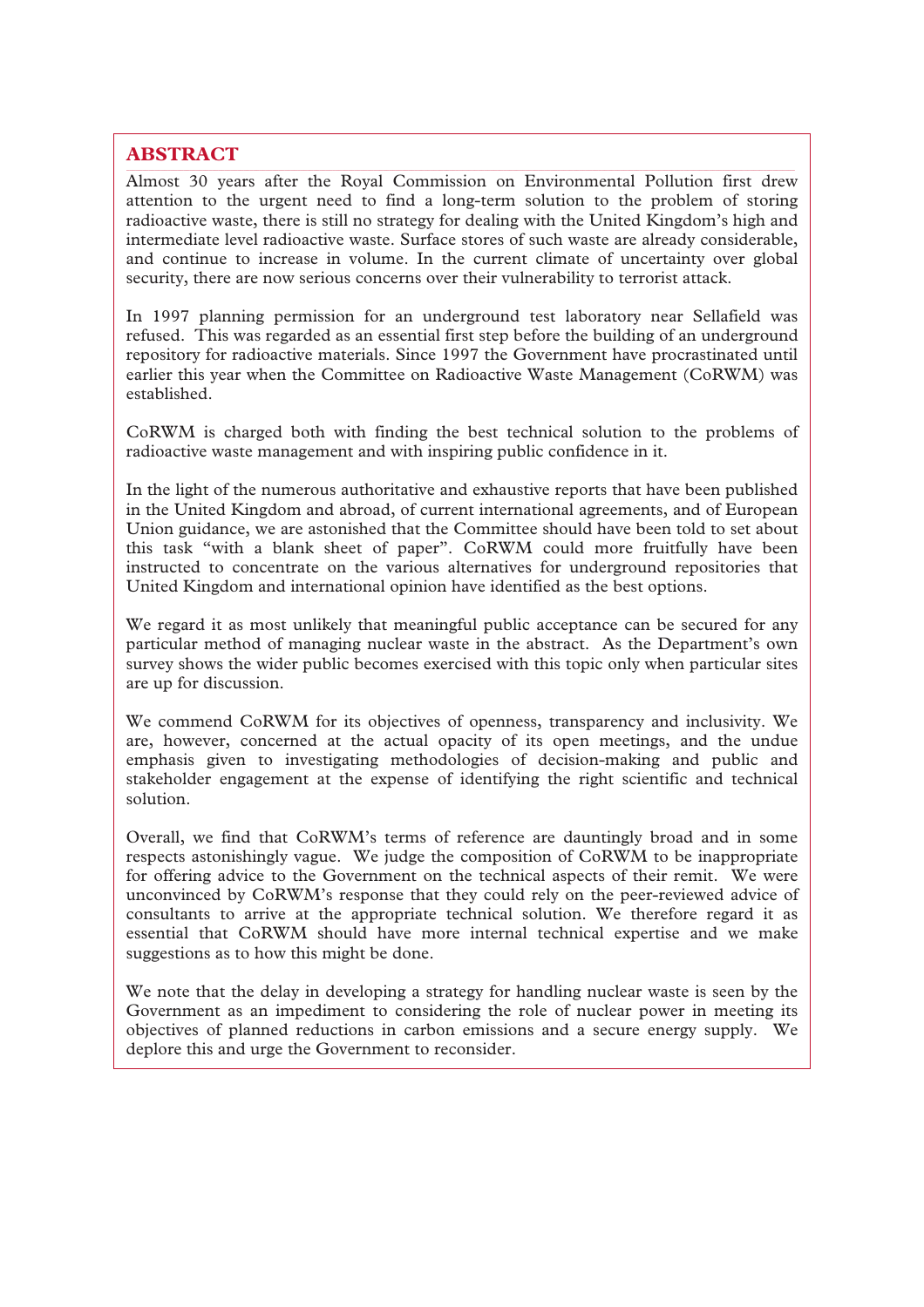## ABSTRACT

Almost 30 years after the Royal Commission on Environmental Pollution first drew attention to the urgent need to find a long-term solution to the problem of storing radioactive waste, there is still no strategy for dealing with the United Kingdom's high and intermediate level radioactive waste. Surface stores of such waste are already considerable, and continue to increase in volume. In the current climate of uncertainty over global security, there are now serious concerns over their vulnerability to terrorist attack.

In 1997 planning permission for an underground test laboratory near Sellafield was refused. This was regarded as an essential first step before the building of an underground repository for radioactive materials. Since 1997 the Government have procrastinated until earlier this year when the Committee on Radioactive Waste Management (CoRWM) was established.

CoRWM is charged both with finding the best technical solution to the problems of radioactive waste management and with inspiring public confidence in it.

In the light of the numerous authoritative and exhaustive reports that have been published in the United Kingdom and abroad, of current international agreements, and of European Union guidance, we are astonished that the Committee should have been told to set about this task "with a blank sheet of paper". CoRWM could more fruitfully have been instructed to concentrate on the various alternatives for underground repositories that United Kingdom and international opinion have identified as the best options.

We regard it as most unlikely that meaningful public acceptance can be secured for any particular method of managing nuclear waste in the abstract. As the Department's own survey shows the wider public becomes exercised with this topic only when particular sites are up for discussion.

We commend CoRWM for its objectives of openness, transparency and inclusivity. We are, however, concerned at the actual opacity of its open meetings, and the undue emphasis given to investigating methodologies of decision-making and public and stakeholder engagement at the expense of identifying the right scientific and technical solution.

Overall, we find that CoRWM's terms of reference are dauntingly broad and in some respects astonishingly vague. We judge the composition of CoRWM to be inappropriate for offering advice to the Government on the technical aspects of their remit. We were unconvinced by CoRWM's response that they could rely on the peer-reviewed advice of consultants to arrive at the appropriate technical solution. We therefore regard it as essential that CoRWM should have more internal technical expertise and we make suggestions as to how this might be done.

We note that the delay in developing a strategy for handling nuclear waste is seen by the Government as an impediment to considering the role of nuclear power in meeting its objectives of planned reductions in carbon emissions and a secure energy supply. We deplore this and urge the Government to reconsider.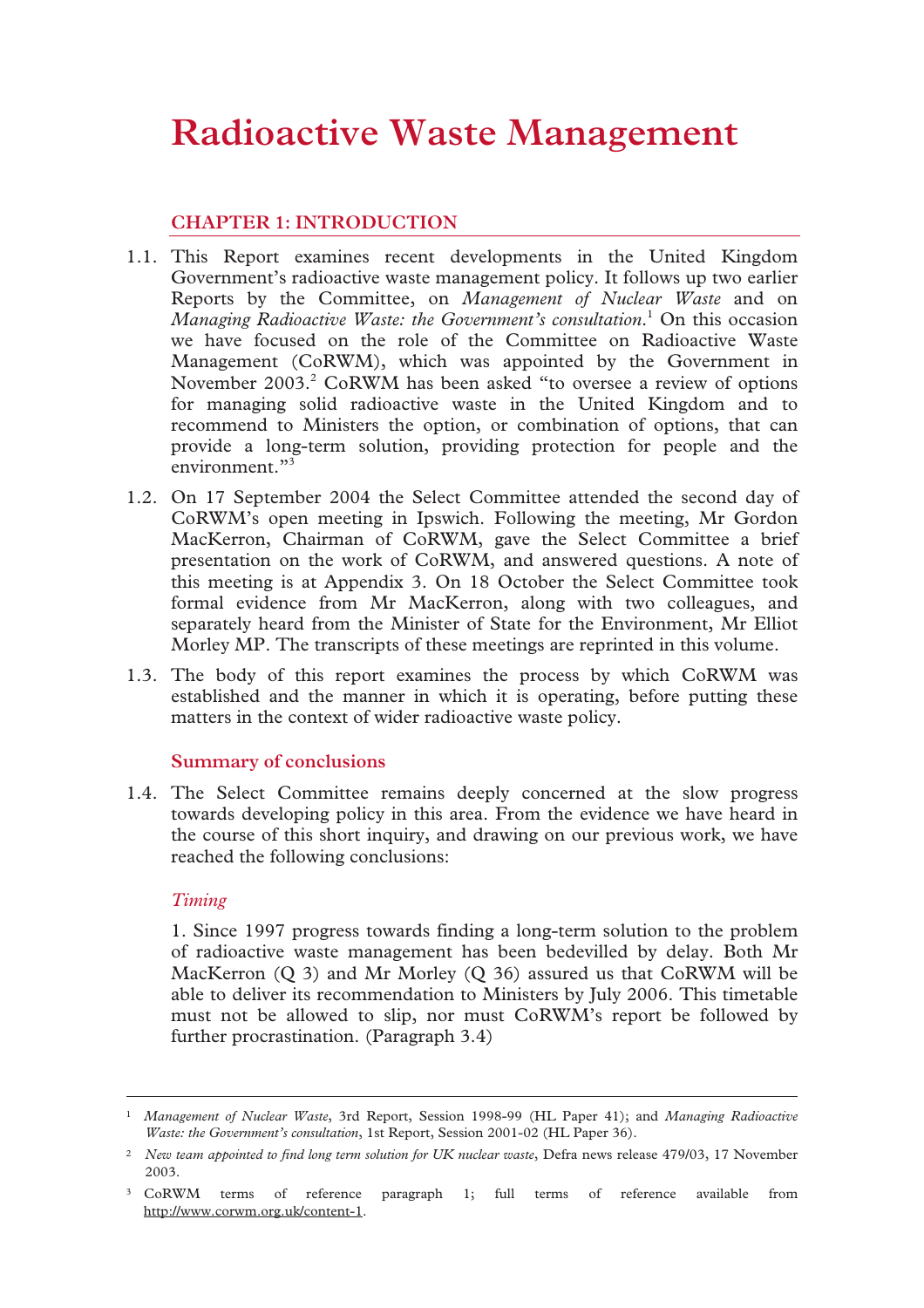# Radioactive Waste Management

## CHAPTER 1: INTRODUCTION

1.1. This Report examines recent developments in the United Kingdom Government's radioactive waste management policy. It follows up two earlier Reports by the Committee, on *Management of Nuclear Waste* and on *Managing Radioactive Waste: the Government's consultation*.[1] On this occasion we have focused on the role of the Committee on Radioactive Waste Management (CoRWM), which was appointed by the Government in November 2003.[2] CoRWM has been asked "to oversee a review of options for managing solid radioactive waste in the United Kingdom and to recommend to Ministers the option, or combination of options, that can provide a long-term solution, providing protection for people and the environment."[3]

1.2. On 17 September 2004 the Select Committee attended the second day of CoRWM's open meeting in Ipswich. Following the meeting, Mr Gordon MacKerron, Chairman of CoRWM, gave the Select Committee a brief presentation on the work of CoRWM, and answered questions. A note of this meeting is at Appendix 3. On 18 October the Select Committee took formal evidence from Mr MacKerron, along with two colleagues, and separately heard from the Minister of State for the Environment, Mr Elliot Morley MP. The transcripts of these meetings are reprinted in this volume.

1.3. The body of this report examines the process by which CoRWM was established and the manner in which it is operating, before putting these matters in the context of wider radioactive waste policy.

### Summary of conclusions

1.4. The Select Committee remains deeply concerned at the slow progress towards developing policy in this area. From the evidence we have heard in the course of this short inquiry, and drawing on our previous work, we have reached the following conclusions:

#### *Timing*

1. Since 1997 progress towards finding a long-term solution to the problem of radioactive waste management has been bedevilled by delay. Both Mr MacKerron (Q 3) and Mr Morley (Q 36) assured us that CoRWM will be able to deliver its recommendation to Ministers by July 2006. This timetable must not be allowed to slip, nor must CoRWM's report be followed by further procrastination. (Paragraph 3.4)

---

[1] *Management of Nuclear Waste*, 3rd Report, Session 1998-99 (HL Paper 41); and *Managing Radioactive Waste: the Government's consultation*, 1st Report, Session 2001-02 (HL Paper 36).

[2] *New team appointed to find long term solution for UK nuclear waste*, Defra news release 479/03, 17 November 2003.

[3] CoRWM terms of reference paragraph 1; full terms of reference available from http://www.corwm.org.uk/content-1.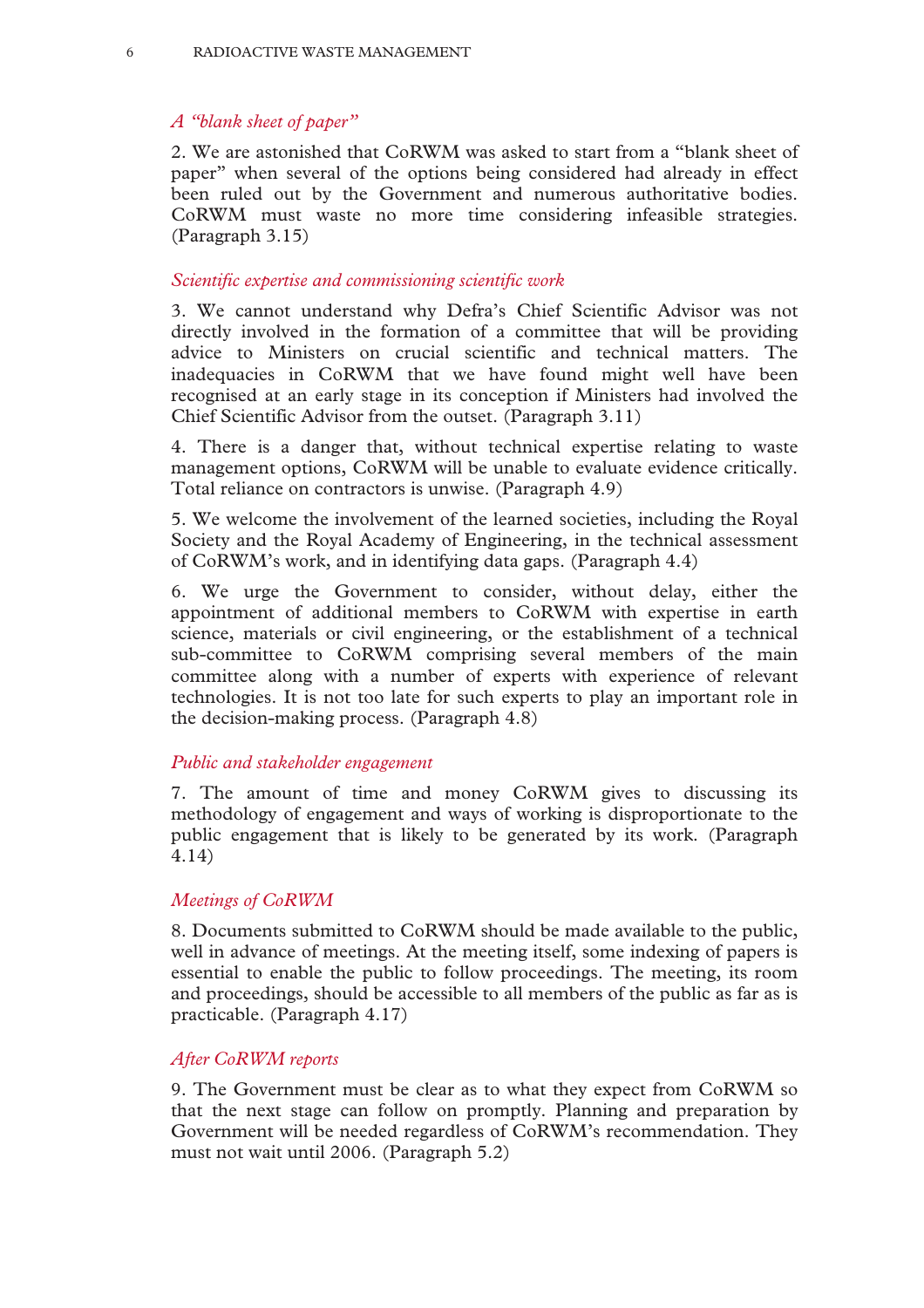*A "blank sheet of paper"*

2. We are astonished that CoRWM was asked to start from a "blank sheet of paper" when several of the options being considered had already in effect been ruled out by the Government and numerous authoritative bodies. CoRWM must waste no more time considering infeasible strategies. (Paragraph 3.15)

*Scientific expertise and commissioning scientific work*

3. We cannot understand why Defra's Chief Scientific Advisor was not directly involved in the formation of a committee that will be providing advice to Ministers on crucial scientific and technical matters. The inadequacies in CoRWM that we have found might well have been recognised at an early stage in its conception if Ministers had involved the Chief Scientific Advisor from the outset. (Paragraph 3.11)

4. There is a danger that, without technical expertise relating to waste management options, CoRWM will be unable to evaluate evidence critically. Total reliance on contractors is unwise. (Paragraph 4.9)

5. We welcome the involvement of the learned societies, including the Royal Society and the Royal Academy of Engineering, in the technical assessment of CoRWM's work, and in identifying data gaps. (Paragraph 4.4)

6. We urge the Government to consider, without delay, either the appointment of additional members to CoRWM with expertise in earth science, materials or civil engineering, or the establishment of a technical sub-committee to CoRWM comprising several members of the main committee along with a number of experts with experience of relevant technologies. It is not too late for such experts to play an important role in the decision-making process. (Paragraph 4.8)

*Public and stakeholder engagement*

7. The amount of time and money CoRWM gives to discussing its methodology of engagement and ways of working is disproportionate to the public engagement that is likely to be generated by its work. (Paragraph 4.14)

*Meetings of CoRWM*

8. Documents submitted to CoRWM should be made available to the public, well in advance of meetings. At the meeting itself, some indexing of papers is essential to enable the public to follow proceedings. The meeting, its room and proceedings, should be accessible to all members of the public as far as is practicable. (Paragraph 4.17)

*After CoRWM reports*

9. The Government must be clear as to what they expect from CoRWM so that the next stage can follow on promptly. Planning and preparation by Government will be needed regardless of CoRWM's recommendation. They must not wait until 2006. (Paragraph 5.2)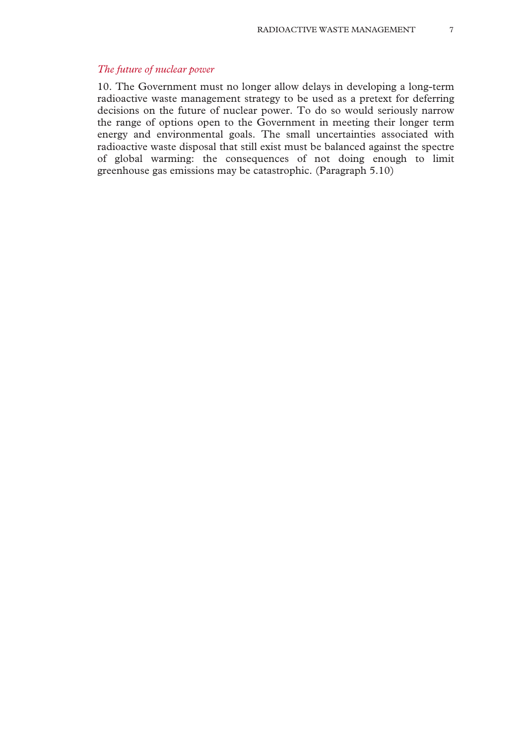*The future of nuclear power*

10. The Government must no longer allow delays in developing a long-term radioactive waste management strategy to be used as a pretext for deferring decisions on the future of nuclear power. To do so would seriously narrow the range of options open to the Government in meeting their longer term energy and environmental goals. The small uncertainties associated with radioactive waste disposal that still exist must be balanced against the spectre of global warming: the consequences of not doing enough to limit greenhouse gas emissions may be catastrophic. (Paragraph 5.10)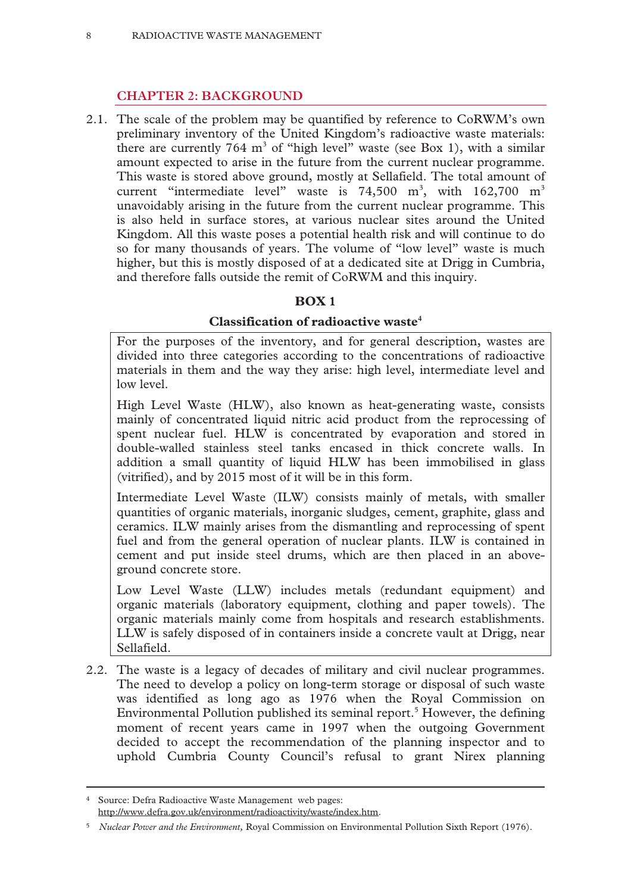## CHAPTER 2: BACKGROUND

2.1. The scale of the problem may be quantified by reference to CoRWM's own preliminary inventory of the United Kingdom's radioactive waste materials: there are currently 764 $m^3$ of "high level" waste (see Box 1), with a similar amount expected to arise in the future from the current nuclear programme. This waste is stored above ground, mostly at Sellafield. The total amount of current "intermediate level" waste is 74,500 $m^3$, with 162,700 $m^3$ unavoidably arising in the future from the current nuclear programme. This is also held in surface stores, at various nuclear sites around the United Kingdom. All this waste poses a potential health risk and will continue to do so for many thousands of years. The volume of "low level" waste is much higher, but this is mostly disposed of at a dedicated site at Drigg in Cumbria, and therefore falls outside the remit of CoRWM and this inquiry.

**BOX 1**

**Classification of radioactive waste[4]**

For the purposes of the inventory, and for general description, wastes are divided into three categories according to the concentrations of radioactive materials in them and the way they arise: high level, intermediate level and low level.

High Level Waste (HLW), also known as heat-generating waste, consists mainly of concentrated liquid nitric acid product from the reprocessing of spent nuclear fuel. HLW is concentrated by evaporation and stored in double-walled stainless steel tanks encased in thick concrete walls. In addition a small quantity of liquid HLW has been immobilised in glass (vitrified), and by 2015 most of it will be in this form.

Intermediate Level Waste (ILW) consists mainly of metals, with smaller quantities of organic materials, inorganic sludges, cement, graphite, glass and ceramics. ILW mainly arises from the dismantling and reprocessing of spent fuel and from the general operation of nuclear plants. ILW is contained in cement and put inside steel drums, which are then placed in an above-ground concrete store.

Low Level Waste (LLW) includes metals (redundant equipment) and organic materials (laboratory equipment, clothing and paper towels). The organic materials mainly come from hospitals and research establishments. LLW is safely disposed of in containers inside a concrete vault at Drigg, near Sellafield.

2.2. The waste is a legacy of decades of military and civil nuclear programmes. The need to develop a policy on long-term storage or disposal of such waste was identified as long ago as 1976 when the Royal Commission on Environmental Pollution published its seminal report.[5] However, the defining moment of recent years came in 1997 when the outgoing Government decided to accept the recommendation of the planning inspector and to uphold Cumbria County Council's refusal to grant Nirex planning

---

[4] Source: Defra Radioactive Waste Management web pages: http://www.defra.gov.uk/environment/radioactivity/waste/index.htm.

[5] *Nuclear Power and the Environment,* Royal Commission on Environmental Pollution Sixth Report (1976).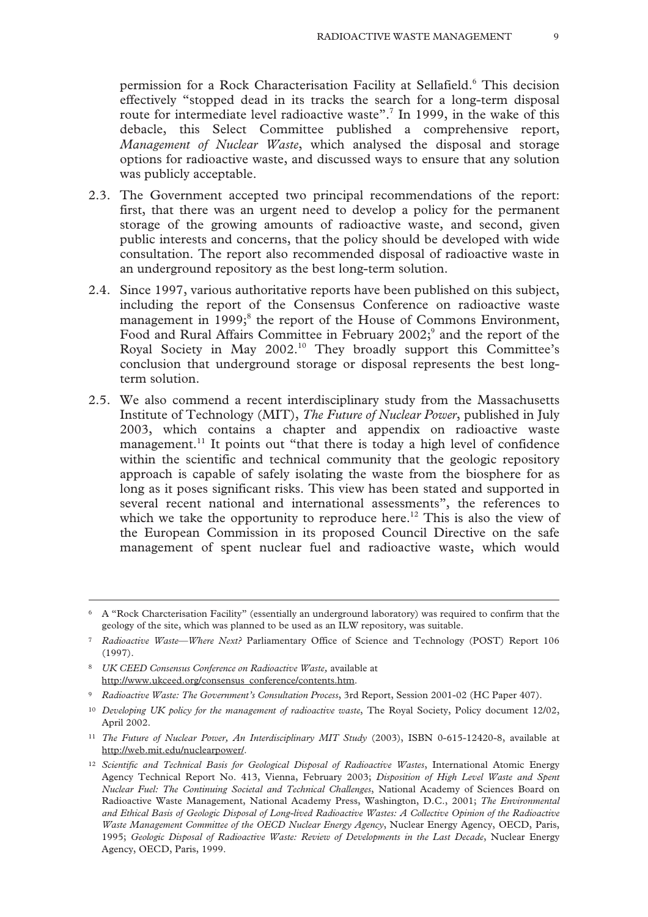permission for a Rock Characterisation Facility at Sellafield.[6] This decision effectively "stopped dead in its tracks the search for a long-term disposal route for intermediate level radioactive waste".[7] In 1999, in the wake of this debacle, this Select Committee published a comprehensive report, *Management of Nuclear Waste*, which analysed the disposal and storage options for radioactive waste, and discussed ways to ensure that any solution was publicly acceptable.

2.3. The Government accepted two principal recommendations of the report: first, that there was an urgent need to develop a policy for the permanent storage of the growing amounts of radioactive waste, and second, given public interests and concerns, that the policy should be developed with wide consultation. The report also recommended disposal of radioactive waste in an underground repository as the best long-term solution.

2.4. Since 1997, various authoritative reports have been published on this subject, including the report of the Consensus Conference on radioactive waste management in 1999;[8] the report of the House of Commons Environment, Food and Rural Affairs Committee in February 2002;[9] and the report of the Royal Society in May 2002.[10] They broadly support this Committee's conclusion that underground storage or disposal represents the best long-term solution.

2.5. We also commend a recent interdisciplinary study from the Massachusetts Institute of Technology (MIT), *The Future of Nuclear Power*, published in July 2003, which contains a chapter and appendix on radioactive waste management.[11] It points out "that there is today a high level of confidence within the scientific and technical community that the geologic repository approach is capable of safely isolating the waste from the biosphere for as long as it poses significant risks. This view has been stated and supported in several recent national and international assessments", the references to which we take the opportunity to reproduce here.[12] This is also the view of the European Commission in its proposed Council Directive on the safe management of spent nuclear fuel and radioactive waste, which would

---

6 A "Rock Charcterisation Facility" (essentially an underground laboratory) was required to confirm that the geology of the site, which was planned to be used as an ILW repository, was suitable.

7 *Radioactive Waste—Where Next?* Parliamentary Office of Science and Technology (POST) Report 106 (1997).

8 *UK CEED Consensus Conference on Radioactive Waste*, available at http://www.ukceed.org/consensus_conference/contents.htm.

9 *Radioactive Waste: The Government's Consultation Process*, 3rd Report, Session 2001-02 (HC Paper 407).

10 *Developing UK policy for the management of radioactive waste*, The Royal Society, Policy document 12/02, April 2002.

11 *The Future of Nuclear Power, An Interdisciplinary MIT Study* (2003), ISBN 0-615-12420-8, available at http://web.mit.edu/nuclearpower/.

12 *Scientific and Technical Basis for Geological Disposal of Radioactive Wastes*, International Atomic Energy Agency Technical Report No. 413, Vienna, February 2003; *Disposition of High Level Waste and Spent Nuclear Fuel: The Continuing Societal and Technical Challenges*, National Academy of Sciences Board on Radioactive Waste Management, National Academy Press, Washington, D.C., 2001; *The Environmental and Ethical Basis of Geologic Disposal of Long-lived Radioactive Wastes: A Collective Opinion of the Radioactive Waste Management Committee of the OECD Nuclear Energy Agency*, Nuclear Energy Agency, OECD, Paris, 1995; *Geologic Disposal of Radioactive Waste: Review of Developments in the Last Decade*, Nuclear Energy Agency, OECD, Paris, 1999.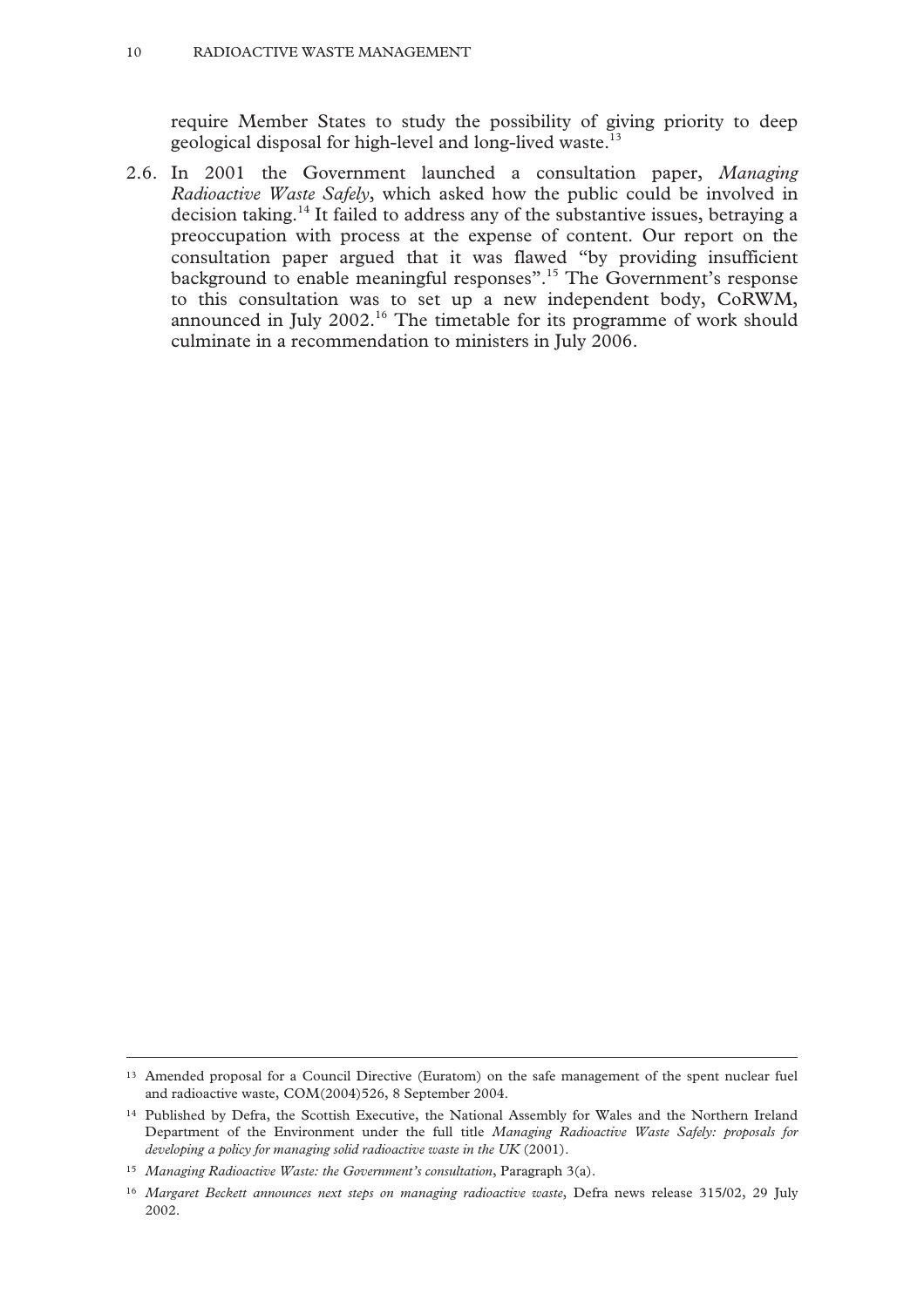require Member States to study the possibility of giving priority to deep geological disposal for high-level and long-lived waste.[13]

2.6. In 2001 the Government launched a consultation paper, *Managing Radioactive Waste Safely*, which asked how the public could be involved in decision taking.[14] It failed to address any of the substantive issues, betraying a preoccupation with process at the expense of content. Our report on the consultation paper argued that it was flawed "by providing insufficient background to enable meaningful responses".[15] The Government's response to this consultation was to set up a new independent body, CoRWM, announced in July 2002.[16] The timetable for its programme of work should culminate in a recommendation to ministers in July 2006.

---

13 Amended proposal for a Council Directive (Euratom) on the safe management of the spent nuclear fuel and radioactive waste, COM(2004)526, 8 September 2004.

14 Published by Defra, the Scottish Executive, the National Assembly for Wales and the Northern Ireland Department of the Environment under the full title *Managing Radioactive Waste Safely: proposals for developing a policy for managing solid radioactive waste in the UK* (2001).

15 *Managing Radioactive Waste: the Government's consultation*, Paragraph 3(a).

16 *Margaret Beckett announces next steps on managing radioactive waste*, Defra news release 315/02, 29 July 2002.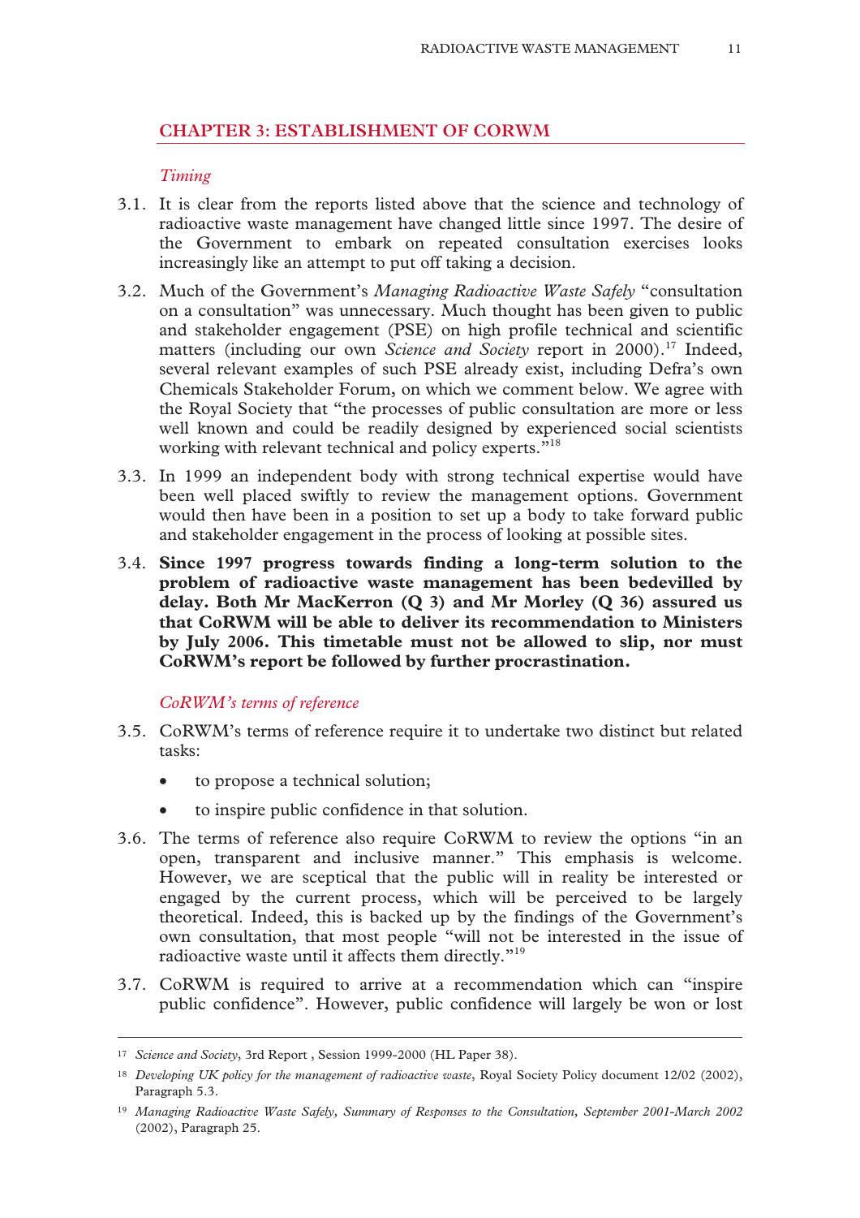## CHAPTER 3: ESTABLISHMENT OF CORWM

*Timing*

3.1. It is clear from the reports listed above that the science and technology of radioactive waste management have changed little since 1997. The desire of the Government to embark on repeated consultation exercises looks increasingly like an attempt to put off taking a decision.

3.2. Much of the Government's *Managing Radioactive Waste Safely* "consultation on a consultation" was unnecessary. Much thought has been given to public and stakeholder engagement (PSE) on high profile technical and scientific matters (including our own *Science and Society* report in 2000).[17] Indeed, several relevant examples of such PSE already exist, including Defra's own Chemicals Stakeholder Forum, on which we comment below. We agree with the Royal Society that "the processes of public consultation are more or less well known and could be readily designed by experienced social scientists working with relevant technical and policy experts."[18]

3.3. In 1999 an independent body with strong technical expertise would have been well placed swiftly to review the management options. Government would then have been in a position to set up a body to take forward public and stakeholder engagement in the process of looking at possible sites.

3.4. **Since 1997 progress towards finding a long-term solution to the problem of radioactive waste management has been bedevilled by delay. Both Mr MacKerron (Q 3) and Mr Morley (Q 36) assured us that CoRWM will be able to deliver its recommendation to Ministers by July 2006. This timetable must not be allowed to slip, nor must CoRWM's report be followed by further procrastination.**

*CoRWM's terms of reference*

3.5. CoRWM's terms of reference require it to undertake two distinct but related tasks:

- to propose a technical solution;
- to inspire public confidence in that solution.

3.6. The terms of reference also require CoRWM to review the options "in an open, transparent and inclusive manner." This emphasis is welcome. However, we are sceptical that the public will in reality be interested or engaged by the current process, which will be perceived to be largely theoretical. Indeed, this is backed up by the findings of the Government's own consultation, that most people "will not be interested in the issue of radioactive waste until it affects them directly."[19]

3.7. CoRWM is required to arrive at a recommendation which can "inspire public confidence". However, public confidence will largely be won or lost

---

[17] *Science and Society*, 3rd Report , Session 1999-2000 (HL Paper 38).

[18] *Developing UK policy for the management of radioactive waste*, Royal Society Policy document 12/02 (2002), Paragraph 5.3.

[19] *Managing Radioactive Waste Safely, Summary of Responses to the Consultation, September 2001-March 2002* (2002), Paragraph 25.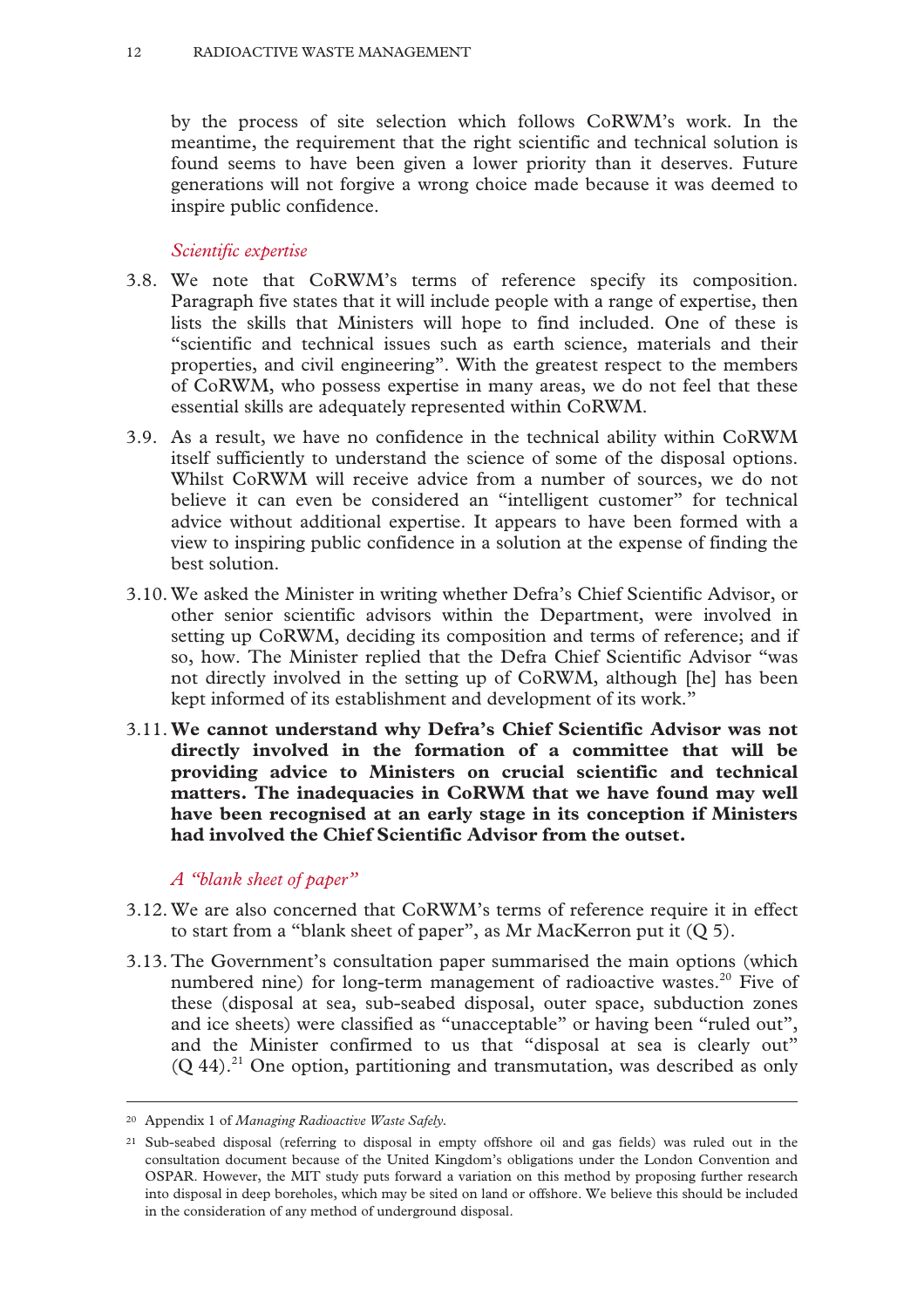by the process of site selection which follows CoRWM's work. In the meantime, the requirement that the right scientific and technical solution is found seems to have been given a lower priority than it deserves. Future generations will not forgive a wrong choice made because it was deemed to inspire public confidence.

### *Scientific expertise*

3.8. We note that CoRWM's terms of reference specify its composition. Paragraph five states that it will include people with a range of expertise, then lists the skills that Ministers will hope to find included. One of these is "scientific and technical issues such as earth science, materials and their properties, and civil engineering". With the greatest respect to the members of CoRWM, who possess expertise in many areas, we do not feel that these essential skills are adequately represented within CoRWM.

3.9. As a result, we have no confidence in the technical ability within CoRWM itself sufficiently to understand the science of some of the disposal options. Whilst CoRWM will receive advice from a number of sources, we do not believe it can even be considered an "intelligent customer" for technical advice without additional expertise. It appears to have been formed with a view to inspiring public confidence in a solution at the expense of finding the best solution.

3.10. We asked the Minister in writing whether Defra's Chief Scientific Advisor, or other senior scientific advisors within the Department, were involved in setting up CoRWM, deciding its composition and terms of reference; and if so, how. The Minister replied that the Defra Chief Scientific Advisor "was not directly involved in the setting up of CoRWM, although [he] has been kept informed of its establishment and development of its work."

3.11. **We cannot understand why Defra's Chief Scientific Advisor was not directly involved in the formation of a committee that will be providing advice to Ministers on crucial scientific and technical matters. The inadequacies in CoRWM that we have found may well have been recognised at an early stage in its conception if Ministers had involved the Chief Scientific Advisor from the outset.**

### *A "blank sheet of paper"*

3.12. We are also concerned that CoRWM's terms of reference require it in effect to start from a "blank sheet of paper", as Mr MacKerron put it (Q 5).

3.13. The Government's consultation paper summarised the main options (which numbered nine) for long-term management of radioactive wastes.[20] Five of these (disposal at sea, sub-seabed disposal, outer space, subduction zones and ice sheets) were classified as "unacceptable" or having been "ruled out", and the Minister confirmed to us that "disposal at sea is clearly out" (Q 44).[21] One option, partitioning and transmutation, was described as only

---

[20] Appendix 1 of *Managing Radioactive Waste Safely*.

[21] Sub-seabed disposal (referring to disposal in empty offshore oil and gas fields) was ruled out in the consultation document because of the United Kingdom's obligations under the London Convention and OSPAR. However, the MIT study puts forward a variation on this method by proposing further research into disposal in deep boreholes, which may be sited on land or offshore. We believe this should be included in the consideration of any method of underground disposal.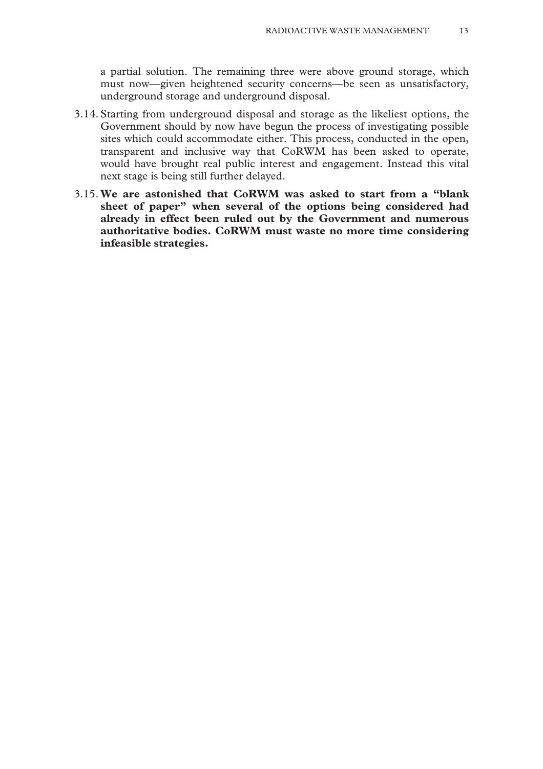a partial solution. The remaining three were above ground storage, which must now—given heightened security concerns—be seen as unsatisfactory, underground storage and underground disposal.

3.14. Starting from underground disposal and storage as the likeliest options, the Government should by now have begun the process of investigating possible sites which could accommodate either. This process, conducted in the open, transparent and inclusive way that CoRWM has been asked to operate, would have brought real public interest and engagement. Instead this vital next stage is being still further delayed.

3.15. **We are astonished that CoRWM was asked to start from a "blank sheet of paper" when several of the options being considered had already in effect been ruled out by the Government and numerous authoritative bodies. CoRWM must waste no more time considering infeasible strategies.**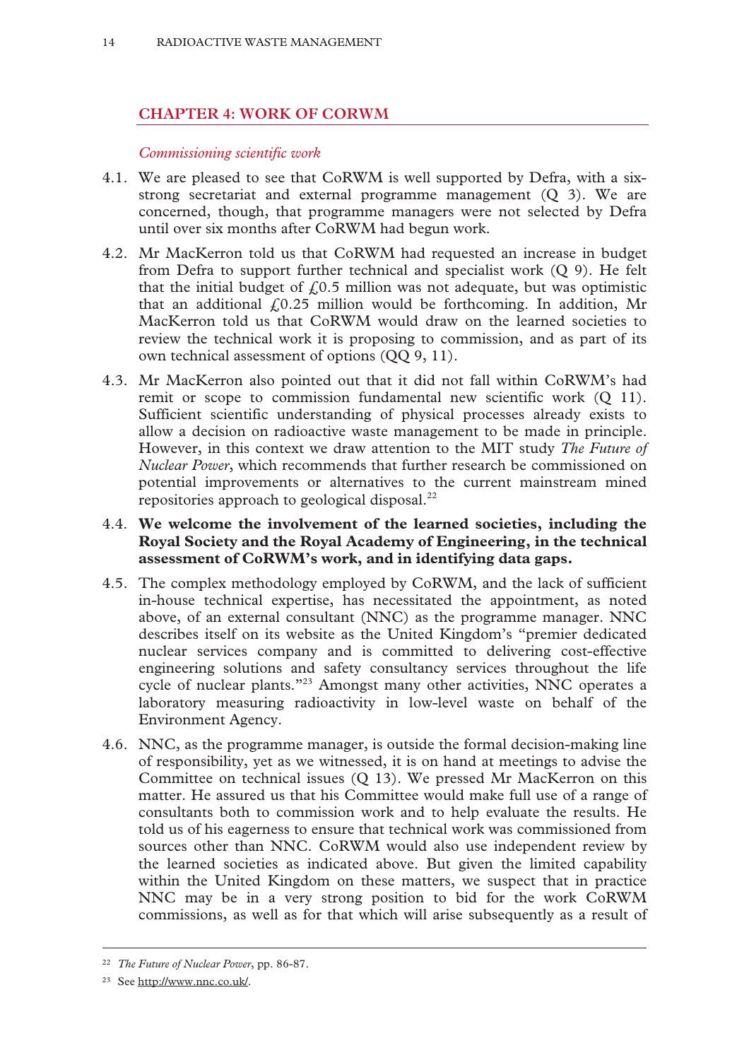## CHAPTER 4: WORK OF CORWM

*Commissioning scientific work*

4.1. We are pleased to see that CoRWM is well supported by Defra, with a six-strong secretariat and external programme management (Q 3). We are concerned, though, that programme managers were not selected by Defra until over six months after CoRWM had begun work.

4.2. Mr MacKerron told us that CoRWM had requested an increase in budget from Defra to support further technical and specialist work (Q 9). He felt that the initial budget of £0.5 million was not adequate, but was optimistic that an additional £0.25 million would be forthcoming. In addition, Mr MacKerron told us that CoRWM would draw on the learned societies to review the technical work it is proposing to commission, and as part of its own technical assessment of options (QQ 9, 11).

4.3. Mr MacKerron also pointed out that it did not fall within CoRWM's had remit or scope to commission fundamental new scientific work (Q 11). Sufficient scientific understanding of physical processes already exists to allow a decision on radioactive waste management to be made in principle. However, in this context we draw attention to the MIT study *The Future of Nuclear Power*, which recommends that further research be commissioned on potential improvements or alternatives to the current mainstream mined repositories approach to geological disposal.[22]

4.4. **We welcome the involvement of the learned societies, including the Royal Society and the Royal Academy of Engineering, in the technical assessment of CoRWM's work, and in identifying data gaps.**

4.5. The complex methodology employed by CoRWM, and the lack of sufficient in-house technical expertise, has necessitated the appointment, as noted above, of an external consultant (NNC) as the programme manager. NNC describes itself on its website as the United Kingdom's "premier dedicated nuclear services company and is committed to delivering cost-effective engineering solutions and safety consultancy services throughout the life cycle of nuclear plants."[23] Amongst many other activities, NNC operates a laboratory measuring radioactivity in low-level waste on behalf of the Environment Agency.

4.6. NNC, as the programme manager, is outside the formal decision-making line of responsibility, yet as we witnessed, it is on hand at meetings to advise the Committee on technical issues (Q 13). We pressed Mr MacKerron on this matter. He assured us that his Committee would make full use of a range of consultants both to commission work and to help evaluate the results. He told us of his eagerness to ensure that technical work was commissioned from sources other than NNC. CoRWM would also use independent review by the learned societies as indicated above. But given the limited capability within the United Kingdom on these matters, we suspect that in practice NNC may be in a very strong position to bid for the work CoRWM commissions, as well as for that which will arise subsequently as a result of

---

[22] *The Future of Nuclear Power*, pp. 86-87.

[23] See http://www.nnc.co.uk/.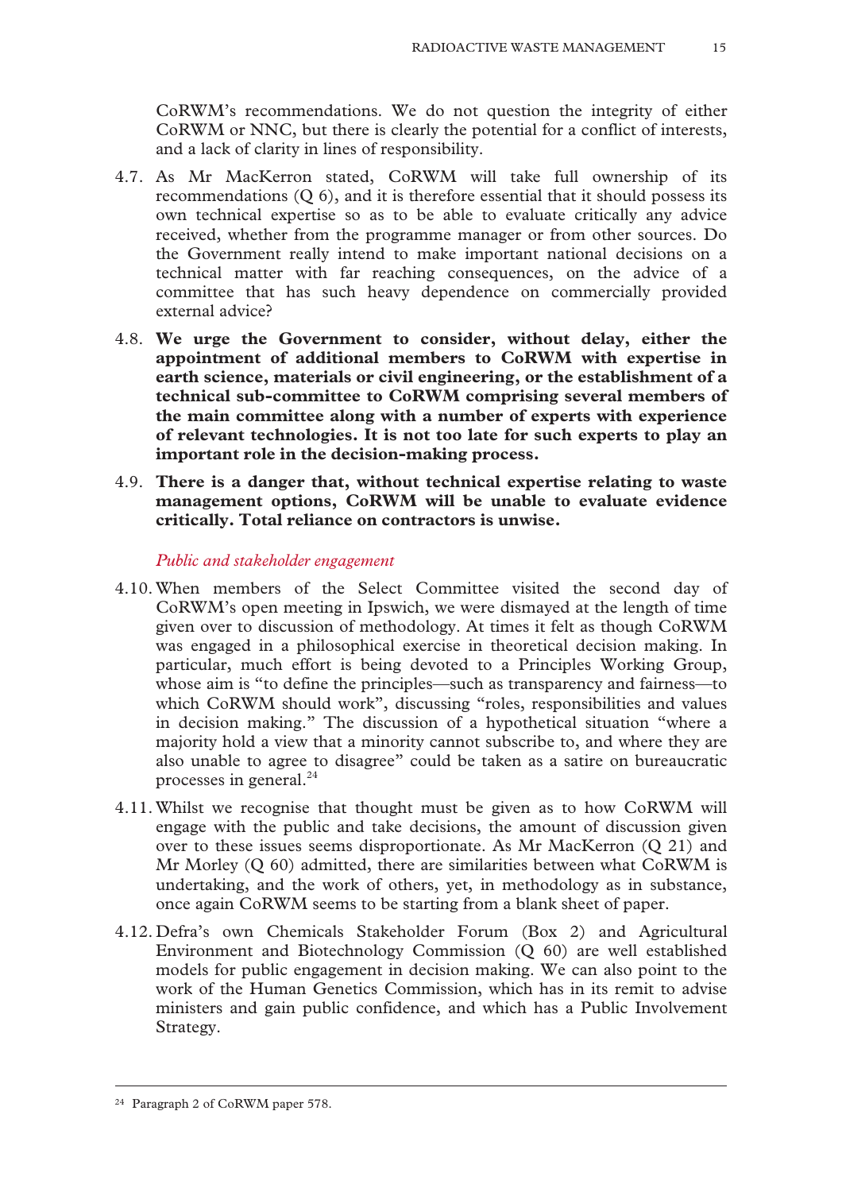CoRWM's recommendations. We do not question the integrity of either CoRWM or NNC, but there is clearly the potential for a conflict of interests, and a lack of clarity in lines of responsibility.

4.7. As Mr MacKerron stated, CoRWM will take full ownership of its recommendations (Q 6), and it is therefore essential that it should possess its own technical expertise so as to be able to evaluate critically any advice received, whether from the programme manager or from other sources. Do the Government really intend to make important national decisions on a technical matter with far reaching consequences, on the advice of a committee that has such heavy dependence on commercially provided external advice?

4.8. **We urge the Government to consider, without delay, either the appointment of additional members to CoRWM with expertise in earth science, materials or civil engineering, or the establishment of a technical sub-committee to CoRWM comprising several members of the main committee along with a number of experts with experience of relevant technologies. It is not too late for such experts to play an important role in the decision-making process.**

4.9. **There is a danger that, without technical expertise relating to waste management options, CoRWM will be unable to evaluate evidence critically. Total reliance on contractors is unwise.**

*Public and stakeholder engagement*

4.10. When members of the Select Committee visited the second day of CoRWM's open meeting in Ipswich, we were dismayed at the length of time given over to discussion of methodology. At times it felt as though CoRWM was engaged in a philosophical exercise in theoretical decision making. In particular, much effort is being devoted to a Principles Working Group, whose aim is "to define the principles—such as transparency and fairness—to which CoRWM should work", discussing "roles, responsibilities and values in decision making." The discussion of a hypothetical situation "where a majority hold a view that a minority cannot subscribe to, and where they are also unable to agree to disagree" could be taken as a satire on bureaucratic processes in general.[24]

4.11. Whilst we recognise that thought must be given as to how CoRWM will engage with the public and take decisions, the amount of discussion given over to these issues seems disproportionate. As Mr MacKerron (Q 21) and Mr Morley (Q 60) admitted, there are similarities between what CoRWM is undertaking, and the work of others, yet, in methodology as in substance, once again CoRWM seems to be starting from a blank sheet of paper.

4.12. Defra's own Chemicals Stakeholder Forum (Box 2) and Agricultural Environment and Biotechnology Commission (Q 60) are well established models for public engagement in decision making. We can also point to the work of the Human Genetics Commission, which has in its remit to advise ministers and gain public confidence, and which has a Public Involvement Strategy.

[24] Paragraph 2 of CoRWM paper 578.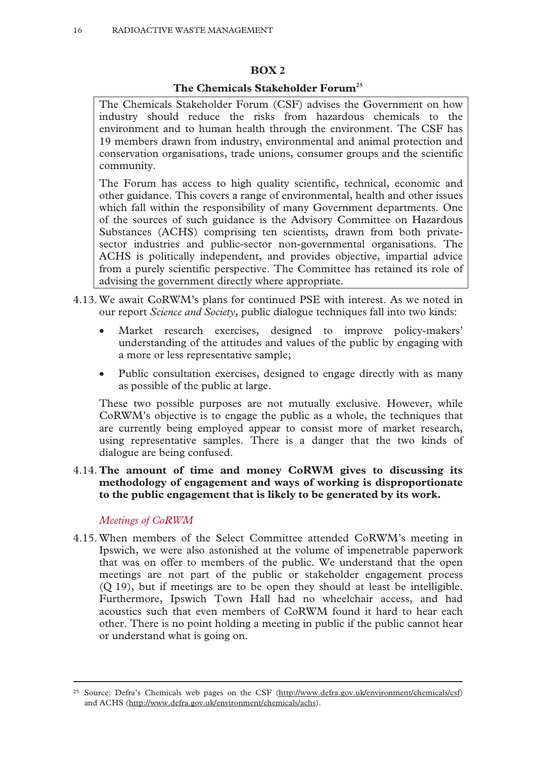**BOX 2**

**The Chemicals Stakeholder Forum**[25]

The Chemicals Stakeholder Forum (CSF) advises the Government on how industry should reduce the risks from hazardous chemicals to the environment and to human health through the environment. The CSF has 19 members drawn from industry, environmental and animal protection and conservation organisations, trade unions, consumer groups and the scientific community.

The Forum has access to high quality scientific, technical, economic and other guidance. This covers a range of environmental, health and other issues which fall within the responsibility of many Government departments. One of the sources of such guidance is the Advisory Committee on Hazardous Substances (ACHS) comprising ten scientists, drawn from both private-sector industries and public-sector non-governmental organisations. The ACHS is politically independent, and provides objective, impartial advice from a purely scientific perspective. The Committee has retained its role of advising the government directly where appropriate.

4.13. We await CoRWM's plans for continued PSE with interest. As we noted in our report *Science and Society*, public dialogue techniques fall into two kinds:

- Market research exercises, designed to improve policy-makers' understanding of the attitudes and values of the public by engaging with a more or less representative sample;
- Public consultation exercises, designed to engage directly with as many as possible of the public at large.

These two possible purposes are not mutually exclusive. However, while CoRWM's objective is to engage the public as a whole, the techniques that are currently being employed appear to consist more of market research, using representative samples. There is a danger that the two kinds of dialogue are being confused.

4.14. **The amount of time and money CoRWM gives to discussing its methodology of engagement and ways of working is disproportionate to the public engagement that is likely to be generated by its work.**

*Meetings of CoRWM*

4.15. When members of the Select Committee attended CoRWM's meeting in Ipswich, we were also astonished at the volume of impenetrable paperwork that was on offer to members of the public. We understand that the open meetings are not part of the public or stakeholder engagement process (Q 19), but if meetings are to be open they should at least be intelligible. Furthermore, Ipswich Town Hall had no wheelchair access, and had acoustics such that even members of CoRWM found it hard to hear each other. There is no point holding a meeting in public if the public cannot hear or understand what is going on.

---

[25] Source: Defra's Chemicals web pages on the CSF (http://www.defra.gov.uk/environment/chemicals/csf) and ACHS (http://www.defra.gov.uk/environment/chemicals/achs).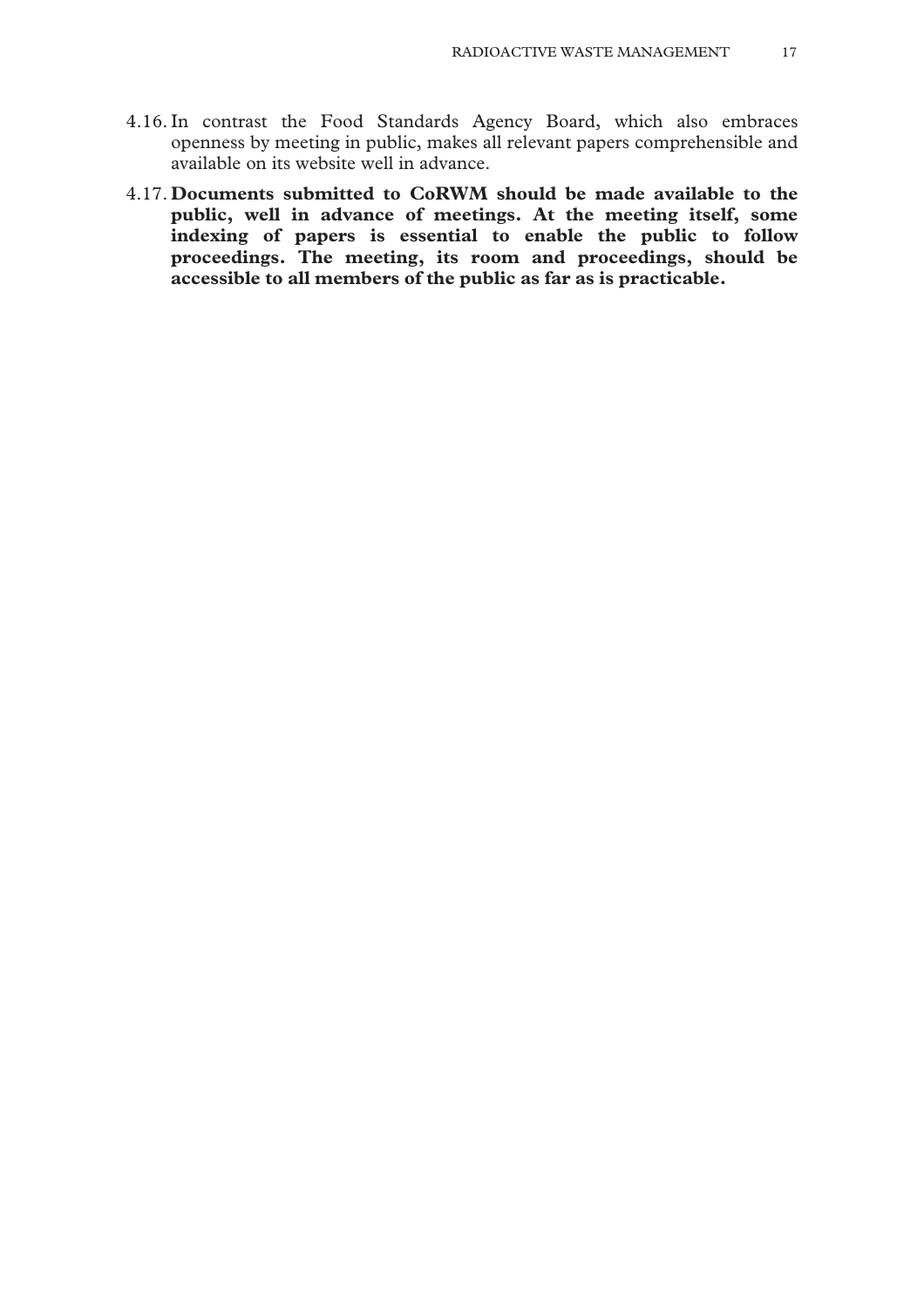4.16. In contrast the Food Standards Agency Board, which also embraces openness by meeting in public, makes all relevant papers comprehensible and available on its website well in advance.

4.17. **Documents submitted to CoRWM should be made available to the public, well in advance of meetings. At the meeting itself, some indexing of papers is essential to enable the public to follow proceedings. The meeting, its room and proceedings, should be accessible to all members of the public as far as is practicable.**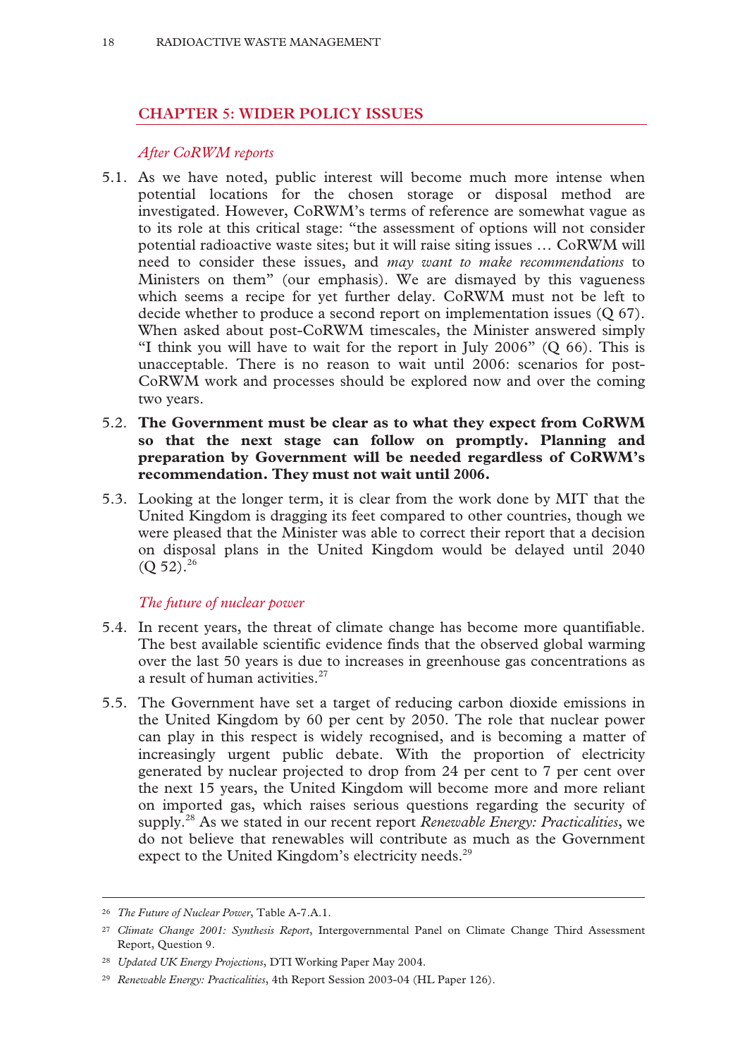## CHAPTER 5: WIDER POLICY ISSUES

### *After CoRWM reports*

5.1. As we have noted, public interest will become much more intense when potential locations for the chosen storage or disposal method are investigated. However, CoRWM's terms of reference are somewhat vague as to its role at this critical stage: "the assessment of options will not consider potential radioactive waste sites; but it will raise siting issues … CoRWM will need to consider these issues, and *may want to make recommendations* to Ministers on them" (our emphasis). We are dismayed by this vagueness which seems a recipe for yet further delay. CoRWM must not be left to decide whether to produce a second report on implementation issues (Q 67). When asked about post-CoRWM timescales, the Minister answered simply "I think you will have to wait for the report in July 2006" (Q 66). This is unacceptable. There is no reason to wait until 2006: scenarios for post-CoRWM work and processes should be explored now and over the coming two years.

5.2. **The Government must be clear as to what they expect from CoRWM so that the next stage can follow on promptly. Planning and preparation by Government will be needed regardless of CoRWM's recommendation. They must not wait until 2006.**

5.3. Looking at the longer term, it is clear from the work done by MIT that the United Kingdom is dragging its feet compared to other countries, though we were pleased that the Minister was able to correct their report that a decision on disposal plans in the United Kingdom would be delayed until 2040 (Q 52).[26]

### *The future of nuclear power*

5.4. In recent years, the threat of climate change has become more quantifiable. The best available scientific evidence finds that the observed global warming over the last 50 years is due to increases in greenhouse gas concentrations as a result of human activities.[27]

5.5. The Government have set a target of reducing carbon dioxide emissions in the United Kingdom by 60 per cent by 2050. The role that nuclear power can play in this respect is widely recognised, and is becoming a matter of increasingly urgent public debate. With the proportion of electricity generated by nuclear projected to drop from 24 per cent to 7 per cent over the next 15 years, the United Kingdom will become more and more reliant on imported gas, which raises serious questions regarding the security of supply.[28] As we stated in our recent report *Renewable Energy: Practicalities*, we do not believe that renewables will contribute as much as the Government expect to the United Kingdom's electricity needs.[29]

---

[26] *The Future of Nuclear Power*, Table A-7.A.1.

[27] *Climate Change 2001: Synthesis Report*, Intergovernmental Panel on Climate Change Third Assessment Report, Question 9.

[28] *Updated UK Energy Projections*, DTI Working Paper May 2004.

[29] *Renewable Energy: Practicalities*, 4th Report Session 2003-04 (HL Paper 126).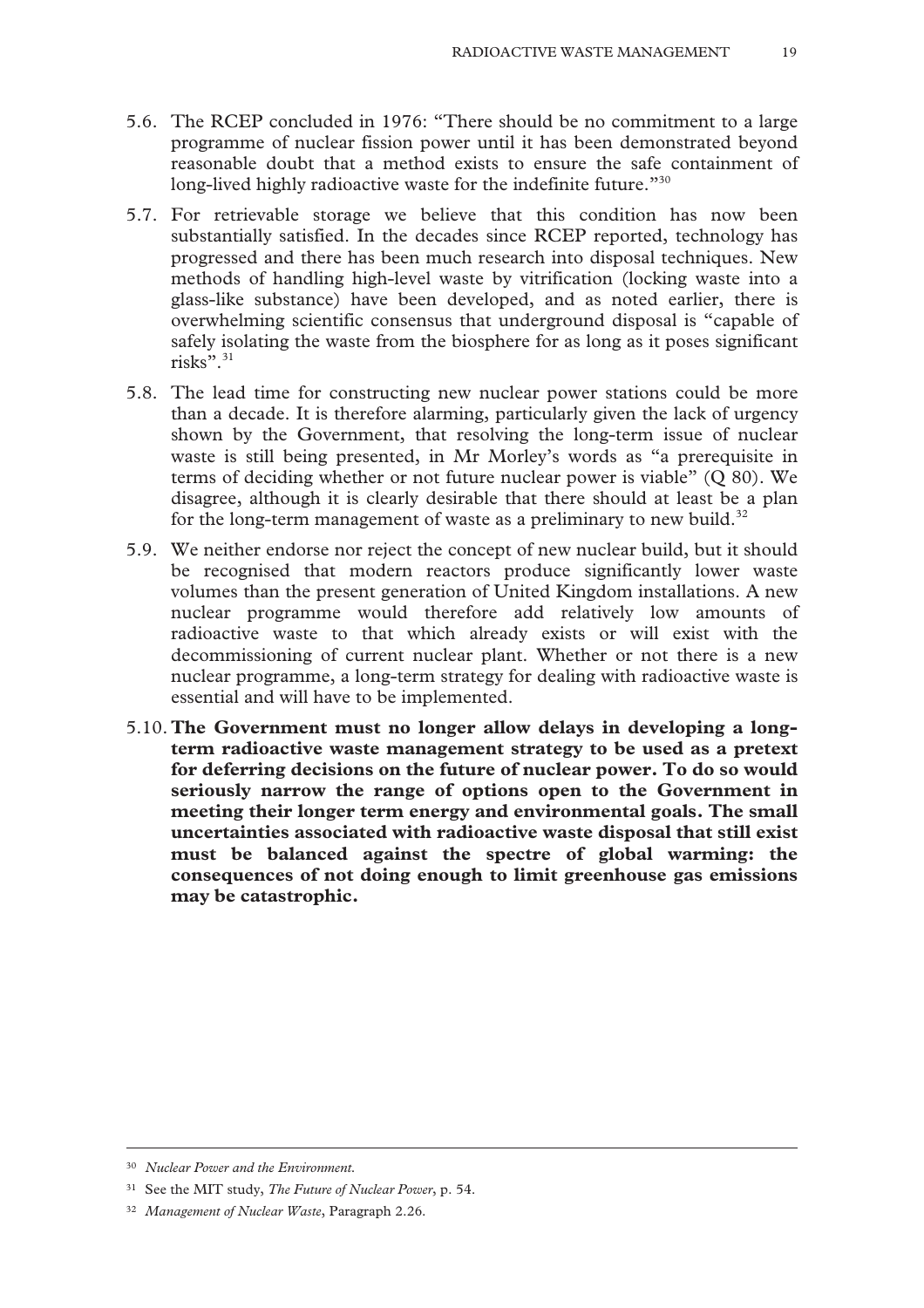5.6. The RCEP concluded in 1976: "There should be no commitment to a large programme of nuclear fission power until it has been demonstrated beyond reasonable doubt that a method exists to ensure the safe containment of long-lived highly radioactive waste for the indefinite future."[30]

5.7. For retrievable storage we believe that this condition has now been substantially satisfied. In the decades since RCEP reported, technology has progressed and there has been much research into disposal techniques. New methods of handling high-level waste by vitrification (locking waste into a glass-like substance) have been developed, and as noted earlier, there is overwhelming scientific consensus that underground disposal is "capable of safely isolating the waste from the biosphere for as long as it poses significant risks".[31]

5.8. The lead time for constructing new nuclear power stations could be more than a decade. It is therefore alarming, particularly given the lack of urgency shown by the Government, that resolving the long-term issue of nuclear waste is still being presented, in Mr Morley's words as "a prerequisite in terms of deciding whether or not future nuclear power is viable" (Q 80). We disagree, although it is clearly desirable that there should at least be a plan for the long-term management of waste as a preliminary to new build.[32]

5.9. We neither endorse nor reject the concept of new nuclear build, but it should be recognised that modern reactors produce significantly lower waste volumes than the present generation of United Kingdom installations. A new nuclear programme would therefore add relatively low amounts of radioactive waste to that which already exists or will exist with the decommissioning of current nuclear plant. Whether or not there is a new nuclear programme, a long-term strategy for dealing with radioactive waste is essential and will have to be implemented.

5.10. **The Government must no longer allow delays in developing a long-term radioactive waste management strategy to be used as a pretext for deferring decisions on the future of nuclear power. To do so would seriously narrow the range of options open to the Government in meeting their longer term energy and environmental goals. The small uncertainties associated with radioactive waste disposal that still exist must be balanced against the spectre of global warming: the consequences of not doing enough to limit greenhouse gas emissions may be catastrophic.**

---

[30] *Nuclear Power and the Environment.*

[31] See the MIT study, *The Future of Nuclear Power*, p. 54.

[32] *Management of Nuclear Waste*, Paragraph 2.26.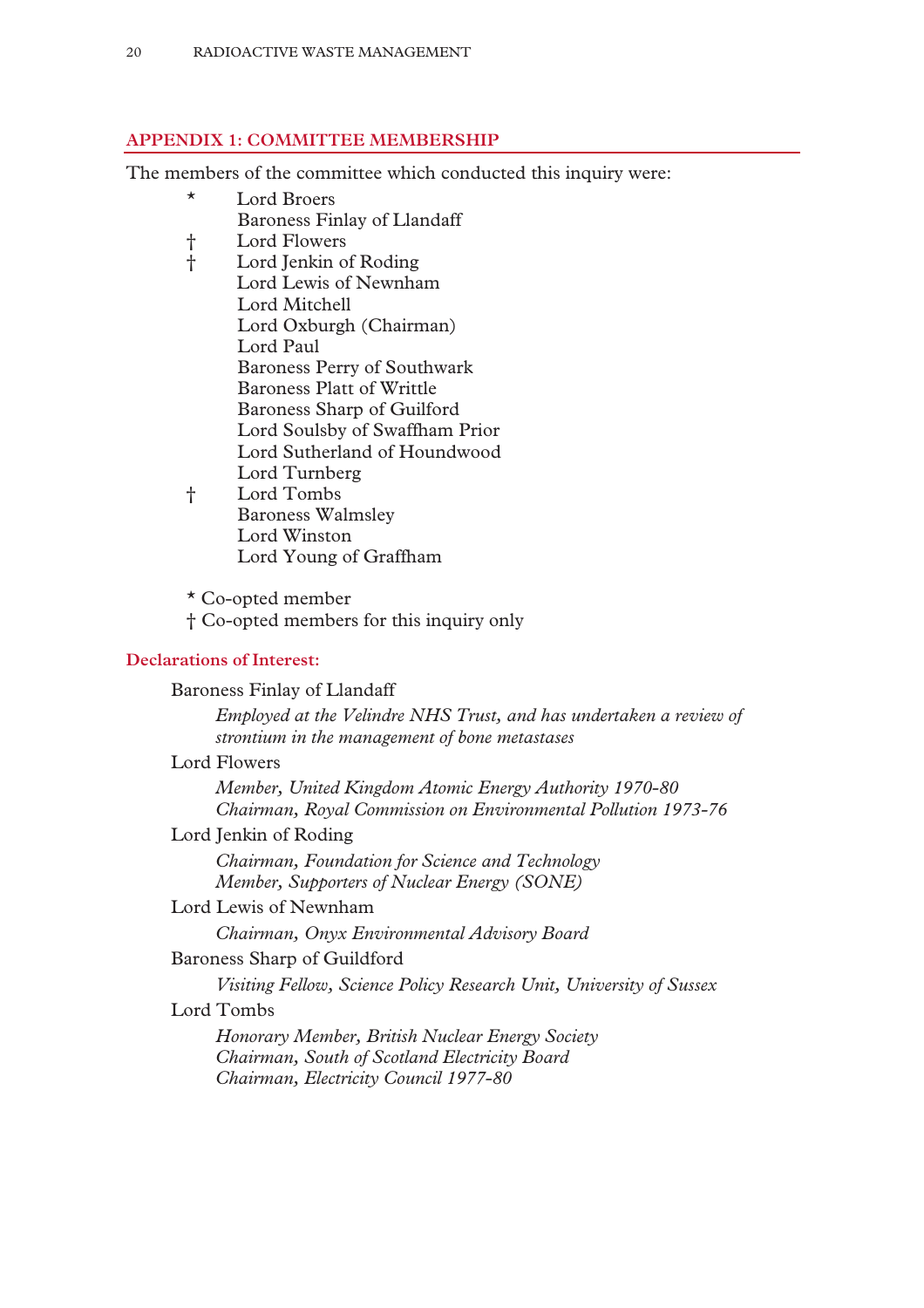## APPENDIX 1: COMMITTEE MEMBERSHIP

The members of the committee which conducted this inquiry were:

- \* Lord Broers
- Baroness Finlay of Llandaff
- † Lord Flowers
- † Lord Jenkin of Roding
- Lord Lewis of Newnham
- Lord Mitchell
- Lord Oxburgh (Chairman)
- Lord Paul
- Baroness Perry of Southwark
- Baroness Platt of Writtle
- Baroness Sharp of Guilford
- Lord Soulsby of Swaffham Prior
- Lord Sutherland of Houndwood
- Lord Turnberg
- † Lord Tombs
- Baroness Walmsley
- Lord Winston
- Lord Young of Graffham

\* Co-opted member
† Co-opted members for this inquiry only

### Declarations of Interest:

Baroness Finlay of Llandaff

*Employed at the Velindre NHS Trust, and has undertaken a review of strontium in the management of bone metastases*

Lord Flowers

*Member, United Kingdom Atomic Energy Authority 1970-80*
*Chairman, Royal Commission on Environmental Pollution 1973-76*

Lord Jenkin of Roding

*Chairman, Foundation for Science and Technology*
*Member, Supporters of Nuclear Energy (SONE)*

Lord Lewis of Newnham

*Chairman, Onyx Environmental Advisory Board*

Baroness Sharp of Guildford

*Visiting Fellow, Science Policy Research Unit, University of Sussex*

Lord Tombs

*Honorary Member, British Nuclear Energy Society*
*Chairman, South of Scotland Electricity Board*
*Chairman, Electricity Council 1977-80*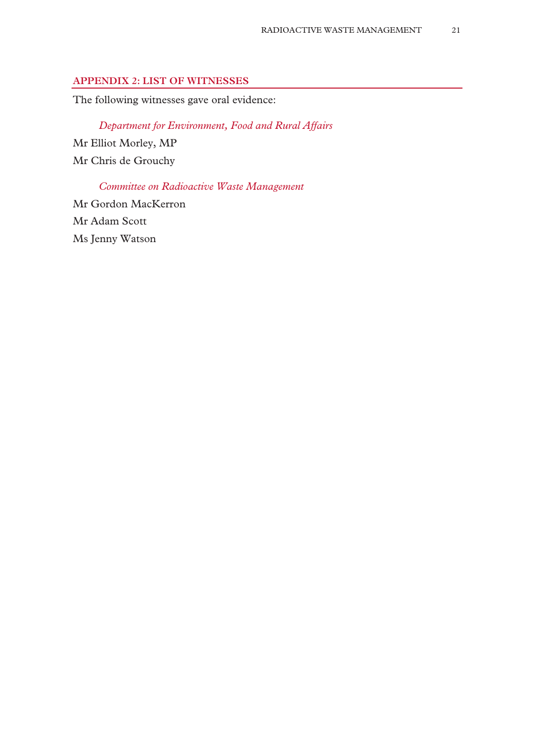## APPENDIX 2: LIST OF WITNESSES

The following witnesses gave oral evidence:

*Department for Environment, Food and Rural Affairs*

Mr Elliot Morley, MP

Mr Chris de Grouchy

*Committee on Radioactive Waste Management*

Mr Gordon MacKerron

Mr Adam Scott

Ms Jenny Watson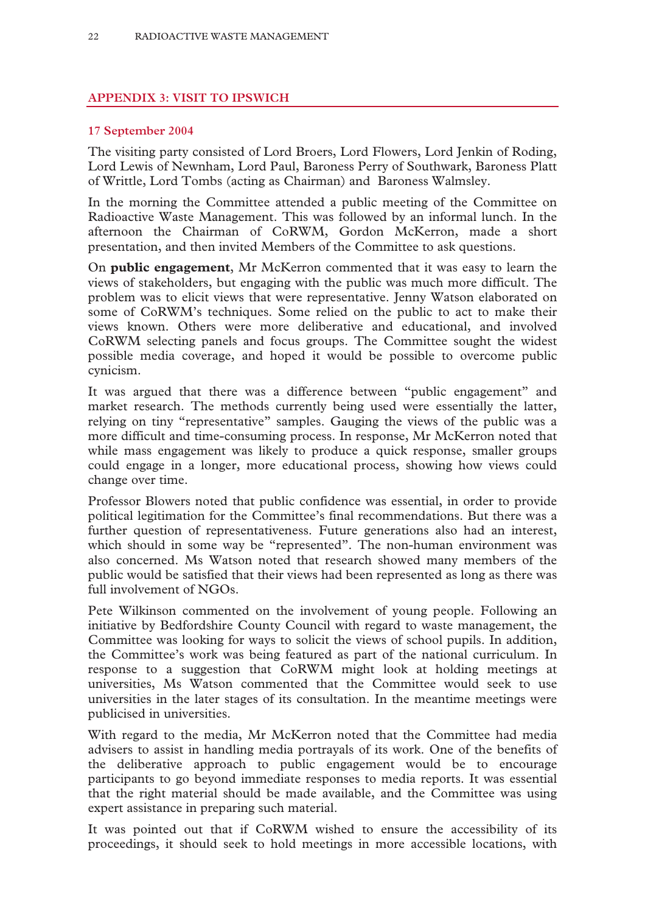## APPENDIX 3: VISIT TO IPSWICH

### 17 September 2004

The visiting party consisted of Lord Broers, Lord Flowers, Lord Jenkin of Roding, Lord Lewis of Newnham, Lord Paul, Baroness Perry of Southwark, Baroness Platt of Writtle, Lord Tombs (acting as Chairman) and Baroness Walmsley.

In the morning the Committee attended a public meeting of the Committee on Radioactive Waste Management. This was followed by an informal lunch. In the afternoon the Chairman of CoRWM, Gordon McKerron, made a short presentation, and then invited Members of the Committee to ask questions.

On **public engagement**, Mr McKerron commented that it was easy to learn the views of stakeholders, but engaging with the public was much more difficult. The problem was to elicit views that were representative. Jenny Watson elaborated on some of CoRWM's techniques. Some relied on the public to act to make their views known. Others were more deliberative and educational, and involved CoRWM selecting panels and focus groups. The Committee sought the widest possible media coverage, and hoped it would be possible to overcome public cynicism.

It was argued that there was a difference between "public engagement" and market research. The methods currently being used were essentially the latter, relying on tiny "representative" samples. Gauging the views of the public was a more difficult and time-consuming process. In response, Mr McKerron noted that while mass engagement was likely to produce a quick response, smaller groups could engage in a longer, more educational process, showing how views could change over time.

Professor Blowers noted that public confidence was essential, in order to provide political legitimation for the Committee's final recommendations. But there was a further question of representativeness. Future generations also had an interest, which should in some way be "represented". The non-human environment was also concerned. Ms Watson noted that research showed many members of the public would be satisfied that their views had been represented as long as there was full involvement of NGOs.

Pete Wilkinson commented on the involvement of young people. Following an initiative by Bedfordshire County Council with regard to waste management, the Committee was looking for ways to solicit the views of school pupils. In addition, the Committee's work was being featured as part of the national curriculum. In response to a suggestion that CoRWM might look at holding meetings at universities, Ms Watson commented that the Committee would seek to use universities in the later stages of its consultation. In the meantime meetings were publicised in universities.

With regard to the media, Mr McKerron noted that the Committee had media advisers to assist in handling media portrayals of its work. One of the benefits of the deliberative approach to public engagement would be to encourage participants to go beyond immediate responses to media reports. It was essential that the right material should be made available, and the Committee was using expert assistance in preparing such material.

It was pointed out that if CoRWM wished to ensure the accessibility of its proceedings, it should seek to hold meetings in more accessible locations, with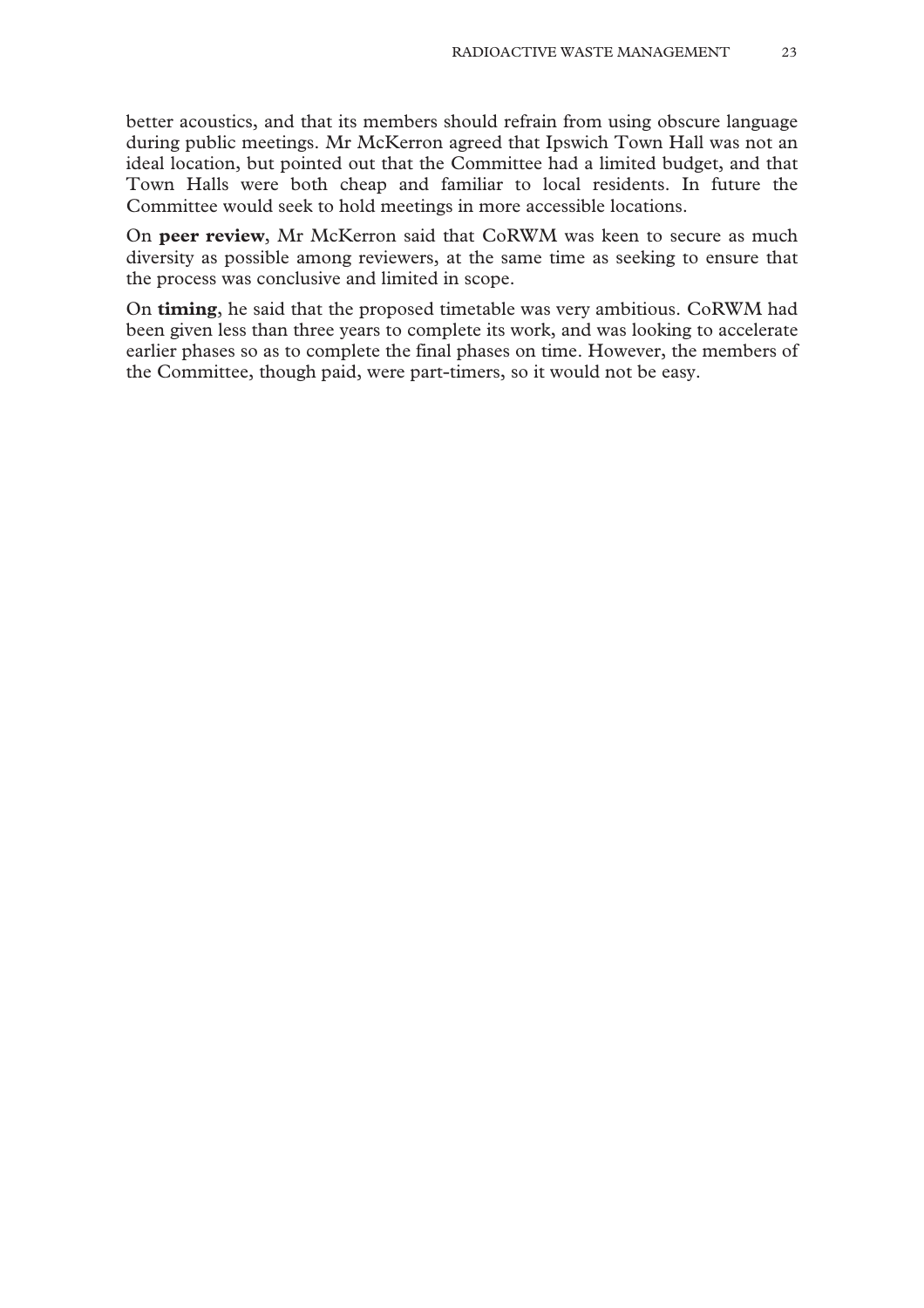better acoustics, and that its members should refrain from using obscure language during public meetings. Mr McKerron agreed that Ipswich Town Hall was not an ideal location, but pointed out that the Committee had a limited budget, and that Town Halls were both cheap and familiar to local residents. In future the Committee would seek to hold meetings in more accessible locations.

On **peer review**, Mr McKerron said that CoRWM was keen to secure as much diversity as possible among reviewers, at the same time as seeking to ensure that the process was conclusive and limited in scope.

On **timing**, he said that the proposed timetable was very ambitious. CoRWM had been given less than three years to complete its work, and was looking to accelerate earlier phases so as to complete the final phases on time. However, the members of the Committee, though paid, were part-timers, so it would not be easy.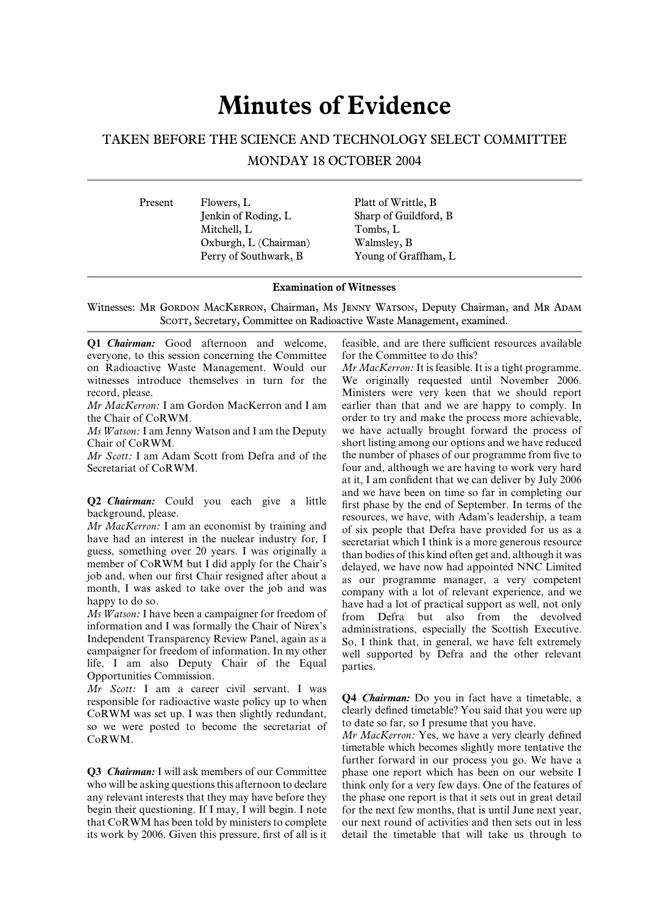# Minutes of Evidence

## TAKEN BEFORE THE SCIENCE AND TECHNOLOGY SELECT COMMITTEE

### MONDAY 18 OCTOBER 2004

| Present | | |
|---|---|---|
| | Flowers, L | Platt of Writtle, B |
| | Jenkin of Roding, L | Sharp of Guildford, B |
| | Mitchell, L | Tombs, L |
| | Oxburgh, L (Chairman) | Walmsley, B |
| | Perry of Southwark, B | Young of Graffham, L |

**Examination of Witnesses**

Witnesses: Mr Gordon MacKerron, Chairman, Ms Jenny Watson, Deputy Chairman, and Mr Adam Scott, Secretary, Committee on Radioactive Waste Management, examined.

**Q1** ***Chairman:*** Good afternoon and welcome, everyone, to this session concerning the Committee on Radioactive Waste Management. Would our witnesses introduce themselves in turn for the record, please.

*Mr MacKerron:* I am Gordon MacKerron and I am the Chair of CoRWM.

*Ms Watson:* I am Jenny Watson and I am the Deputy Chair of CoRWM.

*Mr Scott:* I am Adam Scott from Defra and of the Secretariat of CoRWM.

**Q2** ***Chairman:*** Could you each give a little background, please.

*Mr MacKerron:* I am an economist by training and have had an interest in the nuclear industry for, I guess, something over 20 years. I was originally a member of CoRWM but I did apply for the Chair's job and, when our first Chair resigned after about a month, I was asked to take over the job and was happy to do so.

*Ms Watson:* I have been a campaigner for freedom of information and I was formally the Chair of Nirex's Independent Transparency Review Panel, again as a campaigner for freedom of information. In my other life, I am also Deputy Chair of the Equal Opportunities Commission.

*Mr Scott:* I am a career civil servant. I was responsible for radioactive waste policy up to when CoRWM was set up. I was then slightly redundant, so we were posted to become the secretariat of CoRWM.

**Q3** ***Chairman:*** I will ask members of our Committee who will be asking questions this afternoon to declare any relevant interests that they may have before they begin their questioning. If I may, I will begin. I note that CoRWM has been told by ministers to complete its work by 2006. Given this pressure, first of all is it feasible, and are there sufficient resources available for the Committee to do this?

*Mr MacKerron:* It is feasible. It is a tight programme. We originally requested until November 2006. Ministers were very keen that we should report earlier than that and we are happy to comply. In order to try and make the process more achievable, we have actually brought forward the process of short listing among our options and we have reduced the number of phases of our programme from five to four and, although we are having to work very hard at it, I am confident that we can deliver by July 2006 and we have been on time so far in completing our first phase by the end of September. In terms of the resources, we have, with Adam's leadership, a team of six people that Defra have provided for us as a secretariat which I think is a more generous resource than bodies of this kind often get and, although it was delayed, we have now had appointed NNC Limited as our programme manager, a very competent company with a lot of relevant experience, and we have had a lot of practical support as well, not only from Defra but also from the devolved administrations, especially the Scottish Executive. So, I think that, in general, we have felt extremely well supported by Defra and the other relevant parties.

**Q4** ***Chairman:*** Do you in fact have a timetable, a clearly defined timetable? You said that you were up to date so far, so I presume that you have.

*Mr MacKerron:* Yes, we have a very clearly defined timetable which becomes slightly more tentative the further forward in our process you go. We have a phase one report which has been on our website I think only for a very few days. One of the features of the phase one report is that it sets out in great detail for the next few months, that is until June next year, our next round of activities and then sets out in less detail the timetable that will take us through to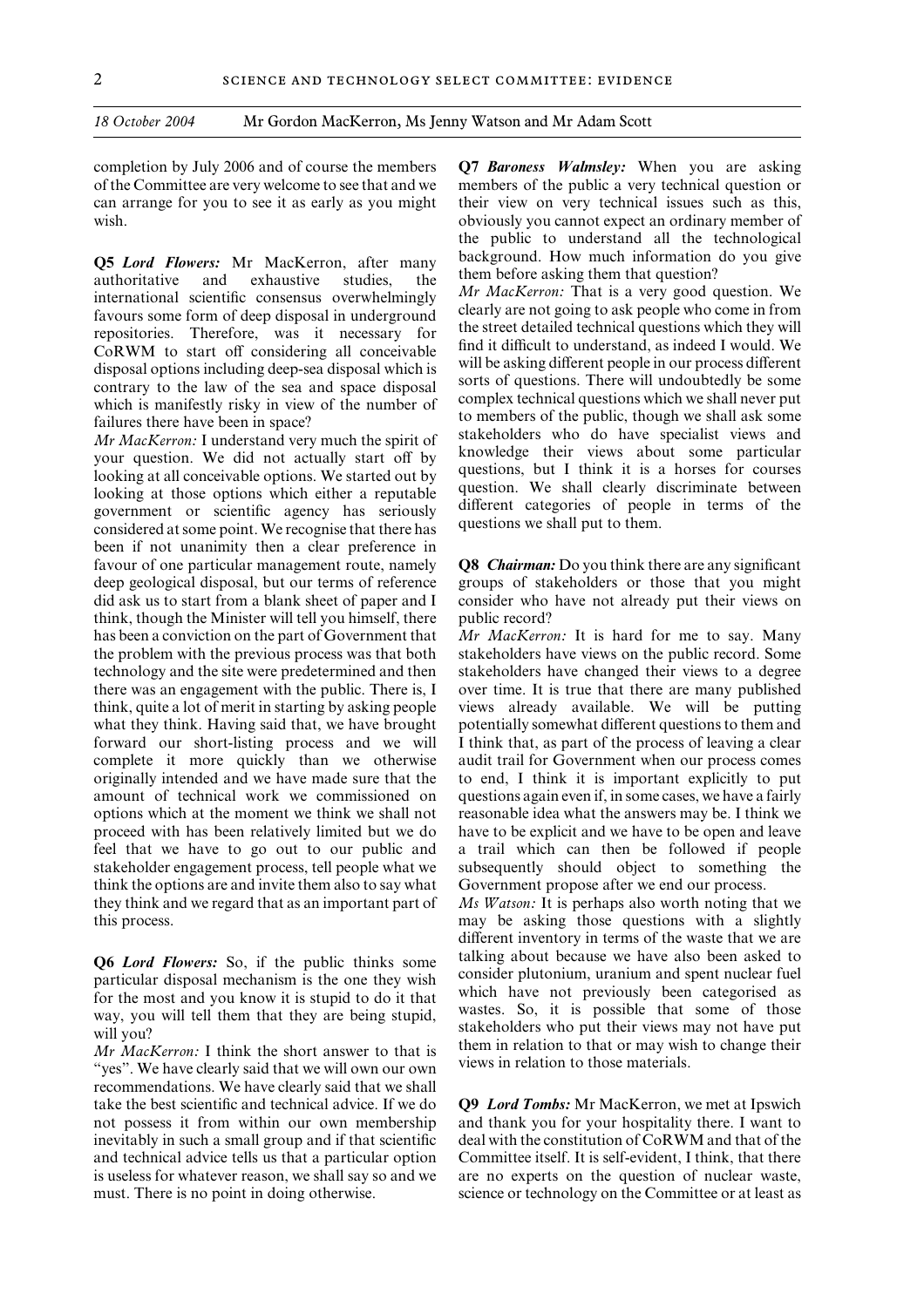completion by July 2006 and of course the members of the Committee are very welcome to see that and we can arrange for you to see it as early as you might wish.

**Q5** ***Lord Flowers:*** Mr MacKerron, after many authoritative and exhaustive studies, the international scientific consensus overwhelmingly favours some form of deep disposal in underground repositories. Therefore, was it necessary for CoRWM to start off considering all conceivable disposal options including deep-sea disposal which is contrary to the law of the sea and space disposal which is manifestly risky in view of the number of failures there have been in space?

*Mr MacKerron:* I understand very much the spirit of your question. We did not actually start off by looking at all conceivable options. We started out by looking at those options which either a reputable government or scientific agency has seriously considered at some point. We recognise that there has been if not unanimity then a clear preference in favour of one particular management route, namely deep geological disposal, but our terms of reference did ask us to start from a blank sheet of paper and I think, though the Minister will tell you himself, there has been a conviction on the part of Government that the problem with the previous process was that both technology and the site were predetermined and then there was an engagement with the public. There is, I think, quite a lot of merit in starting by asking people what they think. Having said that, we have brought forward our short-listing process and we will complete it more quickly than we otherwise originally intended and we have made sure that the amount of technical work we commissioned on options which at the moment we think we shall not proceed with has been relatively limited but we do feel that we have to go out to our public and stakeholder engagement process, tell people what we think the options are and invite them also to say what they think and we regard that as an important part of this process.

**Q6** ***Lord Flowers:*** So, if the public thinks some particular disposal mechanism is the one they wish for the most and you know it is stupid to do it that way, you will tell them that they are being stupid, will you?

*Mr MacKerron:* I think the short answer to that is "yes". We have clearly said that we will own our own recommendations. We have clearly said that we shall take the best scientific and technical advice. If we do not possess it from within our own membership inevitably in such a small group and if that scientific and technical advice tells us that a particular option is useless for whatever reason, we shall say so and we must. There is no point in doing otherwise.

**Q7** ***Baroness Walmsley:*** When you are asking members of the public a very technical question or their view on very technical issues such as this, obviously you cannot expect an ordinary member of the public to understand all the technological background. How much information do you give them before asking them that question?

*Mr MacKerron:* That is a very good question. We clearly are not going to ask people who come in from the street detailed technical questions which they will find it difficult to understand, as indeed I would. We will be asking different people in our process different sorts of questions. There will undoubtedly be some complex technical questions which we shall never put to members of the public, though we shall ask some stakeholders who do have specialist views and knowledge their views about some particular questions, but I think it is a horses for courses question. We shall clearly discriminate between different categories of people in terms of the questions we shall put to them.

**Q8** ***Chairman:*** Do you think there are any significant groups of stakeholders or those that you might consider who have not already put their views on public record?

*Mr MacKerron:* It is hard for me to say. Many stakeholders have views on the public record. Some stakeholders have changed their views to a degree over time. It is true that there are many published views already available. We will be putting potentially somewhat different questions to them and I think that, as part of the process of leaving a clear audit trail for Government when our process comes to end, I think it is important explicitly to put questions again even if, in some cases, we have a fairly reasonable idea what the answers may be. I think we have to be explicit and we have to be open and leave a trail which can then be followed if people subsequently should object to something the Government propose after we end our process.

*Ms Watson:* It is perhaps also worth noting that we may be asking those questions with a slightly different inventory in terms of the waste that we are talking about because we have also been asked to consider plutonium, uranium and spent nuclear fuel which have not previously been categorised as wastes. So, it is possible that some of those stakeholders who put their views may not have put them in relation to that or may wish to change their views in relation to those materials.

**Q9** ***Lord Tombs:*** Mr MacKerron, we met at Ipswich and thank you for your hospitality there. I want to deal with the constitution of CoRWM and that of the Committee itself. It is self-evident, I think, that there are no experts on the question of nuclear waste, science or technology on the Committee or at least as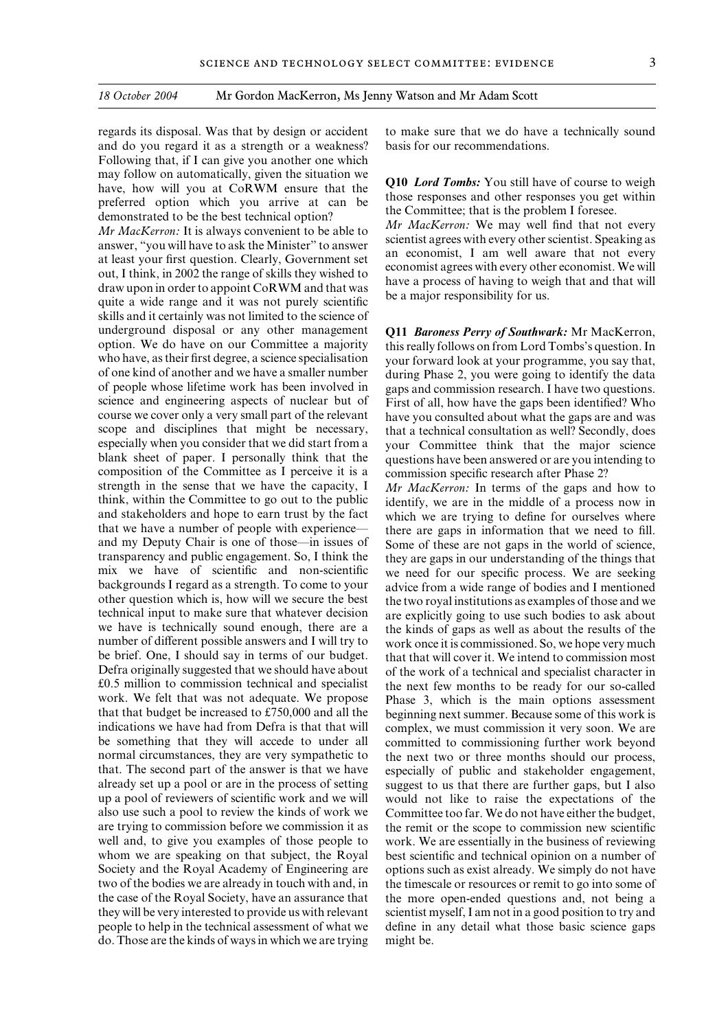regards its disposal. Was that by design or accident and do you regard it as a strength or a weakness? Following that, if I can give you another one which may follow on automatically, given the situation we have, how will you at CoRWM ensure that the preferred option which you arrive at can be demonstrated to be the best technical option?

*Mr MacKerron:* It is always convenient to be able to answer, "you will have to ask the Minister" to answer at least your first question. Clearly, Government set out, I think, in 2002 the range of skills they wished to draw upon in order to appoint CoRWM and that was quite a wide range and it was not purely scientific skills and it certainly was not limited to the science of underground disposal or any other management option. We do have on our Committee a majority who have, as their first degree, a science specialisation of one kind of another and we have a smaller number of people whose lifetime work has been involved in science and engineering aspects of nuclear but of course we cover only a very small part of the relevant scope and disciplines that might be necessary, especially when you consider that we did start from a blank sheet of paper. I personally think that the composition of the Committee as I perceive it is a strength in the sense that we have the capacity, I think, within the Committee to go out to the public and stakeholders and hope to earn trust by the fact that we have a number of people with experience—and my Deputy Chair is one of those—in issues of transparency and public engagement. So, I think the mix we have of scientific and non-scientific backgrounds I regard as a strength. To come to your other question which is, how will we secure the best technical input to make sure that whatever decision we have is technically sound enough, there are a number of different possible answers and I will try to be brief. One, I should say in terms of our budget. Defra originally suggested that we should have about £0.5 million to commission technical and specialist work. We felt that was not adequate. We propose that that budget be increased to £750,000 and all the indications we have had from Defra is that that will be something that they will accede to under all normal circumstances, they are very sympathetic to that. The second part of the answer is that we have already set up a pool or are in the process of setting up a pool of reviewers of scientific work and we will also use such a pool to review the kinds of work we are trying to commission before we commission it as well and, to give you examples of those people to whom we are speaking on that subject, the Royal Society and the Royal Academy of Engineering are two of the bodies we are already in touch with and, in the case of the Royal Society, have an assurance that they will be very interested to provide us with relevant people to help in the technical assessment of what we do. Those are the kinds of ways in which we are trying to make sure that we do have a technically sound basis for our recommendations.

**Q10** ***Lord Tombs:*** You still have of course to weigh those responses and other responses you get within the Committee; that is the problem I foresee.

*Mr MacKerron:* We may well find that not every scientist agrees with every other scientist. Speaking as an economist, I am well aware that not every economist agrees with every other economist. We will have a process of having to weigh that and that will be a major responsibility for us.

**Q11** ***Baroness Perry of Southwark:*** Mr MacKerron, this really follows on from Lord Tombs's question. In your forward look at your programme, you say that, during Phase 2, you were going to identify the data gaps and commission research. I have two questions. First of all, how have the gaps been identified? Who have you consulted about what the gaps are and was that a technical consultation as well? Secondly, does your Committee think that the major science questions have been answered or are you intending to commission specific research after Phase 2?

*Mr MacKerron:* In terms of the gaps and how to identify, we are in the middle of a process now in which we are trying to define for ourselves where there are gaps in information that we need to fill. Some of these are not gaps in the world of science, they are gaps in our understanding of the things that we need for our specific process. We are seeking advice from a wide range of bodies and I mentioned the two royal institutions as examples of those and we are explicitly going to use such bodies to ask about the kinds of gaps as well as about the results of the work once it is commissioned. So, we hope very much that that will cover it. We intend to commission most of the work of a technical and specialist character in the next few months to be ready for our so-called Phase 3, which is the main options assessment beginning next summer. Because some of this work is complex, we must commission it very soon. We are committed to commissioning further work beyond the next two or three months should our process, especially of public and stakeholder engagement, suggest to us that there are further gaps, but I also would not like to raise the expectations of the Committee too far. We do not have either the budget, the remit or the scope to commission new scientific work. We are essentially in the business of reviewing best scientific and technical opinion on a number of options such as exist already. We simply do not have the timescale or resources or remit to go into some of the more open-ended questions and, not being a scientist myself, I am not in a good position to try and define in any detail what those basic science gaps might be.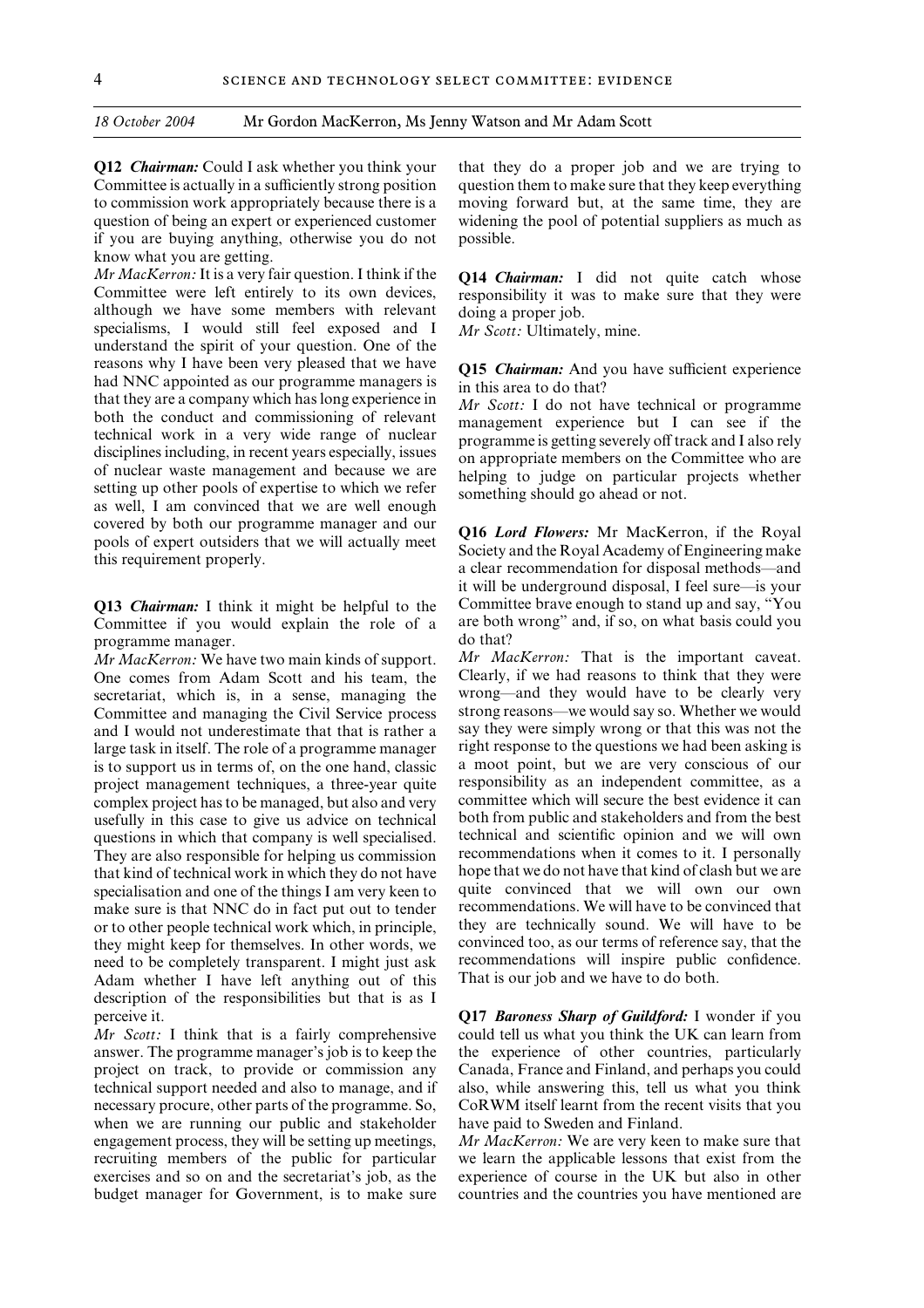**Q12** ***Chairman:*** Could I ask whether you think your Committee is actually in a sufficiently strong position to commission work appropriately because there is a question of being an expert or experienced customer if you are buying anything, otherwise you do not know what you are getting.

*Mr MacKerron:* It is a very fair question. I think if the Committee were left entirely to its own devices, although we have some members with relevant specialisms, I would still feel exposed and I understand the spirit of your question. One of the reasons why I have been very pleased that we have had NNC appointed as our programme managers is that they are a company which has long experience in both the conduct and commissioning of relevant technical work in a very wide range of nuclear disciplines including, in recent years especially, issues of nuclear waste management and because we are setting up other pools of expertise to which we refer as well, I am convinced that we are well enough covered by both our programme manager and our pools of expert outsiders that we will actually meet this requirement properly.

**Q13** ***Chairman:*** I think it might be helpful to the Committee if you would explain the role of a programme manager.

*Mr MacKerron:* We have two main kinds of support. One comes from Adam Scott and his team, the secretariat, which is, in a sense, managing the Committee and managing the Civil Service process and I would not underestimate that that is rather a large task in itself. The role of a programme manager is to support us in terms of, on the one hand, classic project management techniques, a three-year quite complex project has to be managed, but also and very usefully in this case to give us advice on technical questions in which that company is well specialised. They are also responsible for helping us commission that kind of technical work in which they do not have specialisation and one of the things I am very keen to make sure is that NNC do in fact put out to tender or to other people technical work which, in principle, they might keep for themselves. In other words, we need to be completely transparent. I might just ask Adam whether I have left anything out of this description of the responsibilities but that is as I perceive it.

*Mr Scott:* I think that is a fairly comprehensive answer. The programme manager's job is to keep the project on track, to provide or commission any technical support needed and also to manage, and if necessary procure, other parts of the programme. So, when we are running our public and stakeholder engagement process, they will be setting up meetings, recruiting members of the public for particular exercises and so on and the secretariat's job, as the budget manager for Government, is to make sure that they do a proper job and we are trying to question them to make sure that they keep everything moving forward but, at the same time, they are widening the pool of potential suppliers as much as possible.

**Q14** ***Chairman:*** I did not quite catch whose responsibility it was to make sure that they were doing a proper job.

*Mr Scott:* Ultimately, mine.

**Q15** ***Chairman:*** And you have sufficient experience in this area to do that?

*Mr Scott:* I do not have technical or programme management experience but I can see if the programme is getting severely off track and I also rely on appropriate members on the Committee who are helping to judge on particular projects whether something should go ahead or not.

**Q16** ***Lord Flowers:*** Mr MacKerron, if the Royal Society and the Royal Academy of Engineering make a clear recommendation for disposal methods—and it will be underground disposal, I feel sure—is your Committee brave enough to stand up and say, "You are both wrong" and, if so, on what basis could you do that?

*Mr MacKerron:* That is the important caveat. Clearly, if we had reasons to think that they were wrong—and they would have to be clearly very strong reasons—we would say so. Whether we would say they were simply wrong or that this was not the right response to the questions we had been asking is a moot point, but we are very conscious of our responsibility as an independent committee, as a committee which will secure the best evidence it can both from public and stakeholders and from the best technical and scientific opinion and we will own recommendations when it comes to it. I personally hope that we do not have that kind of clash but we are quite convinced that we will own our own recommendations. We will have to be convinced that they are technically sound. We will have to be convinced too, as our terms of reference say, that the recommendations will inspire public confidence. That is our job and we have to do both.

**Q17** ***Baroness Sharp of Guildford:*** I wonder if you could tell us what you think the UK can learn from the experience of other countries, particularly Canada, France and Finland, and perhaps you could also, while answering this, tell us what you think CoRWM itself learnt from the recent visits that you have paid to Sweden and Finland.

*Mr MacKerron:* We are very keen to make sure that we learn the applicable lessons that exist from the experience of course in the UK but also in other countries and the countries you have mentioned are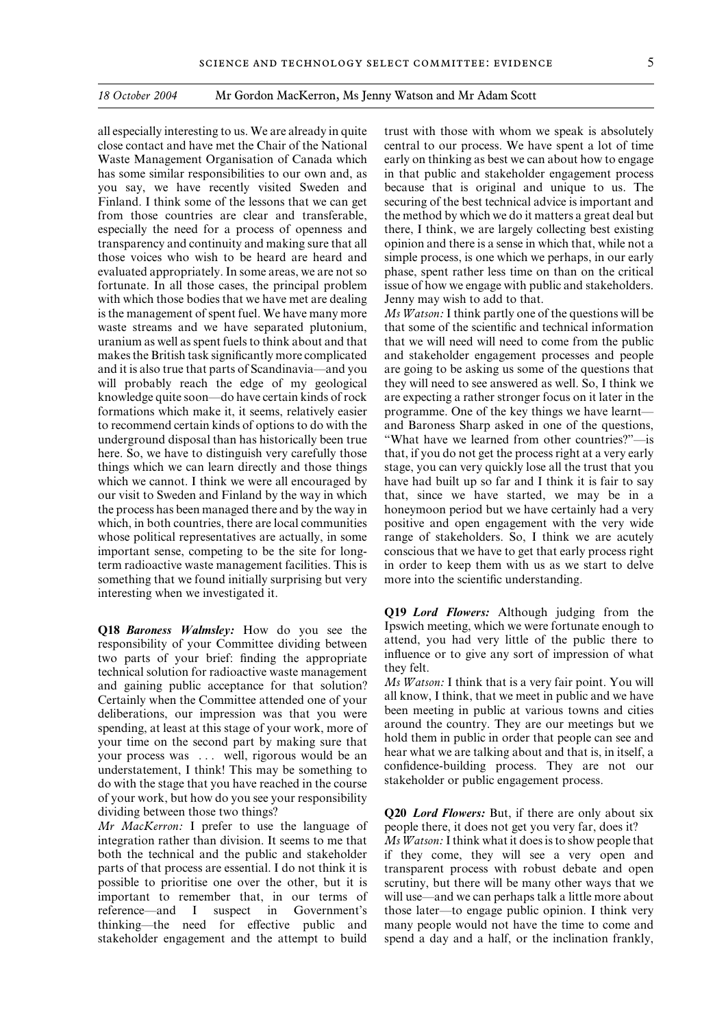all especially interesting to us. We are already in quite close contact and have met the Chair of the National Waste Management Organisation of Canada which has some similar responsibilities to our own and, as you say, we have recently visited Sweden and Finland. I think some of the lessons that we can get from those countries are clear and transferable, especially the need for a process of openness and transparency and continuity and making sure that all those voices who wish to be heard are heard and evaluated appropriately. In some areas, we are not so fortunate. In all those cases, the principal problem with which those bodies that we have met are dealing is the management of spent fuel. We have many more waste streams and we have separated plutonium, uranium as well as spent fuels to think about and that makes the British task significantly more complicated and it is also true that parts of Scandinavia—and you will probably reach the edge of my geological knowledge quite soon—do have certain kinds of rock formations which make it, it seems, relatively easier to recommend certain kinds of options to do with the underground disposal than has historically been true here. So, we have to distinguish very carefully those things which we can learn directly and those things which we cannot. I think we were all encouraged by our visit to Sweden and Finland by the way in which the process has been managed there and by the way in which, in both countries, there are local communities whose political representatives are actually, in some important sense, competing to be the site for long-term radioactive waste management facilities. This is something that we found initially surprising but very interesting when we investigated it.

**Q18** ***Baroness Walmsley:*** How do you see the responsibility of your Committee dividing between two parts of your brief: finding the appropriate technical solution for radioactive waste management and gaining public acceptance for that solution? Certainly when the Committee attended one of your deliberations, our impression was that you were spending, at least at this stage of your work, more of your time on the second part by making sure that your process was . . . well, rigorous would be an understatement, I think! This may be something to do with the stage that you have reached in the course of your work, but how do you see your responsibility dividing between those two things?

*Mr MacKerron:* I prefer to use the language of integration rather than division. It seems to me that both the technical and the public and stakeholder parts of that process are essential. I do not think it is possible to prioritise one over the other, but it is important to remember that, in our terms of reference—and I suspect in Government's thinking—the need for effective public and stakeholder engagement and the attempt to build trust with those with whom we speak is absolutely central to our process. We have spent a lot of time early on thinking as best we can about how to engage in that public and stakeholder engagement process because that is original and unique to us. The securing of the best technical advice is important and the method by which we do it matters a great deal but there, I think, we are largely collecting best existing opinion and there is a sense in which that, while not a simple process, is one which we perhaps, in our early phase, spent rather less time on than on the critical issue of how we engage with public and stakeholders. Jenny may wish to add to that.

*Ms Watson:* I think partly one of the questions will be that some of the scientific and technical information that we will need will need to come from the public and stakeholder engagement processes and people are going to be asking us some of the questions that they will need to see answered as well. So, I think we are expecting a rather stronger focus on it later in the programme. One of the key things we have learnt—and Baroness Sharp asked in one of the questions, "What have we learned from other countries?"—is that, if you do not get the process right at a very early stage, you can very quickly lose all the trust that you have had built up so far and I think it is fair to say that, since we have started, we may be in a honeymoon period but we have certainly had a very positive and open engagement with the very wide range of stakeholders. So, I think we are acutely conscious that we have to get that early process right in order to keep them with us as we start to delve more into the scientific understanding.

**Q19** ***Lord Flowers:*** Although judging from the Ipswich meeting, which we were fortunate enough to attend, you had very little of the public there to influence or to give any sort of impression of what they felt.

*Ms Watson:* I think that is a very fair point. You will all know, I think, that we meet in public and we have been meeting in public at various towns and cities around the country. They are our meetings but we hold them in public in order that people can see and hear what we are talking about and that is, in itself, a confidence-building process. They are not our stakeholder or public engagement process.

**Q20** ***Lord Flowers:*** But, if there are only about six people there, it does not get you very far, does it?

*Ms Watson:* I think what it does is to show people that if they come, they will see a very open and transparent process with robust debate and open scrutiny, but there will be many other ways that we will use—and we can perhaps talk a little more about those later—to engage public opinion. I think very many people would not have the time to come and spend a day and a half, or the inclination frankly,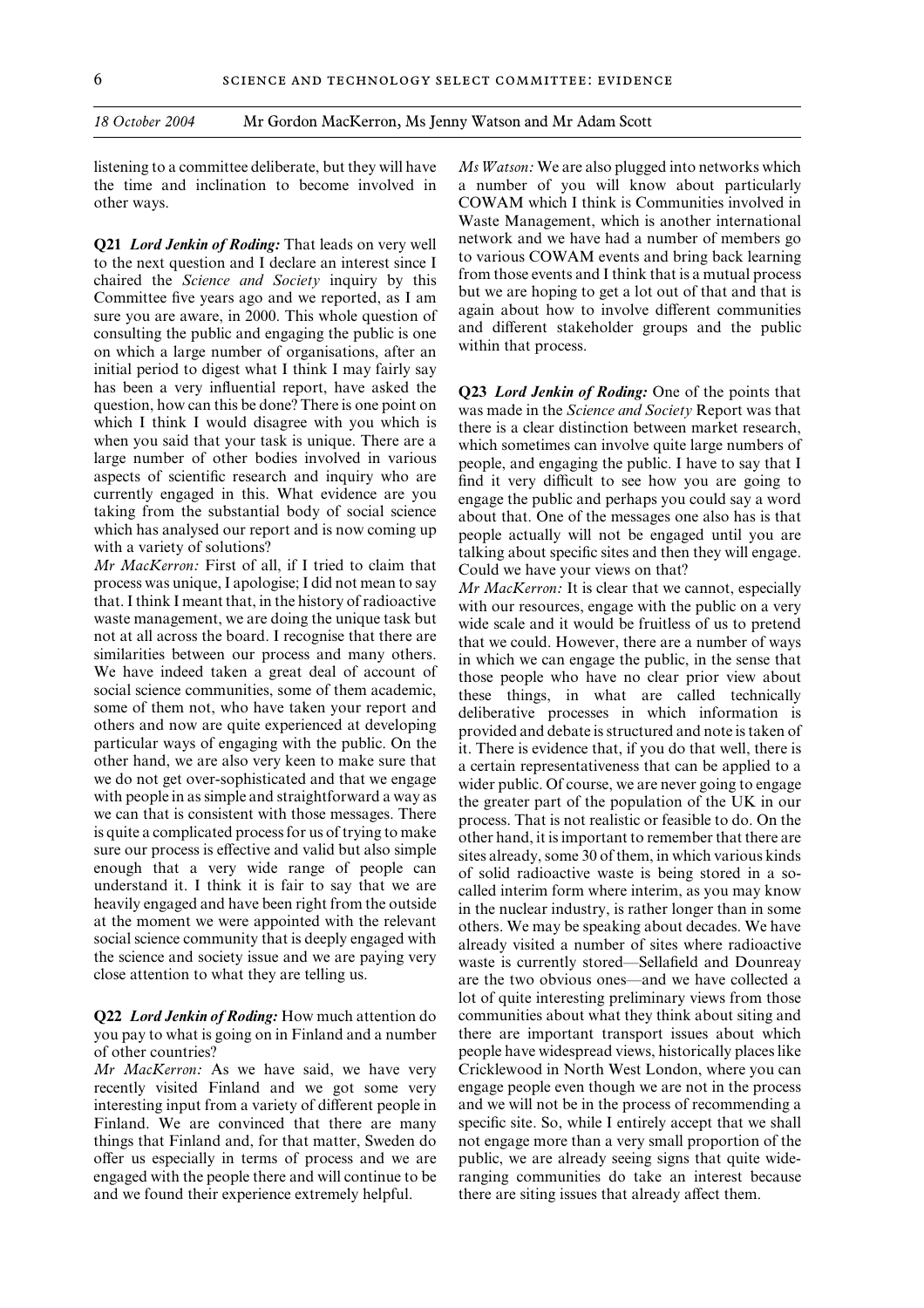listening to a committee deliberate, but they will have the time and inclination to become involved in other ways.

**Q21** ***Lord Jenkin of Roding:*** That leads on very well to the next question and I declare an interest since I chaired the *Science and Society* inquiry by this Committee five years ago and we reported, as I am sure you are aware, in 2000. This whole question of consulting the public and engaging the public is one on which a large number of organisations, after an initial period to digest what I think I may fairly say has been a very influential report, have asked the question, how can this be done? There is one point on which I think I would disagree with you which is when you said that your task is unique. There are a large number of other bodies involved in various aspects of scientific research and inquiry who are currently engaged in this. What evidence are you taking from the substantial body of social science which has analysed our report and is now coming up with a variety of solutions?

*Mr MacKerron:* First of all, if I tried to claim that process was unique, I apologise; I did not mean to say that. I think I meant that, in the history of radioactive waste management, we are doing the unique task but not at all across the board. I recognise that there are similarities between our process and many others. We have indeed taken a great deal of account of social science communities, some of them academic, some of them not, who have taken your report and others and now are quite experienced at developing particular ways of engaging with the public. On the other hand, we are also very keen to make sure that we do not get over-sophisticated and that we engage with people in as simple and straightforward a way as we can that is consistent with those messages. There is quite a complicated process for us of trying to make sure our process is effective and valid but also simple enough that a very wide range of people can understand it. I think it is fair to say that we are heavily engaged and have been right from the outside at the moment we were appointed with the relevant social science community that is deeply engaged with the science and society issue and we are paying very close attention to what they are telling us.

**Q22** ***Lord Jenkin of Roding:*** How much attention do you pay to what is going on in Finland and a number of other countries?

*Mr MacKerron:* As we have said, we have very recently visited Finland and we got some very interesting input from a variety of different people in Finland. We are convinced that there are many things that Finland and, for that matter, Sweden do offer us especially in terms of process and we are engaged with the people there and will continue to be and we found their experience extremely helpful.

*Ms Watson:* We are also plugged into networks which a number of you will know about particularly COWAM which I think is Communities involved in Waste Management, which is another international network and we have had a number of members go to various COWAM events and bring back learning from those events and I think that is a mutual process but we are hoping to get a lot out of that and that is again about how to involve different communities and different stakeholder groups and the public within that process.

**Q23** ***Lord Jenkin of Roding:*** One of the points that was made in the *Science and Society* Report was that there is a clear distinction between market research, which sometimes can involve quite large numbers of people, and engaging the public. I have to say that I find it very difficult to see how you are going to engage the public and perhaps you could say a word about that. One of the messages one also has is that people actually will not be engaged until you are talking about specific sites and then they will engage. Could we have your views on that?

*Mr MacKerron:* It is clear that we cannot, especially with our resources, engage with the public on a very wide scale and it would be fruitless of us to pretend that we could. However, there are a number of ways in which we can engage the public, in the sense that those people who have no clear prior view about these things, in what are called technically deliberative processes in which information is provided and debate is structured and note is taken of it. There is evidence that, if you do that well, there is a certain representativeness that can be applied to a wider public. Of course, we are never going to engage the greater part of the population of the UK in our process. That is not realistic or feasible to do. On the other hand, it is important to remember that there are sites already, some 30 of them, in which various kinds of solid radioactive waste is being stored in a so-called interim form where interim, as you may know in the nuclear industry, is rather longer than in some others. We may be speaking about decades. We have already visited a number of sites where radioactive waste is currently stored—Sellafield and Dounreay are the two obvious ones—and we have collected a lot of quite interesting preliminary views from those communities about what they think about siting and there are important transport issues about which people have widespread views, historically places like Cricklewood in North West London, where you can engage people even though we are not in the process and we will not be in the process of recommending a specific site. So, while I entirely accept that we shall not engage more than a very small proportion of the public, we are already seeing signs that quite wide-ranging communities do take an interest because there are siting issues that already affect them.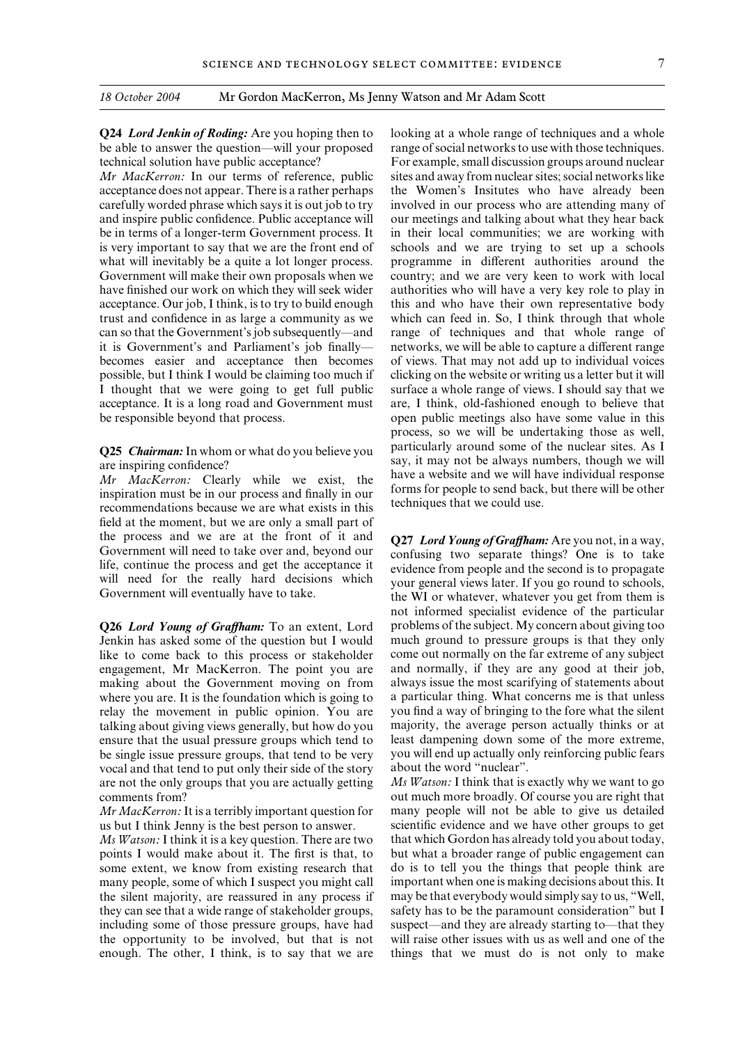18 October 2004 Mr Gordon MacKerron, Ms Jenny Watson and Mr Adam Scott

**Q24** ***Lord Jenkin of Roding:*** Are you hoping then to be able to answer the question—will your proposed technical solution have public acceptance?

*Mr MacKerron:* In our terms of reference, public acceptance does not appear. There is a rather perhaps carefully worded phrase which says it is out job to try and inspire public confidence. Public acceptance will be in terms of a longer-term Government process. It is very important to say that we are the front end of what will inevitably be a quite a lot longer process. Government will make their own proposals when we have finished our work on which they will seek wider acceptance. Our job, I think, is to try to build enough trust and confidence in as large a community as we can so that the Government's job subsequently—and it is Government's and Parliament's job finally—becomes easier and acceptance then becomes possible, but I think I would be claiming too much if I thought that we were going to get full public acceptance. It is a long road and Government must be responsible beyond that process.

**Q25** ***Chairman:*** In whom or what do you believe you are inspiring confidence?

*Mr MacKerron:* Clearly while we exist, the inspiration must be in our process and finally in our recommendations because we are what exists in this field at the moment, but we are only a small part of the process and we are at the front of it and Government will need to take over and, beyond our life, continue the process and get the acceptance it will need for the really hard decisions which Government will eventually have to take.

**Q26** ***Lord Young of Graffham:*** To an extent, Lord Jenkin has asked some of the question but I would like to come back to this process or stakeholder engagement, Mr MacKerron. The point you are making about the Government moving on from where you are. It is the foundation which is going to relay the movement in public opinion. You are talking about giving views generally, but how do you ensure that the usual pressure groups which tend to be single issue pressure groups, that tend to be very vocal and that tend to put only their side of the story are not the only groups that you are actually getting comments from?

*Mr MacKerron:* It is a terribly important question for us but I think Jenny is the best person to answer.

*Ms Watson:* I think it is a key question. There are two points I would make about it. The first is that, to some extent, we know from existing research that many people, some of which I suspect you might call the silent majority, are reassured in any process if they can see that a wide range of stakeholder groups, including some of those pressure groups, have had the opportunity to be involved, but that is not enough. The other, I think, is to say that we are looking at a whole range of techniques and a whole range of social networks to use with those techniques. For example, small discussion groups around nuclear sites and away from nuclear sites; social networks like the Women's Insitutes who have already been involved in our process who are attending many of our meetings and talking about what they hear back in their local communities; we are working with schools and we are trying to set up a schools programme in different authorities around the country; and we are very keen to work with local authorities who will have a very key role to play in this and who have their own representative body which can feed in. So, I think through that whole range of techniques and that whole range of networks, we will be able to capture a different range of views. That may not add up to individual voices clicking on the website or writing us a letter but it will surface a whole range of views. I should say that we are, I think, old-fashioned enough to believe that open public meetings also have some value in this process, so we will be undertaking those as well, particularly around some of the nuclear sites. As I say, it may not be always numbers, though we will have a website and we will have individual response forms for people to send back, but there will be other techniques that we could use.

**Q27** ***Lord Young of Graffham:*** Are you not, in a way, confusing two separate things? One is to take evidence from people and the second is to propagate your general views later. If you go round to schools, the WI or whatever, whatever you get from them is not informed specialist evidence of the particular problems of the subject. My concern about giving too much ground to pressure groups is that they only come out normally on the far extreme of any subject and normally, if they are any good at their job, always issue the most scarifying of statements about a particular thing. What concerns me is that unless you find a way of bringing to the fore what the silent majority, the average person actually thinks or at least dampening down some of the more extreme, you will end up actually only reinforcing public fears about the word "nuclear".

*Ms Watson:* I think that is exactly why we want to go out much more broadly. Of course you are right that many people will not be able to give us detailed scientific evidence and we have other groups to get that which Gordon has already told you about today, but what a broader range of public engagement can do is to tell you the things that people think are important when one is making decisions about this. It may be that everybody would simply say to us, "Well, safety has to be the paramount consideration" but I suspect—and they are already starting to—that they will raise other issues with us as well and one of the things that we must do is not only to make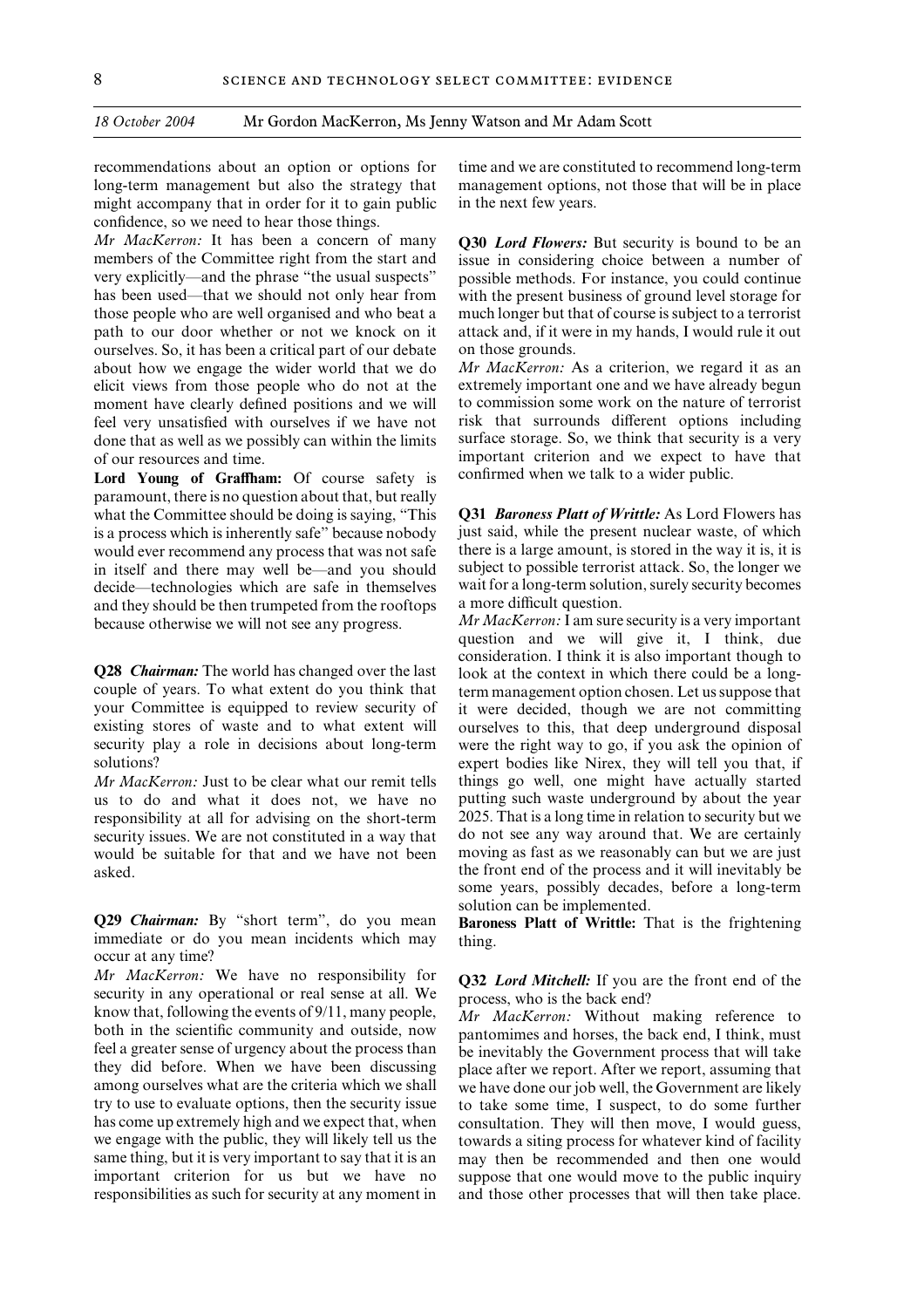recommendations about an option or options for long-term management but also the strategy that might accompany that in order for it to gain public confidence, so we need to hear those things.

*Mr MacKerron:* It has been a concern of many members of the Committee right from the start and very explicitly—and the phrase "the usual suspects" has been used—that we should not only hear from those people who are well organised and who beat a path to our door whether or not we knock on it ourselves. So, it has been a critical part of our debate about how we engage the wider world that we do elicit views from those people who do not at the moment have clearly defined positions and we will feel very unsatisfied with ourselves if we have not done that as well as we possibly can within the limits of our resources and time.

**Lord Young of Graffham:** Of course safety is paramount, there is no question about that, but really what the Committee should be doing is saying, "This is a process which is inherently safe" because nobody would ever recommend any process that was not safe in itself and there may well be—and you should decide—technologies which are safe in themselves and they should be then trumpeted from the rooftops because otherwise we will not see any progress.

**Q28** ***Chairman:*** The world has changed over the last couple of years. To what extent do you think that your Committee is equipped to review security of existing stores of waste and to what extent will security play a role in decisions about long-term solutions?

*Mr MacKerron:* Just to be clear what our remit tells us to do and what it does not, we have no responsibility at all for advising on the short-term security issues. We are not constituted in a way that would be suitable for that and we have not been asked.

**Q29** ***Chairman:*** By "short term", do you mean immediate or do you mean incidents which may occur at any time?

*Mr MacKerron:* We have no responsibility for security in any operational or real sense at all. We know that, following the events of 9/11, many people, both in the scientific community and outside, now feel a greater sense of urgency about the process than they did before. When we have been discussing among ourselves what are the criteria which we shall try to use to evaluate options, then the security issue has come up extremely high and we expect that, when we engage with the public, they will likely tell us the same thing, but it is very important to say that it is an important criterion for us but we have no responsibilities as such for security at any moment in time and we are constituted to recommend long-term management options, not those that will be in place in the next few years.

**Q30** ***Lord Flowers:*** But security is bound to be an issue in considering choice between a number of possible methods. For instance, you could continue with the present business of ground level storage for much longer but that of course is subject to a terrorist attack and, if it were in my hands, I would rule it out on those grounds.

*Mr MacKerron:* As a criterion, we regard it as an extremely important one and we have already begun to commission some work on the nature of terrorist risk that surrounds different options including surface storage. So, we think that security is a very important criterion and we expect to have that confirmed when we talk to a wider public.

**Q31** ***Baroness Platt of Writtle:*** As Lord Flowers has just said, while the present nuclear waste, of which there is a large amount, is stored in the way it is, it is subject to possible terrorist attack. So, the longer we wait for a long-term solution, surely security becomes a more difficult question.

*Mr MacKerron:* I am sure security is a very important question and we will give it, I think, due consideration. I think it is also important though to look at the context in which there could be a long-term management option chosen. Let us suppose that it were decided, though we are not committing ourselves to this, that deep underground disposal were the right way to go, if you ask the opinion of expert bodies like Nirex, they will tell you that, if things go well, one might have actually started putting such waste underground by about the year 2025. That is a long time in relation to security but we do not see any way around that. We are certainly moving as fast as we reasonably can but we are just the front end of the process and it will inevitably be some years, possibly decades, before a long-term solution can be implemented.

**Baroness Platt of Writtle:** That is the frightening thing.

**Q32** ***Lord Mitchell:*** If you are the front end of the process, who is the back end?

*Mr MacKerron:* Without making reference to pantomimes and horses, the back end, I think, must be inevitably the Government process that will take place after we report. After we report, assuming that we have done our job well, the Government are likely to take some time, I suspect, to do some further consultation. They will then move, I would guess, towards a siting process for whatever kind of facility may then be recommended and then one would suppose that one would move to the public inquiry and those other processes that will then take place.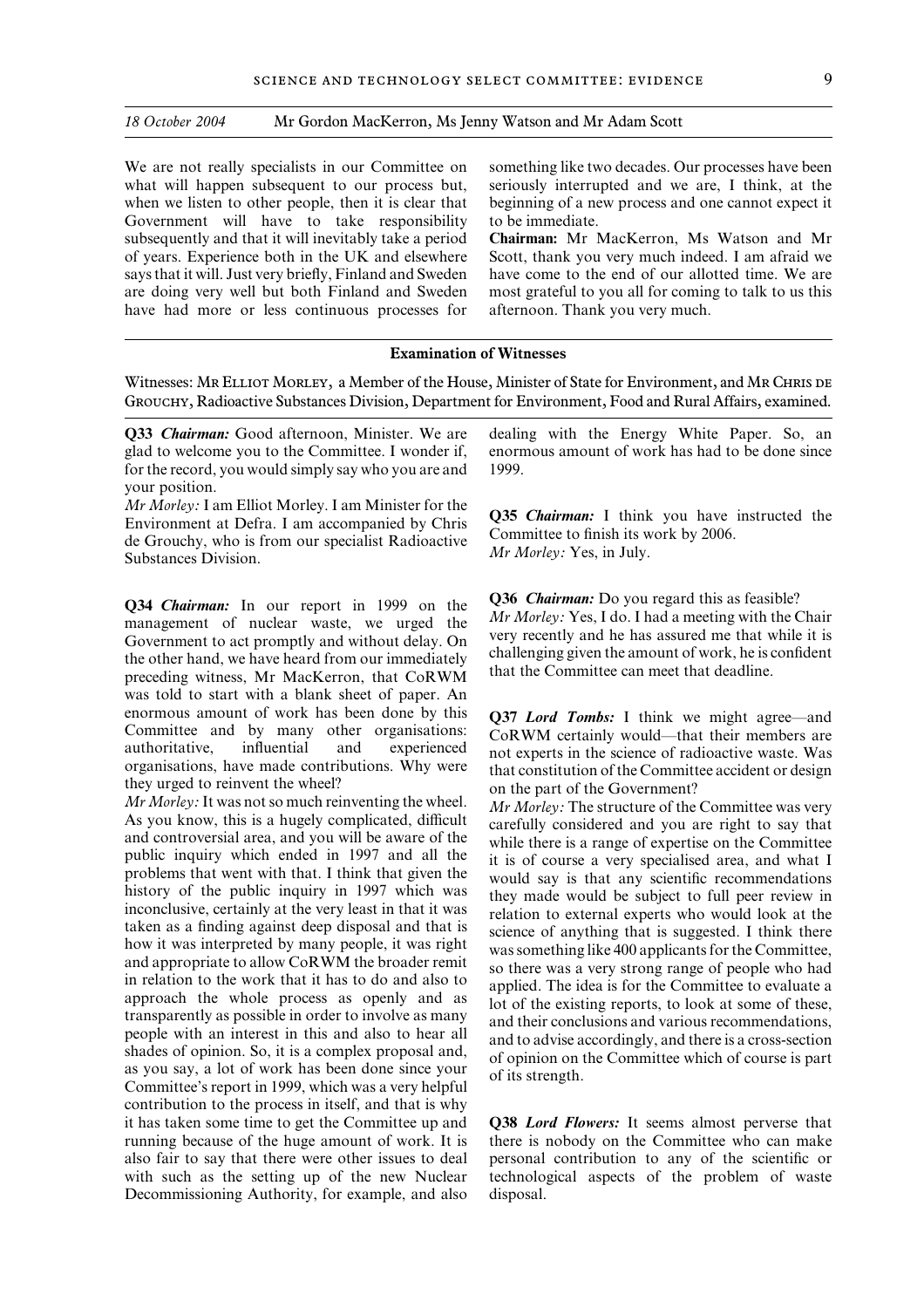We are not really specialists in our Committee on what will happen subsequent to our process but, when we listen to other people, then it is clear that Government will have to take responsibility subsequently and that it will inevitably take a period of years. Experience both in the UK and elsewhere says that it will. Just very briefly, Finland and Sweden are doing very well but both Finland and Sweden have had more or less continuous processes for something like two decades. Our processes have been seriously interrupted and we are, I think, at the beginning of a new process and one cannot expect it to be immediate.

**Chairman:** Mr MacKerron, Ms Watson and Mr Scott, thank you very much indeed. I am afraid we have come to the end of our allotted time. We are most grateful to you all for coming to talk to us this afternoon. Thank you very much.

## Examination of Witnesses

Witnesses: Mr Elliot Morley, a Member of the House, Minister of State for Environment, and Mr Chris de Grouchy, Radioactive Substances Division, Department for Environment, Food and Rural Affairs, examined.

**Q33** ***Chairman:*** Good afternoon, Minister. We are glad to welcome you to the Committee. I wonder if, for the record, you would simply say who you are and your position.

*Mr Morley:* I am Elliot Morley. I am Minister for the Environment at Defra. I am accompanied by Chris de Grouchy, who is from our specialist Radioactive Substances Division.

**Q34** ***Chairman:*** In our report in 1999 on the management of nuclear waste, we urged the Government to act promptly and without delay. On the other hand, we have heard from our immediately preceding witness, Mr MacKerron, that CoRWM was told to start with a blank sheet of paper. An enormous amount of work has been done by this Committee and by many other organisations: authoritative, influential and experienced organisations, have made contributions. Why were they urged to reinvent the wheel?

*Mr Morley:* It was not so much reinventing the wheel. As you know, this is a hugely complicated, difficult and controversial area, and you will be aware of the public inquiry which ended in 1997 and all the problems that went with that. I think that given the history of the public inquiry in 1997 which was inconclusive, certainly at the very least in that it was taken as a finding against deep disposal and that is how it was interpreted by many people, it was right and appropriate to allow CoRWM the broader remit in relation to the work that it has to do and also to approach the whole process as openly and as transparently as possible in order to involve as many people with an interest in this and also to hear all shades of opinion. So, it is a complex proposal and, as you say, a lot of work has been done since your Committee's report in 1999, which was a very helpful contribution to the process in itself, and that is why it has taken some time to get the Committee up and running because of the huge amount of work. It is also fair to say that there were other issues to deal with such as the setting up of the new Nuclear Decommissioning Authority, for example, and also dealing with the Energy White Paper. So, an enormous amount of work has had to be done since 1999.

**Q35** ***Chairman:*** I think you have instructed the Committee to finish its work by 2006.

*Mr Morley:* Yes, in July.

**Q36** ***Chairman:*** Do you regard this as feasible?

*Mr Morley:* Yes, I do. I had a meeting with the Chair very recently and he has assured me that while it is challenging given the amount of work, he is confident that the Committee can meet that deadline.

**Q37** ***Lord Tombs:*** I think we might agree—and CoRWM certainly would—that their members are not experts in the science of radioactive waste. Was that constitution of the Committee accident or design on the part of the Government?

*Mr Morley:* The structure of the Committee was very carefully considered and you are right to say that while there is a range of expertise on the Committee it is of course a very specialised area, and what I would say is that any scientific recommendations they made would be subject to full peer review in relation to external experts who would look at the science of anything that is suggested. I think there was something like 400 applicants for the Committee, so there was a very strong range of people who had applied. The idea is for the Committee to evaluate a lot of the existing reports, to look at some of these, and their conclusions and various recommendations, and to advise accordingly, and there is a cross-section of opinion on the Committee which of course is part of its strength.

**Q38** ***Lord Flowers:*** It seems almost perverse that there is nobody on the Committee who can make personal contribution to any of the scientific or technological aspects of the problem of waste disposal.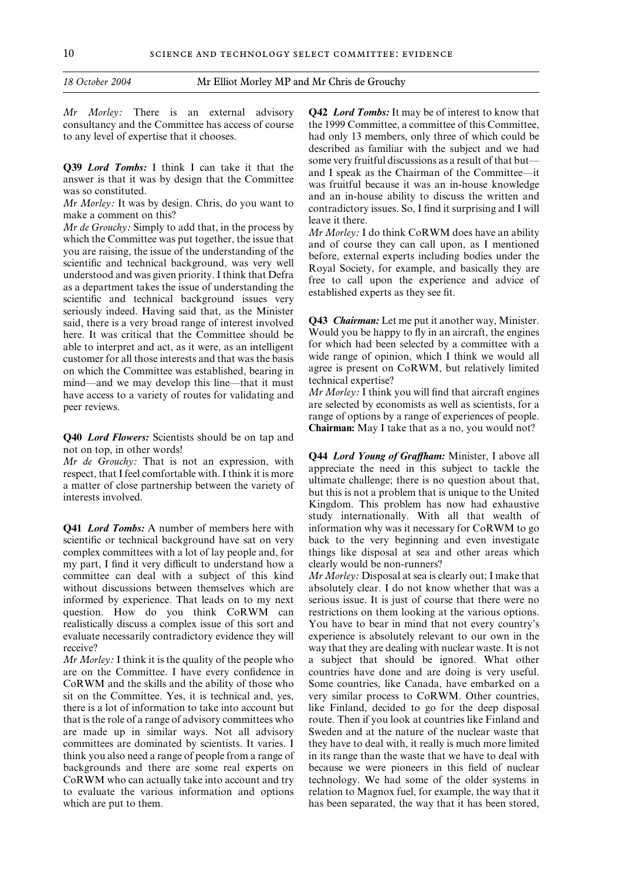*18 October 2004* Mr Elliot Morley MP and Mr Chris de Grouchy

*Mr Morley:* There is an external advisory consultancy and the Committee has access of course to any level of expertise that it chooses.

**Q39** ***Lord Tombs:*** I think I can take it that the answer is that it was by design that the Committee was so constituted.

*Mr Morley:* It was by design. Chris, do you want to make a comment on this?

*Mr de Grouchy:* Simply to add that, in the process by which the Committee was put together, the issue that you are raising, the issue of the understanding of the scientific and technical background, was very well understood and was given priority. I think that Defra as a department takes the issue of understanding the scientific and technical background issues very seriously indeed. Having said that, as the Minister said, there is a very broad range of interest involved here. It was critical that the Committee should be able to interpret and act, as it were, as an intelligent customer for all those interests and that was the basis on which the Committee was established, bearing in mind—and we may develop this line—that it must have access to a variety of routes for validating and peer reviews.

**Q40** ***Lord Flowers:*** Scientists should be on tap and not on top, in other words!

*Mr de Grouchy:* That is not an expression, with respect, that I feel comfortable with. I think it is more a matter of close partnership between the variety of interests involved.

**Q41** ***Lord Tombs:*** A number of members here with scientific or technical background have sat on very complex committees with a lot of lay people and, for my part, I find it very difficult to understand how a committee can deal with a subject of this kind without discussions between themselves which are informed by experience. That leads on to my next question. How do you think CoRWM can realistically discuss a complex issue of this sort and evaluate necessarily contradictory evidence they will receive?

*Mr Morley:* I think it is the quality of the people who are on the Committee. I have every confidence in CoRWM and the skills and the ability of those who sit on the Committee. Yes, it is technical and, yes, there is a lot of information to take into account but that is the role of a range of advisory committees who are made up in similar ways. Not all advisory committees are dominated by scientists. It varies. I think you also need a range of people from a range of backgrounds and there are some real experts on CoRWM who can actually take into account and try to evaluate the various information and options which are put to them.

**Q42** ***Lord Tombs:*** It may be of interest to know that the 1999 Committee, a committee of this Committee, had only 13 members, only three of which could be described as familiar with the subject and we had some very fruitful discussions as a result of that but—and I speak as the Chairman of the Committee—it was fruitful because it was an in-house knowledge and an in-house ability to discuss the written and contradictory issues. So, I find it surprising and I will leave it there.

*Mr Morley:* I do think CoRWM does have an ability and of course they can call upon, as I mentioned before, external experts including bodies under the Royal Society, for example, and basically they are free to call upon the experience and advice of established experts as they see fit.

**Q43** ***Chairman:*** Let me put it another way, Minister. Would you be happy to fly in an aircraft, the engines for which had been selected by a committee with a wide range of opinion, which I think we would all agree is present on CoRWM, but relatively limited technical expertise?

*Mr Morley:* I think you will find that aircraft engines are selected by economists as well as scientists, for a range of options by a range of experiences of people.

**Chairman:** May I take that as a no, you would not?

**Q44** ***Lord Young of Graffham:*** Minister, I above all appreciate the need in this subject to tackle the ultimate challenge; there is no question about that, but this is not a problem that is unique to the United Kingdom. This problem has now had exhaustive study internationally. With all that wealth of information why was it necessary for CoRWM to go back to the very beginning and even investigate things like disposal at sea and other areas which clearly would be non-runners?

*Mr Morley:* Disposal at sea is clearly out; I make that absolutely clear. I do not know whether that was a serious issue. It is just of course that there were no restrictions on them looking at the various options. You have to bear in mind that not every country's experience is absolutely relevant to our own in the way that they are dealing with nuclear waste. It is not a subject that should be ignored. What other countries have done and are doing is very useful. Some countries, like Canada, have embarked on a very similar process to CoRWM. Other countries, like Finland, decided to go for the deep disposal route. Then if you look at countries like Finland and Sweden and at the nature of the nuclear waste that they have to deal with, it really is much more limited in its range than the waste that we have to deal with because we were pioneers in this field of nuclear technology. We had some of the older systems in relation to Magnox fuel, for example, the way that it has been separated, the way that it has been stored,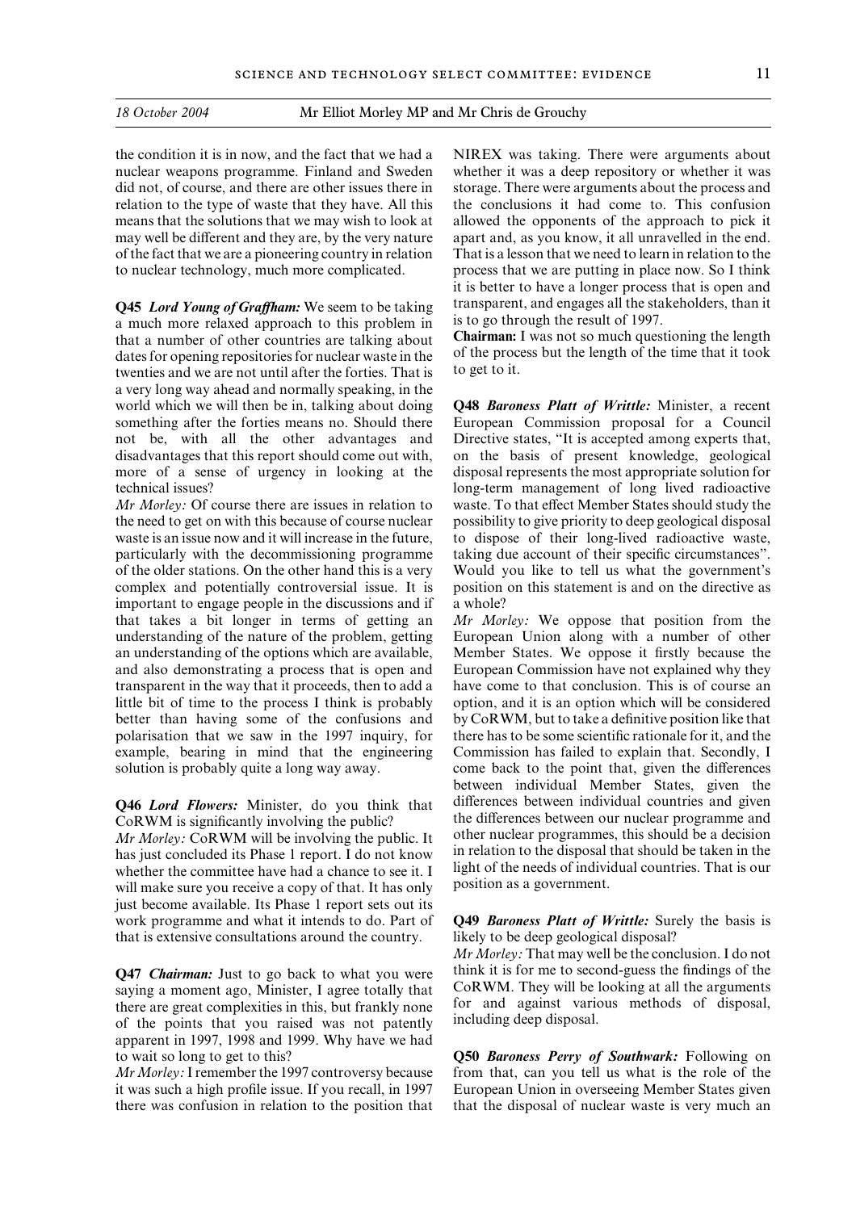*18 October 2004* Mr Elliot Morley MP and Mr Chris de Grouchy

the condition it is in now, and the fact that we had a nuclear weapons programme. Finland and Sweden did not, of course, and there are other issues there in relation to the type of waste that they have. All this means that the solutions that we may wish to look at may well be different and they are, by the very nature of the fact that we are a pioneering country in relation to nuclear technology, much more complicated.

**Q45** ***Lord Young of Graffham:*** We seem to be taking a much more relaxed approach to this problem in that a number of other countries are talking about dates for opening repositories for nuclear waste in the twenties and we are not until after the forties. That is a very long way ahead and normally speaking, in the world which we will then be in, talking about doing something after the forties means no. Should there not be, with all the other advantages and disadvantages that this report should come out with, more of a sense of urgency in looking at the technical issues?

*Mr Morley:* Of course there are issues in relation to the need to get on with this because of course nuclear waste is an issue now and it will increase in the future, particularly with the decommissioning programme of the older stations. On the other hand this is a very complex and potentially controversial issue. It is important to engage people in the discussions and if that takes a bit longer in terms of getting an understanding of the nature of the problem, getting an understanding of the options which are available, and also demonstrating a process that is open and transparent in the way that it proceeds, then to add a little bit of time to the process I think is probably better than having some of the confusions and polarisation that we saw in the 1997 inquiry, for example, bearing in mind that the engineering solution is probably quite a long way away.

**Q46** ***Lord Flowers:*** Minister, do you think that CoRWM is significantly involving the public?

*Mr Morley:* CoRWM will be involving the public. It has just concluded its Phase 1 report. I do not know whether the committee have had a chance to see it. I will make sure you receive a copy of that. It has only just become available. Its Phase 1 report sets out its work programme and what it intends to do. Part of that is extensive consultations around the country.

**Q47** ***Chairman:*** Just to go back to what you were saying a moment ago, Minister, I agree totally that there are great complexities in this, but frankly none of the points that you raised was not patently apparent in 1997, 1998 and 1999. Why have we had to wait so long to get to this?

*Mr Morley:* I remember the 1997 controversy because it was such a high profile issue. If you recall, in 1997 there was confusion in relation to the position that NIREX was taking. There were arguments about whether it was a deep repository or whether it was storage. There were arguments about the process and the conclusions it had come to. This confusion allowed the opponents of the approach to pick it apart and, as you know, it all unravelled in the end. That is a lesson that we need to learn in relation to the process that we are putting in place now. So I think it is better to have a longer process that is open and transparent, and engages all the stakeholders, than it is to go through the result of 1997.

**Chairman:** I was not so much questioning the length of the process but the length of the time that it took to get to it.

**Q48** ***Baroness Platt of Writtle:*** Minister, a recent European Commission proposal for a Council Directive states, "It is accepted among experts that, on the basis of present knowledge, geological disposal represents the most appropriate solution for long-term management of long lived radioactive waste. To that effect Member States should study the possibility to give priority to deep geological disposal to dispose of their long-lived radioactive waste, taking due account of their specific circumstances". Would you like to tell us what the government's position on this statement is and on the directive as a whole?

*Mr Morley:* We oppose that position from the European Union along with a number of other Member States. We oppose it firstly because the European Commission have not explained why they have come to that conclusion. This is of course an option, and it is an option which will be considered by CoRWM, but to take a definitive position like that there has to be some scientific rationale for it, and the Commission has failed to explain that. Secondly, I come back to the point that, given the differences between individual Member States, given the differences between individual countries and given the differences between our nuclear programme and other nuclear programmes, this should be a decision in relation to the disposal that should be taken in the light of the needs of individual countries. That is our position as a government.

**Q49** ***Baroness Platt of Writtle:*** Surely the basis is likely to be deep geological disposal?

*Mr Morley:* That may well be the conclusion. I do not think it is for me to second-guess the findings of the CoRWM. They will be looking at all the arguments for and against various methods of disposal, including deep disposal.

**Q50** ***Baroness Perry of Southwark:*** Following on from that, can you tell us what is the role of the European Union in overseeing Member States given that the disposal of nuclear waste is very much an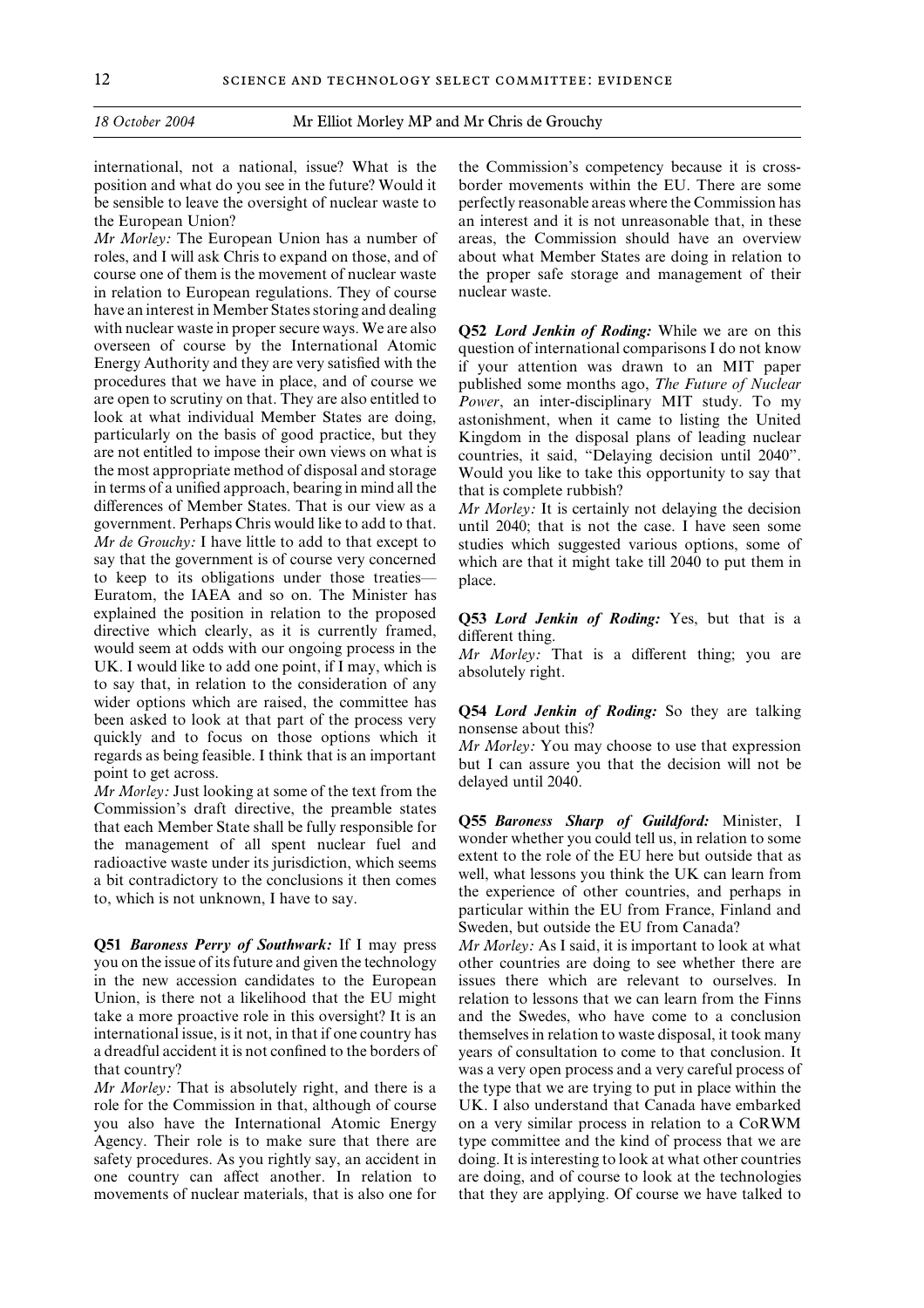international, not a national, issue? What is the position and what do you see in the future? Would it be sensible to leave the oversight of nuclear waste to the European Union?

*Mr Morley:* The European Union has a number of roles, and I will ask Chris to expand on those, and of course one of them is the movement of nuclear waste in relation to European regulations. They of course have an interest in Member States storing and dealing with nuclear waste in proper secure ways. We are also overseen of course by the International Atomic Energy Authority and they are very satisfied with the procedures that we have in place, and of course we are open to scrutiny on that. They are also entitled to look at what individual Member States are doing, particularly on the basis of good practice, but they are not entitled to impose their own views on what is the most appropriate method of disposal and storage in terms of a unified approach, bearing in mind all the differences of Member States. That is our view as a government. Perhaps Chris would like to add to that.

*Mr de Grouchy:* I have little to add to that except to say that the government is of course very concerned to keep to its obligations under those treaties— Euratom, the IAEA and so on. The Minister has explained the position in relation to the proposed directive which clearly, as it is currently framed, would seem at odds with our ongoing process in the UK. I would like to add one point, if I may, which is to say that, in relation to the consideration of any wider options which are raised, the committee has been asked to look at that part of the process very quickly and to focus on those options which it regards as being feasible. I think that is an important point to get across.

*Mr Morley:* Just looking at some of the text from the Commission's draft directive, the preamble states that each Member State shall be fully responsible for the management of all spent nuclear fuel and radioactive waste under its jurisdiction, which seems a bit contradictory to the conclusions it then comes to, which is not unknown, I have to say.

**Q51** ***Baroness Perry of Southwark:*** If I may press you on the issue of its future and given the technology in the new accession candidates to the European Union, is there not a likelihood that the EU might take a more proactive role in this oversight? It is an international issue, is it not, in that if one country has a dreadful accident it is not confined to the borders of that country?

*Mr Morley:* That is absolutely right, and there is a role for the Commission in that, although of course you also have the International Atomic Energy Agency. Their role is to make sure that there are safety procedures. As you rightly say, an accident in one country can affect another. In relation to movements of nuclear materials, that is also one for the Commission's competency because it is cross-border movements within the EU. There are some perfectly reasonable areas where the Commission has an interest and it is not unreasonable that, in these areas, the Commission should have an overview about what Member States are doing in relation to the proper safe storage and management of their nuclear waste.

**Q52** ***Lord Jenkin of Roding:*** While we are on this question of international comparisons I do not know if your attention was drawn to an MIT paper published some months ago, *The Future of Nuclear Power*, an inter-disciplinary MIT study. To my astonishment, when it came to listing the United Kingdom in the disposal plans of leading nuclear countries, it said, "Delaying decision until 2040". Would you like to take this opportunity to say that that is complete rubbish?

*Mr Morley:* It is certainly not delaying the decision until 2040; that is not the case. I have seen some studies which suggested various options, some of which are that it might take till 2040 to put them in place.

**Q53** ***Lord Jenkin of Roding:*** Yes, but that is a different thing.

*Mr Morley:* That is a different thing; you are absolutely right.

**Q54** ***Lord Jenkin of Roding:*** So they are talking nonsense about this?

*Mr Morley:* You may choose to use that expression but I can assure you that the decision will not be delayed until 2040.

**Q55** ***Baroness Sharp of Guildford:*** Minister, I wonder whether you could tell us, in relation to some extent to the role of the EU here but outside that as well, what lessons you think the UK can learn from the experience of other countries, and perhaps in particular within the EU from France, Finland and Sweden, but outside the EU from Canada?

*Mr Morley:* As I said, it is important to look at what other countries are doing to see whether there are issues there which are relevant to ourselves. In relation to lessons that we can learn from the Finns and the Swedes, who have come to a conclusion themselves in relation to waste disposal, it took many years of consultation to come to that conclusion. It was a very open process and a very careful process of the type that we are trying to put in place within the UK. I also understand that Canada have embarked on a very similar process in relation to a CoRWM type committee and the kind of process that we are doing. It is interesting to look at what other countries are doing, and of course to look at the technologies that they are applying. Of course we have talked to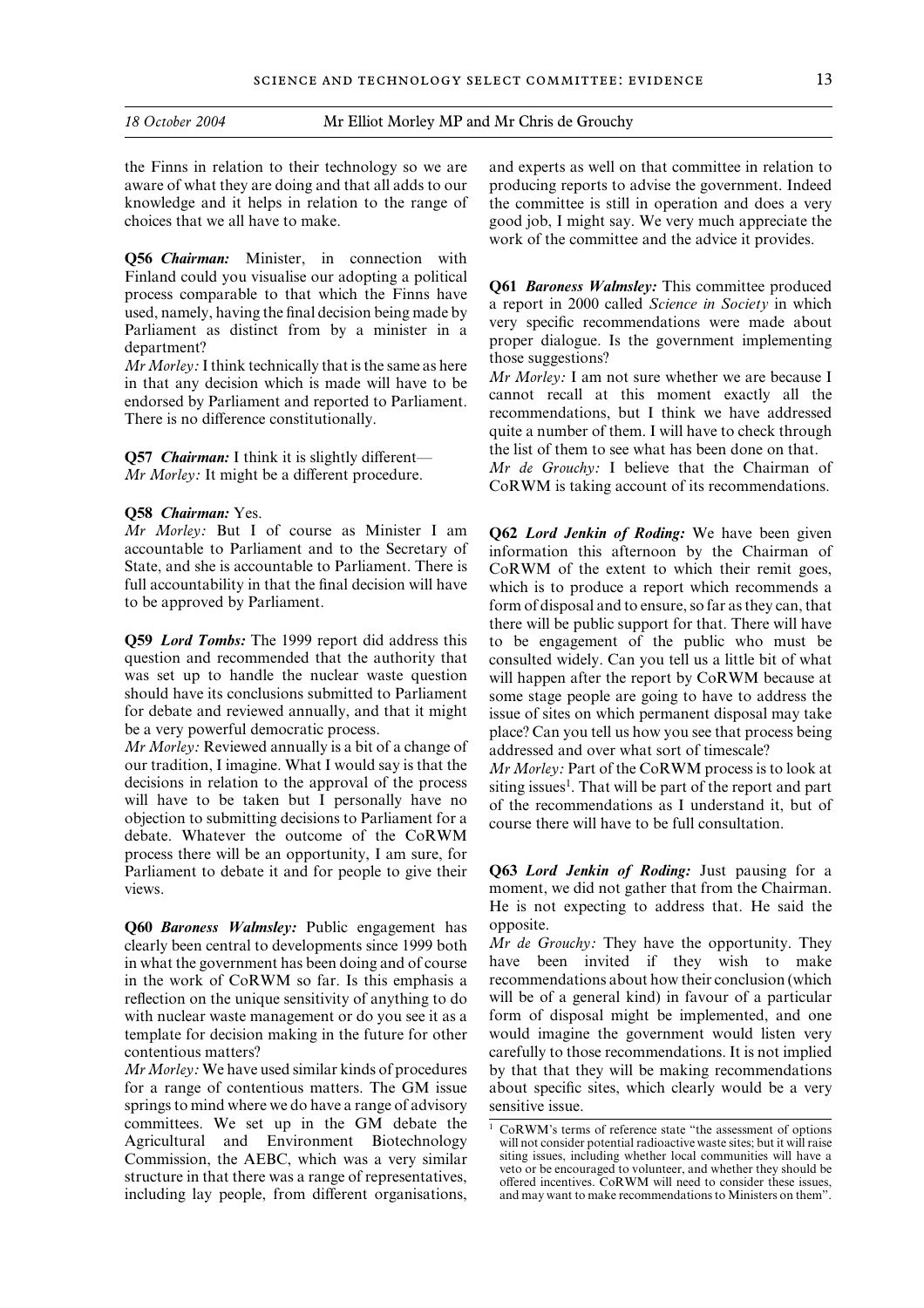the Finns in relation to their technology so we are aware of what they are doing and that all adds to our knowledge and it helps in relation to the range of choices that we all have to make.

**Q56** ***Chairman:*** Minister, in connection with Finland could you visualise our adopting a political process comparable to that which the Finns have used, namely, having the final decision being made by Parliament as distinct from by a minister in a department?

*Mr Morley:* I think technically that is the same as here in that any decision which is made will have to be endorsed by Parliament and reported to Parliament. There is no difference constitutionally.

**Q57** ***Chairman:*** I think it is slightly different—

*Mr Morley:* It might be a different procedure.

**Q58** ***Chairman:*** Yes.

*Mr Morley:* But I of course as Minister I am accountable to Parliament and to the Secretary of State, and she is accountable to Parliament. There is full accountability in that the final decision will have to be approved by Parliament.

**Q59** ***Lord Tombs:*** The 1999 report did address this question and recommended that the authority that was set up to handle the nuclear waste question should have its conclusions submitted to Parliament for debate and reviewed annually, and that it might be a very powerful democratic process.

*Mr Morley:* Reviewed annually is a bit of a change of our tradition, I imagine. What I would say is that the decisions in relation to the approval of the process will have to be taken but I personally have no objection to submitting decisions to Parliament for a debate. Whatever the outcome of the CoRWM process there will be an opportunity, I am sure, for Parliament to debate it and for people to give their views.

**Q60** ***Baroness Walmsley:*** Public engagement has clearly been central to developments since 1999 both in what the government has been doing and of course in the work of CoRWM so far. Is this emphasis a reflection on the unique sensitivity of anything to do with nuclear waste management or do you see it as a template for decision making in the future for other contentious matters?

*Mr Morley:* We have used similar kinds of procedures for a range of contentious matters. The GM issue springs to mind where we do have a range of advisory committees. We set up in the GM debate the Agricultural and Environment Biotechnology Commission, the AEBC, which was a very similar structure in that there was a range of representatives, including lay people, from different organisations, and experts as well on that committee in relation to producing reports to advise the government. Indeed the committee is still in operation and does a very good job, I might say. We very much appreciate the work of the committee and the advice it provides.

**Q61** ***Baroness Walmsley:*** This committee produced a report in 2000 called *Science in Society* in which very specific recommendations were made about proper dialogue. Is the government implementing those suggestions?

*Mr Morley:* I am not sure whether we are because I cannot recall at this moment exactly all the recommendations, but I think we have addressed quite a number of them. I will have to check through the list of them to see what has been done on that.

*Mr de Grouchy:* I believe that the Chairman of CoRWM is taking account of its recommendations.

**Q62** ***Lord Jenkin of Roding:*** We have been given information this afternoon by the Chairman of CoRWM of the extent to which their remit goes, which is to produce a report which recommends a form of disposal and to ensure, so far as they can, that there will be public support for that. There will have to be engagement of the public who must be consulted widely. Can you tell us a little bit of what will happen after the report by CoRWM because at some stage people are going to have to address the issue of sites on which permanent disposal may take place? Can you tell us how you see that process being addressed and over what sort of timescale?

*Mr Morley:* Part of the CoRWM process is to look at siting issues[1]. That will be part of the report and part of the recommendations as I understand it, but of course there will have to be full consultation.

**Q63** ***Lord Jenkin of Roding:*** Just pausing for a moment, we did not gather that from the Chairman. He is not expecting to address that. He said the opposite.

*Mr de Grouchy:* They have the opportunity. They have been invited if they wish to make recommendations about how their conclusion (which will be of a general kind) in favour of a particular form of disposal might be implemented, and one would imagine the government would listen very carefully to those recommendations. It is not implied by that that they will be making recommendations about specific sites, which clearly would be a very sensitive issue.

---

[1] CoRWM's terms of reference state "the assessment of options will not consider potential radioactive waste sites; but it will raise siting issues, including whether local communities will have a veto or be encouraged to volunteer, and whether they should be offered incentives. CoRWM will need to consider these issues, and may want to make recommendations to Ministers on them".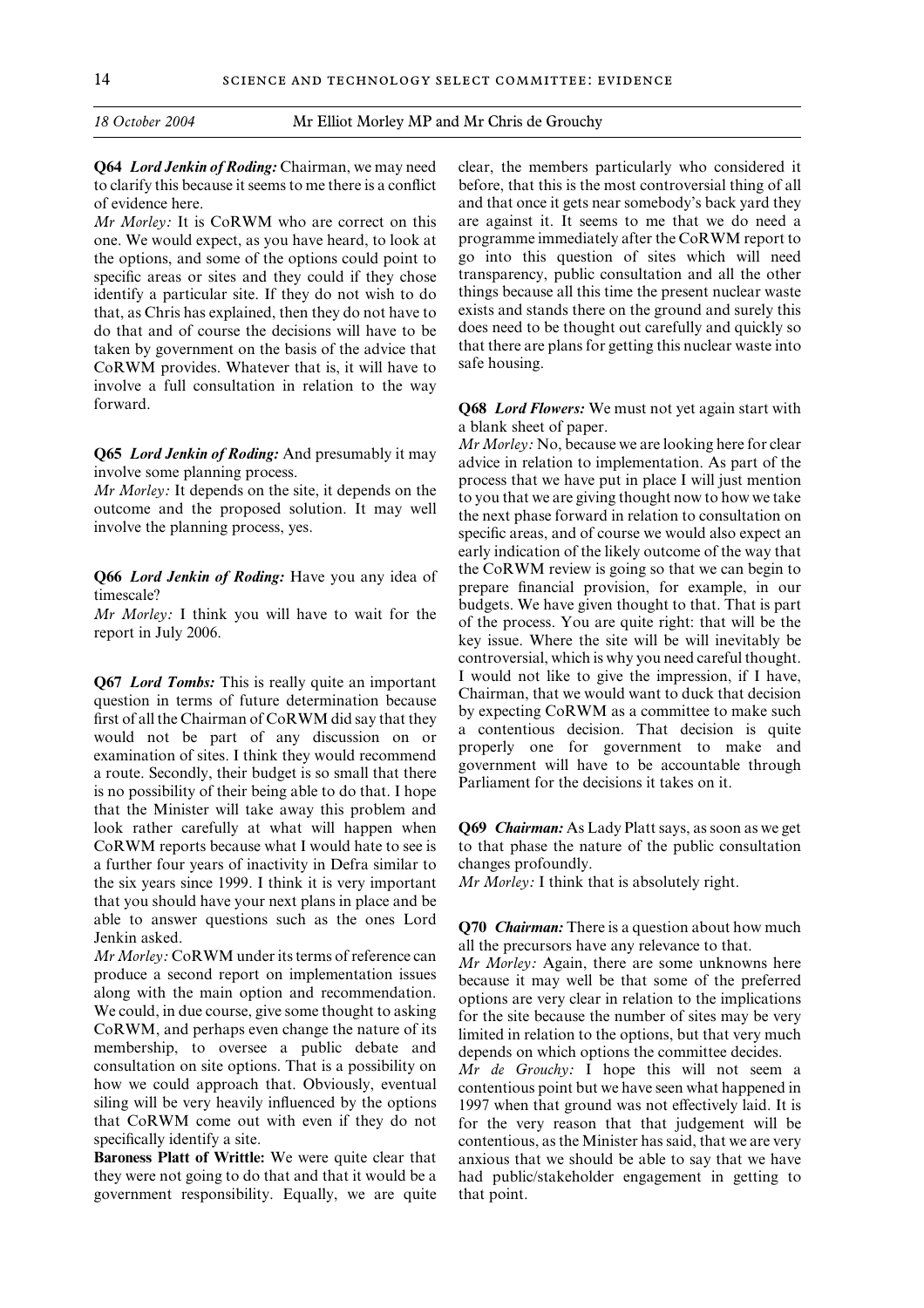**Q64** ***Lord Jenkin of Roding:*** Chairman, we may need to clarify this because it seems to me there is a conflict of evidence here.

*Mr Morley:* It is CoRWM who are correct on this one. We would expect, as you have heard, to look at the options, and some of the options could point to specific areas or sites and they could if they chose identify a particular site. If they do not wish to do that, as Chris has explained, then they do not have to do that and of course the decisions will have to be taken by government on the basis of the advice that CoRWM provides. Whatever that is, it will have to involve a full consultation in relation to the way forward.

**Q65** ***Lord Jenkin of Roding:*** And presumably it may involve some planning process.

*Mr Morley:* It depends on the site, it depends on the outcome and the proposed solution. It may well involve the planning process, yes.

**Q66** ***Lord Jenkin of Roding:*** Have you any idea of timescale?

*Mr Morley:* I think you will have to wait for the report in July 2006.

**Q67** ***Lord Tombs:*** This is really quite an important question in terms of future determination because first of all the Chairman of CoRWM did say that they would not be part of any discussion on or examination of sites. I think they would recommend a route. Secondly, their budget is so small that there is no possibility of their being able to do that. I hope that the Minister will take away this problem and look rather carefully at what will happen when CoRWM reports because what I would hate to see is a further four years of inactivity in Defra similar to the six years since 1999. I think it is very important that you should have your next plans in place and be able to answer questions such as the ones Lord Jenkin asked.

*Mr Morley:* CoRWM under its terms of reference can produce a second report on implementation issues along with the main option and recommendation. We could, in due course, give some thought to asking CoRWM, and perhaps even change the nature of its membership, to oversee a public debate and consultation on site options. That is a possibility on how we could approach that. Obviously, eventual siling will be very heavily influenced by the options that CoRWM come out with even if they do not specifically identify a site.

**Baroness Platt of Writtle:** We were quite clear that they were not going to do that and that it would be a government responsibility. Equally, we are quite clear, the members particularly who considered it before, that this is the most controversial thing of all and that once it gets near somebody's back yard they are against it. It seems to me that we do need a programme immediately after the CoRWM report to go into this question of sites which will need transparency, public consultation and all the other things because all this time the present nuclear waste exists and stands there on the ground and surely this does need to be thought out carefully and quickly so that there are plans for getting this nuclear waste into safe housing.

**Q68** ***Lord Flowers:*** We must not yet again start with a blank sheet of paper.

*Mr Morley:* No, because we are looking here for clear advice in relation to implementation. As part of the process that we have put in place I will just mention to you that we are giving thought now to how we take the next phase forward in relation to consultation on specific areas, and of course we would also expect an early indication of the likely outcome of the way that the CoRWM review is going so that we can begin to prepare financial provision, for example, in our budgets. We have given thought to that. That is part of the process. You are quite right: that will be the key issue. Where the site will be will inevitably be controversial, which is why you need careful thought. I would not like to give the impression, if I have, Chairman, that we would want to duck that decision by expecting CoRWM as a committee to make such a contentious decision. That decision is quite properly one for government to make and government will have to be accountable through Parliament for the decisions it takes on it.

**Q69** ***Chairman:*** As Lady Platt says, as soon as we get to that phase the nature of the public consultation changes profoundly.

*Mr Morley:* I think that is absolutely right.

**Q70** ***Chairman:*** There is a question about how much all the precursors have any relevance to that.

*Mr Morley:* Again, there are some unknowns here because it may well be that some of the preferred options are very clear in relation to the implications for the site because the number of sites may be very limited in relation to the options, but that very much depends on which options the committee decides.

*Mr de Grouchy:* I hope this will not seem a contentious point but we have seen what happened in 1997 when that ground was not effectively laid. It is for the very reason that that judgement will be contentious, as the Minister has said, that we are very anxious that we should be able to say that we have had public/stakeholder engagement in getting to that point.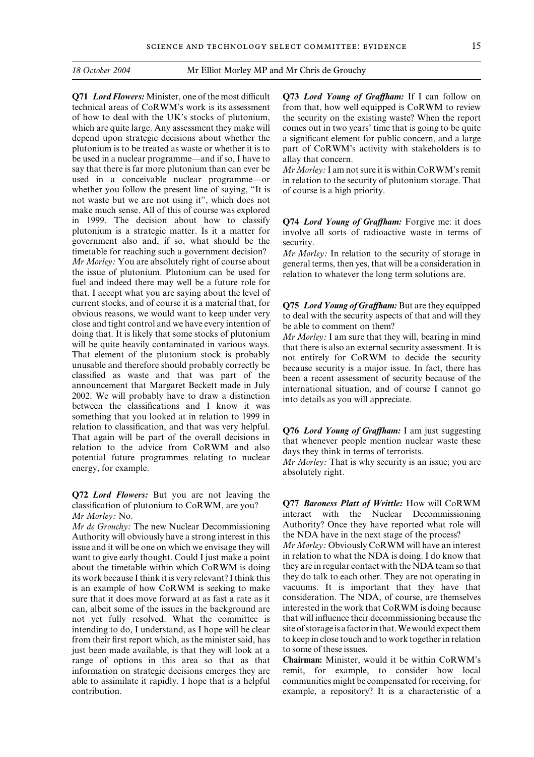**Q71** ***Lord Flowers:*** Minister, one of the most difficult technical areas of CoRWM's work is its assessment of how to deal with the UK's stocks of plutonium, which are quite large. Any assessment they make will depend upon strategic decisions about whether the plutonium is to be treated as waste or whether it is to be used in a nuclear programme—and if so, I have to say that there is far more plutonium than can ever be used in a conceivable nuclear programme—or whether you follow the present line of saying, "It is not waste but we are not using it", which does not make much sense. All of this of course was explored in 1999. The decision about how to classify plutonium is a strategic matter. Is it a matter for government also and, if so, what should be the timetable for reaching such a government decision?

*Mr Morley:* You are absolutely right of course about the issue of plutonium. Plutonium can be used for fuel and indeed there may well be a future role for that. I accept what you are saying about the level of current stocks, and of course it is a material that, for obvious reasons, we would want to keep under very close and tight control and we have every intention of doing that. It is likely that some stocks of plutonium will be quite heavily contaminated in various ways. That element of the plutonium stock is probably unusable and therefore should probably correctly be classified as waste and that was part of the announcement that Margaret Beckett made in July 2002. We will probably have to draw a distinction between the classifications and I know it was something that you looked at in relation to 1999 in relation to classification, and that was very helpful. That again will be part of the overall decisions in relation to the advice from CoRWM and also potential future programmes relating to nuclear energy, for example.

**Q72** ***Lord Flowers:*** But you are not leaving the classification of plutonium to CoRWM, are you?

*Mr Morley:* No.

*Mr de Grouchy:* The new Nuclear Decommissioning Authority will obviously have a strong interest in this issue and it will be one on which we envisage they will want to give early thought. Could I just make a point about the timetable within which CoRWM is doing its work because I think it is very relevant? I think this is an example of how CoRWM is seeking to make sure that it does move forward at as fast a rate as it can, albeit some of the issues in the background are not yet fully resolved. What the committee is intending to do, I understand, as I hope will be clear from their first report which, as the minister said, has just been made available, is that they will look at a range of options in this area so that as that information on strategic decisions emerges they are able to assimilate it rapidly. I hope that is a helpful contribution.

**Q73** ***Lord Young of Graffham:*** If I can follow on from that, how well equipped is CoRWM to review the security on the existing waste? When the report comes out in two years' time that is going to be quite a significant element for public concern, and a large part of CoRWM's activity with stakeholders is to allay that concern.

*Mr Morley:* I am not sure it is within CoRWM's remit in relation to the security of plutonium storage. That of course is a high priority.

**Q74** ***Lord Young of Graffham:*** Forgive me: it does involve all sorts of radioactive waste in terms of security.

*Mr Morley:* In relation to the security of storage in general terms, then yes, that will be a consideration in relation to whatever the long term solutions are.

**Q75** ***Lord Young of Graffham:*** But are they equipped to deal with the security aspects of that and will they be able to comment on them?

*Mr Morley:* I am sure that they will, bearing in mind that there is also an external security assessment. It is not entirely for CoRWM to decide the security because security is a major issue. In fact, there has been a recent assessment of security because of the international situation, and of course I cannot go into details as you will appreciate.

**Q76** ***Lord Young of Graffham:*** I am just suggesting that whenever people mention nuclear waste these days they think in terms of terrorists.

*Mr Morley:* That is why security is an issue; you are absolutely right.

**Q77** ***Baroness Platt of Writtle:*** How will CoRWM interact with the Nuclear Decommissioning Authority? Once they have reported what role will the NDA have in the next stage of the process?

*Mr Morley:* Obviously CoRWM will have an interest in relation to what the NDA is doing. I do know that they are in regular contact with the NDA team so that they do talk to each other. They are not operating in vacuums. It is important that they have that consideration. The NDA, of course, are themselves interested in the work that CoRWM is doing because that will influence their decommissioning because the site of storage is a factor in that. We would expect them to keep in close touch and to work together in relation to some of these issues.

**Chairman:** Minister, would it be within CoRWM's remit, for example, to consider how local communities might be compensated for receiving, for example, a repository? It is a characteristic of a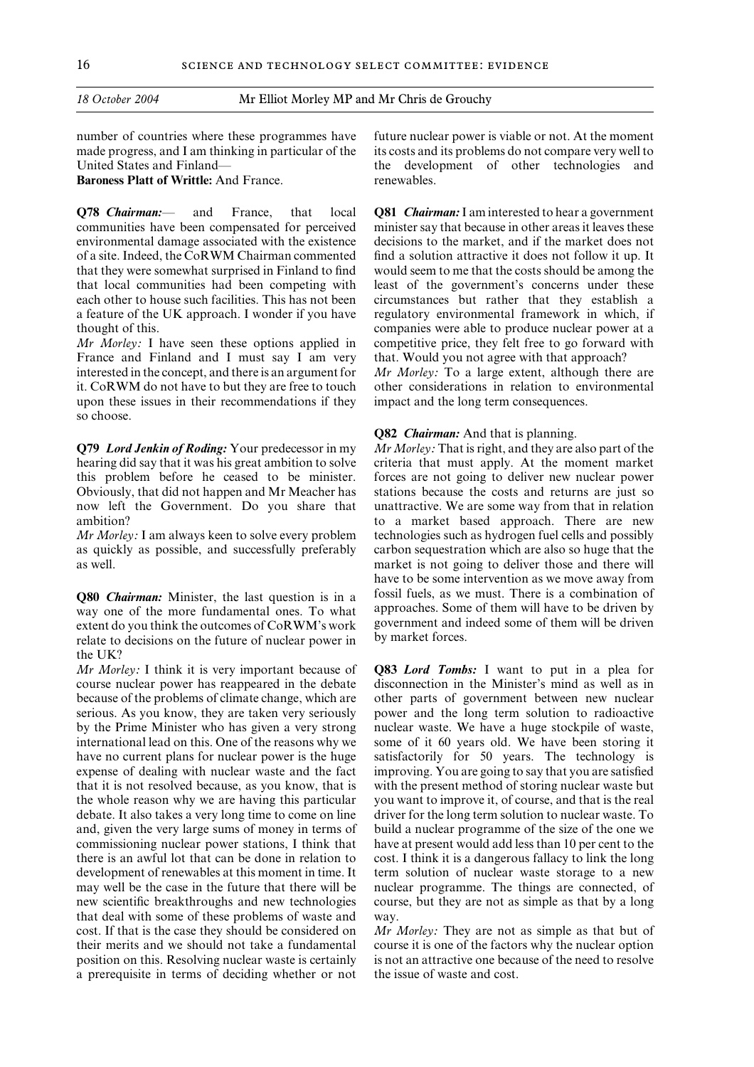number of countries where these programmes have made progress, and I am thinking in particular of the United States and Finland—

**Baroness Platt of Writtle:** And France.

**Q78** ***Chairman:***— and France, that local communities have been compensated for perceived environmental damage associated with the existence of a site. Indeed, the CoRWM Chairman commented that they were somewhat surprised in Finland to find that local communities had been competing with each other to house such facilities. This has not been a feature of the UK approach. I wonder if you have thought of this.

*Mr Morley:* I have seen these options applied in France and Finland and I must say I am very interested in the concept, and there is an argument for it. CoRWM do not have to but they are free to touch upon these issues in their recommendations if they so choose.

**Q79** ***Lord Jenkin of Roding:*** Your predecessor in my hearing did say that it was his great ambition to solve this problem before he ceased to be minister. Obviously, that did not happen and Mr Meacher has now left the Government. Do you share that ambition?

*Mr Morley:* I am always keen to solve every problem as quickly as possible, and successfully preferably as well.

**Q80** ***Chairman:*** Minister, the last question is in a way one of the more fundamental ones. To what extent do you think the outcomes of CoRWM's work relate to decisions on the future of nuclear power in the UK?

*Mr Morley:* I think it is very important because of course nuclear power has reappeared in the debate because of the problems of climate change, which are serious. As you know, they are taken very seriously by the Prime Minister who has given a very strong international lead on this. One of the reasons why we have no current plans for nuclear power is the huge expense of dealing with nuclear waste and the fact that it is not resolved because, as you know, that is the whole reason why we are having this particular debate. It also takes a very long time to come on line and, given the very large sums of money in terms of commissioning nuclear power stations, I think that there is an awful lot that can be done in relation to development of renewables at this moment in time. It may well be the case in the future that there will be new scientific breakthroughs and new technologies that deal with some of these problems of waste and cost. If that is the case they should be considered on their merits and we should not take a fundamental position on this. Resolving nuclear waste is certainly a prerequisite in terms of deciding whether or not future nuclear power is viable or not. At the moment its costs and its problems do not compare very well to the development of other technologies and renewables.

**Q81** ***Chairman:*** I am interested to hear a government minister say that because in other areas it leaves these decisions to the market, and if the market does not find a solution attractive it does not follow it up. It would seem to me that the costs should be among the least of the government's concerns under these circumstances but rather that they establish a regulatory environmental framework in which, if companies were able to produce nuclear power at a competitive price, they felt free to go forward with that. Would you not agree with that approach?

*Mr Morley:* To a large extent, although there are other considerations in relation to environmental impact and the long term consequences.

**Q82** ***Chairman:*** And that is planning.

*Mr Morley:* That is right, and they are also part of the criteria that must apply. At the moment market forces are not going to deliver new nuclear power stations because the costs and returns are just so unattractive. We are some way from that in relation to a market based approach. There are new technologies such as hydrogen fuel cells and possibly carbon sequestration which are also so huge that the market is not going to deliver those and there will have to be some intervention as we move away from fossil fuels, as we must. There is a combination of approaches. Some of them will have to be driven by government and indeed some of them will be driven by market forces.

**Q83** ***Lord Tombs:*** I want to put in a plea for disconnection in the Minister's mind as well as in other parts of government between new nuclear power and the long term solution to radioactive nuclear waste. We have a huge stockpile of waste, some of it 60 years old. We have been storing it satisfactorily for 50 years. The technology is improving. You are going to say that you are satisfied with the present method of storing nuclear waste but you want to improve it, of course, and that is the real driver for the long term solution to nuclear waste. To build a nuclear programme of the size of the one we have at present would add less than 10 per cent to the cost. I think it is a dangerous fallacy to link the long term solution of nuclear waste storage to a new nuclear programme. The things are connected, of course, but they are not as simple as that by a long way.

*Mr Morley:* They are not as simple as that but of course it is one of the factors why the nuclear option is not an attractive one because of the need to resolve the issue of waste and cost.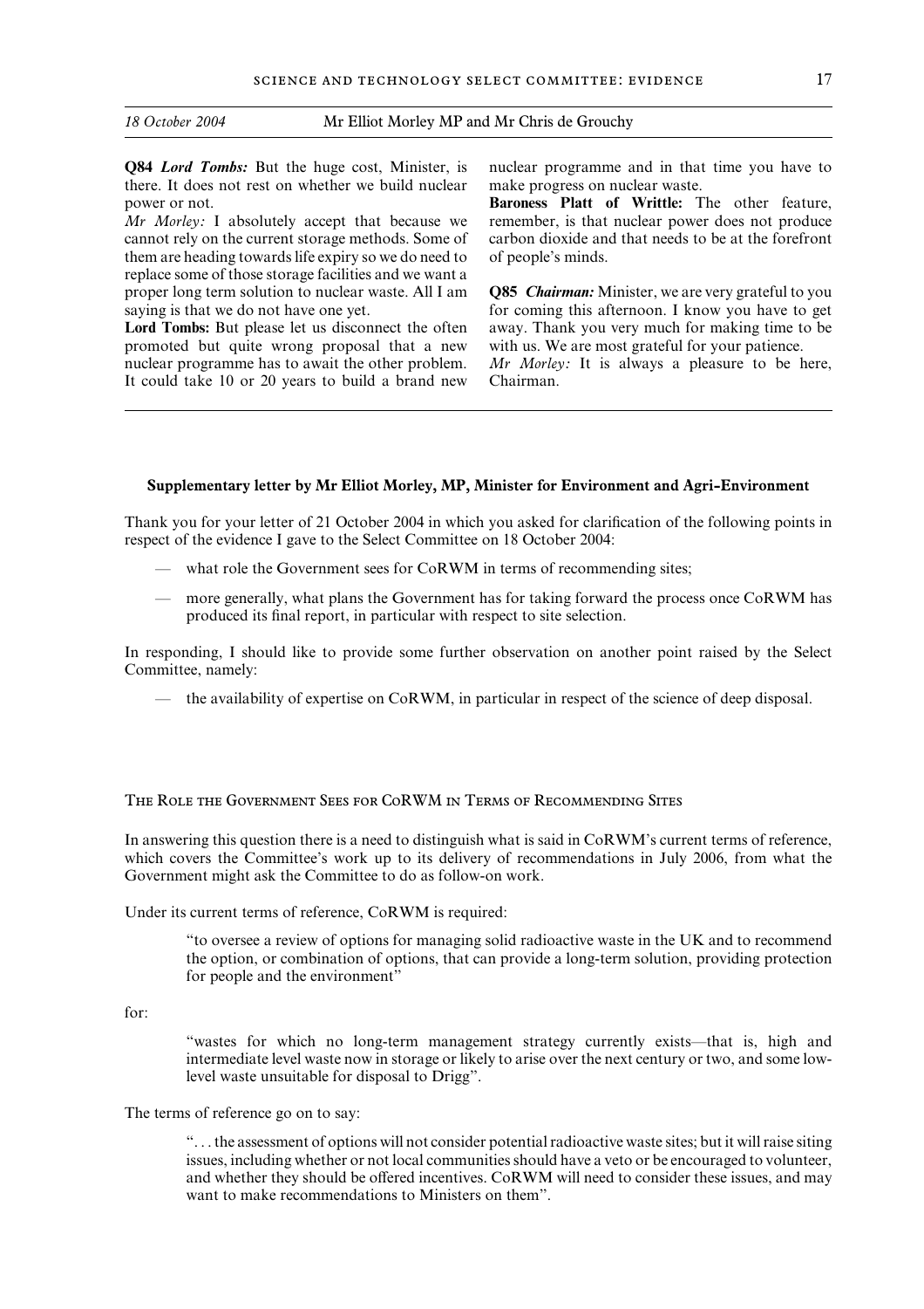*18 October 2004* Mr Elliot Morley MP and Mr Chris de Grouchy

**Q84** ***Lord Tombs:*** But the huge cost, Minister, is there. It does not rest on whether we build nuclear power or not.

*Mr Morley:* I absolutely accept that because we cannot rely on the current storage methods. Some of them are heading towards life expiry so we do need to replace some of those storage facilities and we want a proper long term solution to nuclear waste. All I am saying is that we do not have one yet.

**Lord Tombs:** But please let us disconnect the often promoted but quite wrong proposal that a new nuclear programme has to await the other problem. It could take 10 or 20 years to build a brand new nuclear programme and in that time you have to make progress on nuclear waste.

**Baroness Platt of Writtle:** The other feature, remember, is that nuclear power does not produce carbon dioxide and that needs to be at the forefront of people's minds.

**Q85** ***Chairman:*** Minister, we are very grateful to you for coming this afternoon. I know you have to get away. Thank you very much for making time to be with us. We are most grateful for your patience.

*Mr Morley:* It is always a pleasure to be here, Chairman.

---

## Supplementary letter by Mr Elliot Morley, MP, Minister for Environment and Agri-Environment

Thank you for your letter of 21 October 2004 in which you asked for clarification of the following points in respect of the evidence I gave to the Select Committee on 18 October 2004:

- what role the Government sees for CoRWM in terms of recommending sites;
- more generally, what plans the Government has for taking forward the process once CoRWM has produced its final report, in particular with respect to site selection.

In responding, I should like to provide some further observation on another point raised by the Select Committee, namely:

- the availability of expertise on CoRWM, in particular in respect of the science of deep disposal.

### The Role the Government Sees for CoRWM in Terms of Recommending Sites

In answering this question there is a need to distinguish what is said in CoRWM's current terms of reference, which covers the Committee's work up to its delivery of recommendations in July 2006, from what the Government might ask the Committee to do as follow-on work.

Under its current terms of reference, CoRWM is required:

> "to oversee a review of options for managing solid radioactive waste in the UK and to recommend the option, or combination of options, that can provide a long-term solution, providing protection for people and the environment"

for:

> "wastes for which no long-term management strategy currently exists—that is, high and intermediate level waste now in storage or likely to arise over the next century or two, and some low-level waste unsuitable for disposal to Drigg".

The terms of reference go on to say:

> ". . . the assessment of options will not consider potential radioactive waste sites; but it will raise siting issues, including whether or not local communities should have a veto or be encouraged to volunteer, and whether they should be offered incentives. CoRWM will need to consider these issues, and may want to make recommendations to Ministers on them".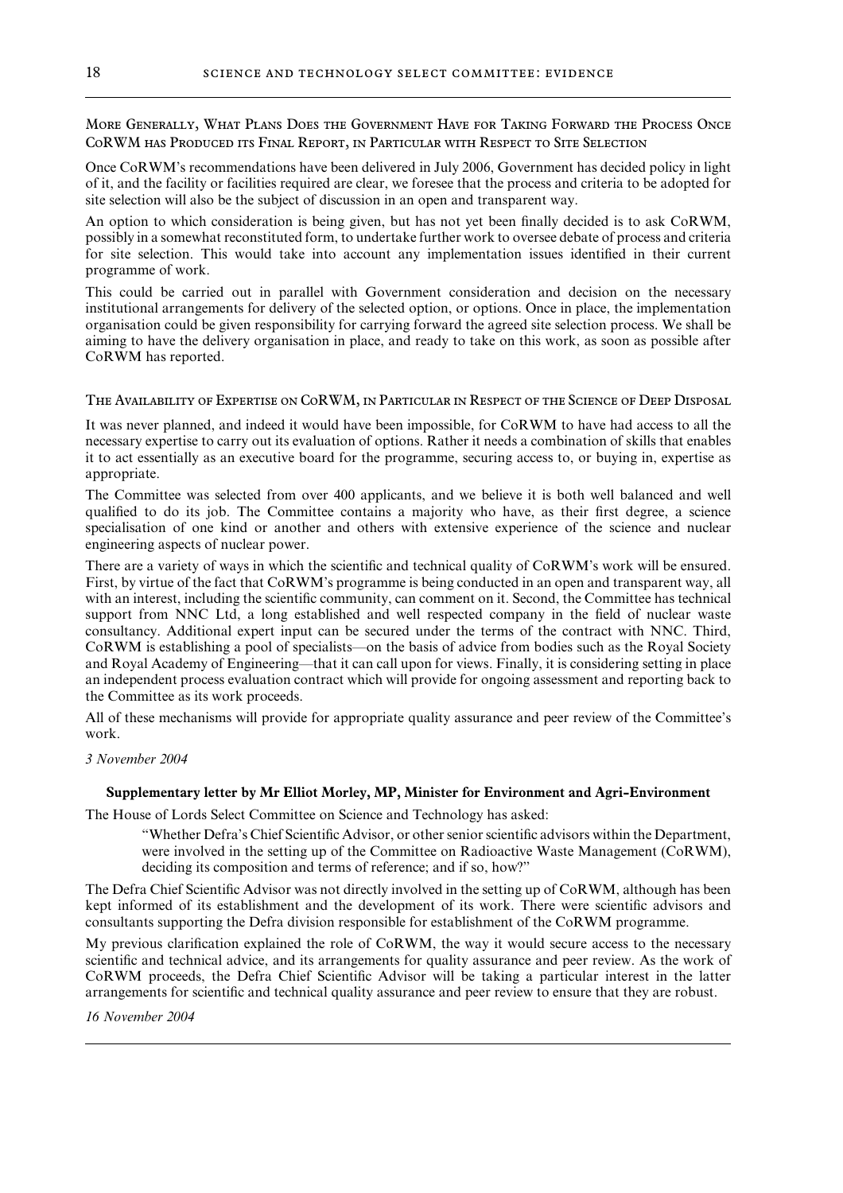### More Generally, What Plans Does the Government Have for Taking Forward the Process Once CoRWM has Produced its Final Report, in Particular with Respect to Site Selection

Once CoRWM's recommendations have been delivered in July 2006, Government has decided policy in light of it, and the facility or facilities required are clear, we foresee that the process and criteria to be adopted for site selection will also be the subject of discussion in an open and transparent way.

An option to which consideration is being given, but has not yet been finally decided is to ask CoRWM, possibly in a somewhat reconstituted form, to undertake further work to oversee debate of process and criteria for site selection. This would take into account any implementation issues identified in their current programme of work.

This could be carried out in parallel with Government consideration and decision on the necessary institutional arrangements for delivery of the selected option, or options. Once in place, the implementation organisation could be given responsibility for carrying forward the agreed site selection process. We shall be aiming to have the delivery organisation in place, and ready to take on this work, as soon as possible after CoRWM has reported.

### The Availability of Expertise on CoRWM, in Particular in Respect of the Science of Deep Disposal

It was never planned, and indeed it would have been impossible, for CoRWM to have had access to all the necessary expertise to carry out its evaluation of options. Rather it needs a combination of skills that enables it to act essentially as an executive board for the programme, securing access to, or buying in, expertise as appropriate.

The Committee was selected from over 400 applicants, and we believe it is both well balanced and well qualified to do its job. The Committee contains a majority who have, as their first degree, a science specialisation of one kind or another and others with extensive experience of the science and nuclear engineering aspects of nuclear power.

There are a variety of ways in which the scientific and technical quality of CoRWM's work will be ensured. First, by virtue of the fact that CoRWM's programme is being conducted in an open and transparent way, all with an interest, including the scientific community, can comment on it. Second, the Committee has technical support from NNC Ltd, a long established and well respected company in the field of nuclear waste consultancy. Additional expert input can be secured under the terms of the contract with NNC. Third, CoRWM is establishing a pool of specialists—on the basis of advice from bodies such as the Royal Society and Royal Academy of Engineering—that it can call upon for views. Finally, it is considering setting in place an independent process evaluation contract which will provide for ongoing assessment and reporting back to the Committee as its work proceeds.

All of these mechanisms will provide for appropriate quality assurance and peer review of the Committee's work.

*3 November 2004*

## Supplementary letter by Mr Elliot Morley, MP, Minister for Environment and Agri-Environment

The House of Lords Select Committee on Science and Technology has asked:

> "Whether Defra's Chief Scientific Advisor, or other senior scientific advisors within the Department, were involved in the setting up of the Committee on Radioactive Waste Management (CoRWM), deciding its composition and terms of reference; and if so, how?"

The Defra Chief Scientific Advisor was not directly involved in the setting up of CoRWM, although has been kept informed of its establishment and the development of its work. There were scientific advisors and consultants supporting the Defra division responsible for establishment of the CoRWM programme.

My previous clarification explained the role of CoRWM, the way it would secure access to the necessary scientific and technical advice, and its arrangements for quality assurance and peer review. As the work of CoRWM proceeds, the Defra Chief Scientific Advisor will be taking a particular interest in the latter arrangements for scientific and technical quality assurance and peer review to ensure that they are robust.

*16 November 2004*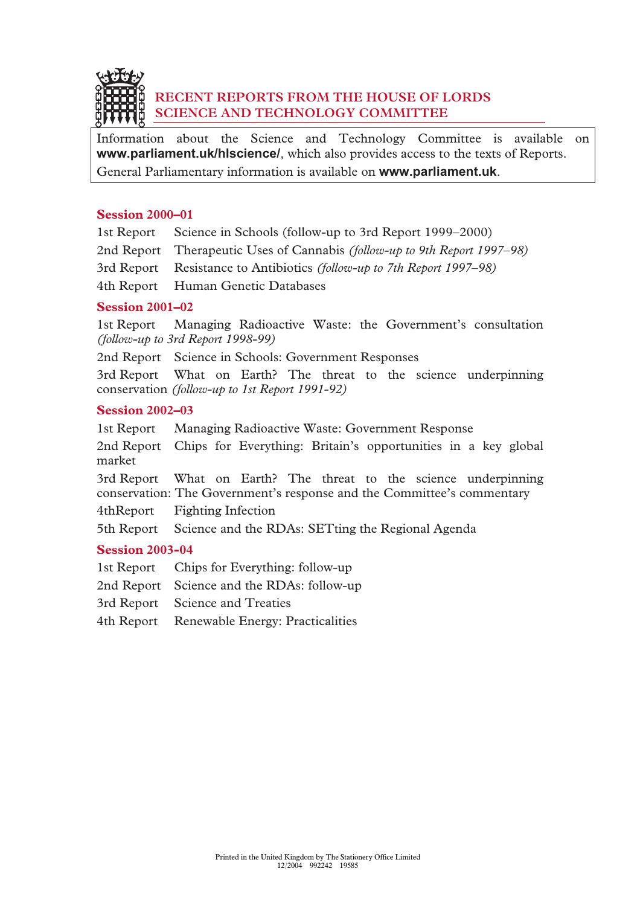## RECENT REPORTS FROM THE HOUSE OF LORDS SCIENCE AND TECHNOLOGY COMMITTEE

Information about the Science and Technology Committee is available on **www.parliament.uk/hlscience/**, which also provides access to the texts of Reports.
General Parliamentary information is available on **www.parliament.uk**.

### Session 2000–01

1st Report Science in Schools (follow-up to 3rd Report 1999–2000)

2nd Report Therapeutic Uses of Cannabis *(follow-up to 9th Report 1997–98)*

3rd Report Resistance to Antibiotics *(follow-up to 7th Report 1997–98)*

4th Report Human Genetic Databases

### Session 2001–02

1st Report Managing Radioactive Waste: the Government's consultation *(follow-up to 3rd Report 1998-99)*

2nd Report Science in Schools: Government Responses

3rd Report What on Earth? The threat to the science underpinning conservation *(follow-up to 1st Report 1991-92)*

### Session 2002–03

1st Report Managing Radioactive Waste: Government Response

2nd Report Chips for Everything: Britain's opportunities in a key global market

3rd Report What on Earth? The threat to the science underpinning conservation: The Government's response and the Committee's commentary

4thReport Fighting Infection

5th Report Science and the RDAs: SETting the Regional Agenda

### Session 2003-04

1st Report Chips for Everything: follow-up

2nd Report Science and the RDAs: follow-up

3rd Report Science and Treaties

4th Report Renewable Energy: Practicalities

Printed in the United Kingdom by The Stationery Office Limited
12/2004 992242 19585